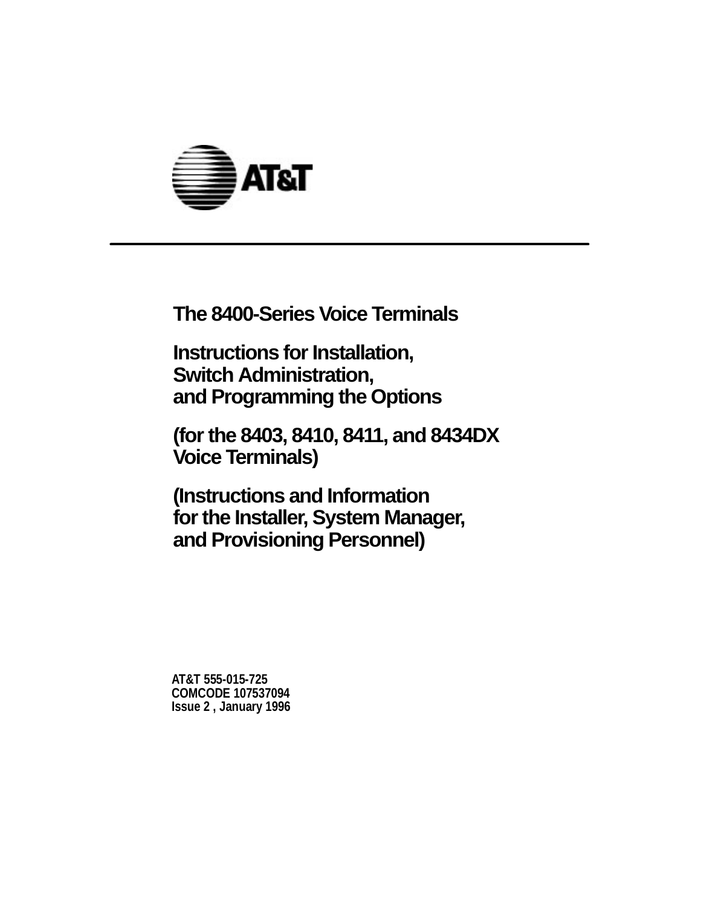AT&T

# The 8400-Series Voice Terminals

## Instructions for Installation, Switch Administration, and Programming the Options

## (for the 8403, 8410, 8411, and 8434DX Voice Terminals)

## (Instructions and Information for the Installer, System Manager, and Provisioning Personnel)

**AT&T 555-015-725**
**COMCODE 107537094**
**Issue 2 , January 1996**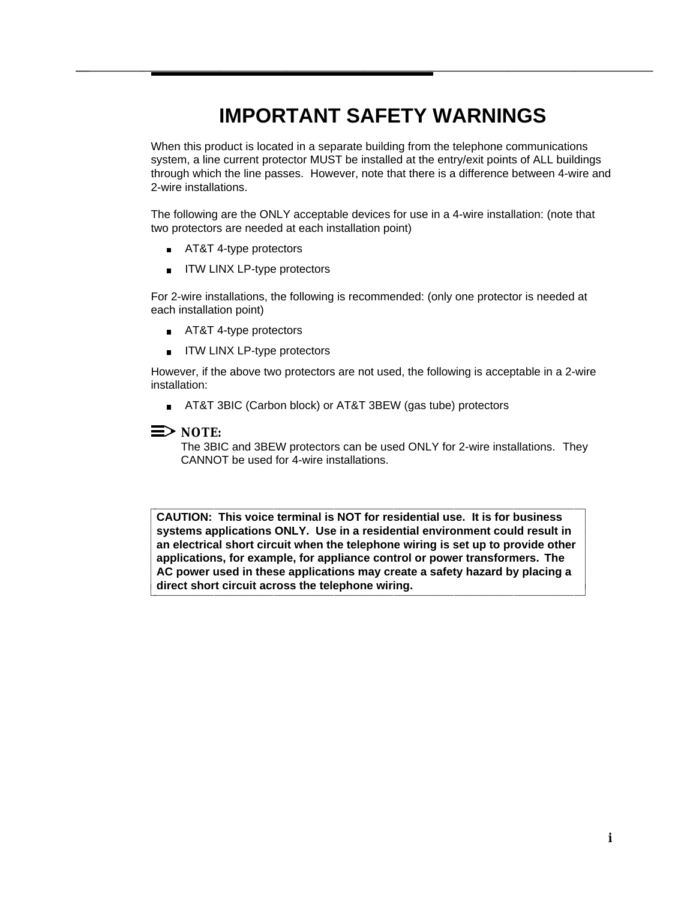# IMPORTANT SAFETY WARNINGS

When this product is located in a separate building from the telephone communications system, a line current protector MUST be installed at the entry/exit points of ALL buildings through which the line passes. However, note that there is a difference between 4-wire and 2-wire installations.

The following are the ONLY acceptable devices for use in a 4-wire installation: (note that two protectors are needed at each installation point)

- AT&T 4-type protectors
- ITW LINX LP-type protectors

For 2-wire installations, the following is recommended: (only one protector is needed at each installation point)

- AT&T 4-type protectors
- ITW LINX LP-type protectors

However, if the above two protectors are not used, the following is acceptable in a 2-wire installation:

- AT&T 3BIC (Carbon block) or AT&T 3BEW (gas tube) protectors

**NOTE:**
The 3BIC and 3BEW protectors can be used ONLY for 2-wire installations. They CANNOT be used for 4-wire installations.

**CAUTION: This voice terminal is NOT for residential use. It is for business systems applications ONLY. Use in a residential environment could result in an electrical short circuit when the telephone wiring is set up to provide other applications, for example, for appliance control or power transformers. The AC power used in these applications may create a safety hazard by placing a direct short circuit across the telephone wiring.**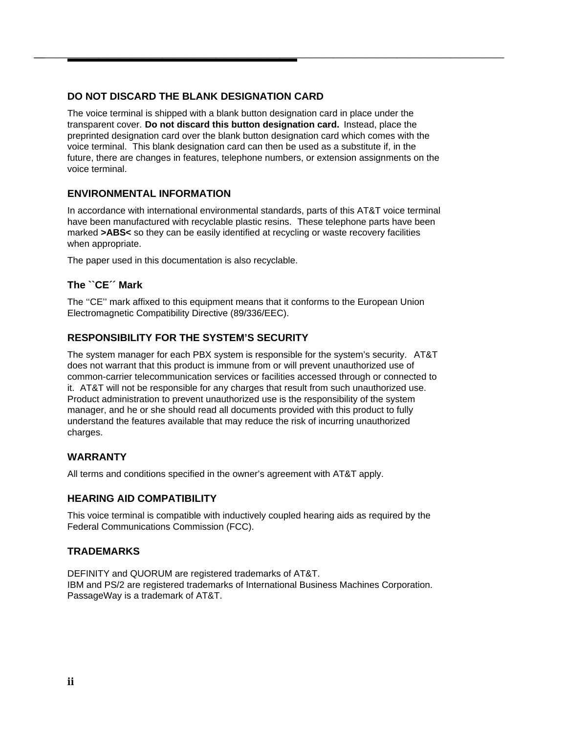## DO NOT DISCARD THE BLANK DESIGNATION CARD

The voice terminal is shipped with a blank button designation card in place under the transparent cover. **Do not discard this button designation card.** Instead, place the preprinted designation card over the blank button designation card which comes with the voice terminal. This blank designation card can then be used as a substitute if, in the future, there are changes in features, telephone numbers, or extension assignments on the voice terminal.

## ENVIRONMENTAL INFORMATION

In accordance with international environmental standards, parts of this AT&T voice terminal have been manufactured with recyclable plastic resins. These telephone parts have been marked **>ABS<** so they can be easily identified at recycling or waste recovery facilities when appropriate.

The paper used in this documentation is also recyclable.

## The ``CE´´ Mark

The ''CE'' mark affixed to this equipment means that it conforms to the European Union Electromagnetic Compatibility Directive (89/336/EEC).

## RESPONSIBILITY FOR THE SYSTEM'S SECURITY

The system manager for each PBX system is responsible for the system's security. AT&T does not warrant that this product is immune from or will prevent unauthorized use of common-carrier telecommunication services or facilities accessed through or connected to it. AT&T will not be responsible for any charges that result from such unauthorized use. Product administration to prevent unauthorized use is the responsibility of the system manager, and he or she should read all documents provided with this product to fully understand the features available that may reduce the risk of incurring unauthorized charges.

## WARRANTY

All terms and conditions specified in the owner's agreement with AT&T apply.

## HEARING AID COMPATIBILITY

This voice terminal is compatible with inductively coupled hearing aids as required by the Federal Communications Commission (FCC).

## TRADEMARKS

DEFINITY and QUORUM are registered trademarks of AT&T.
IBM and PS/2 are registered trademarks of International Business Machines Corporation.
PassageWay is a trademark of AT&T.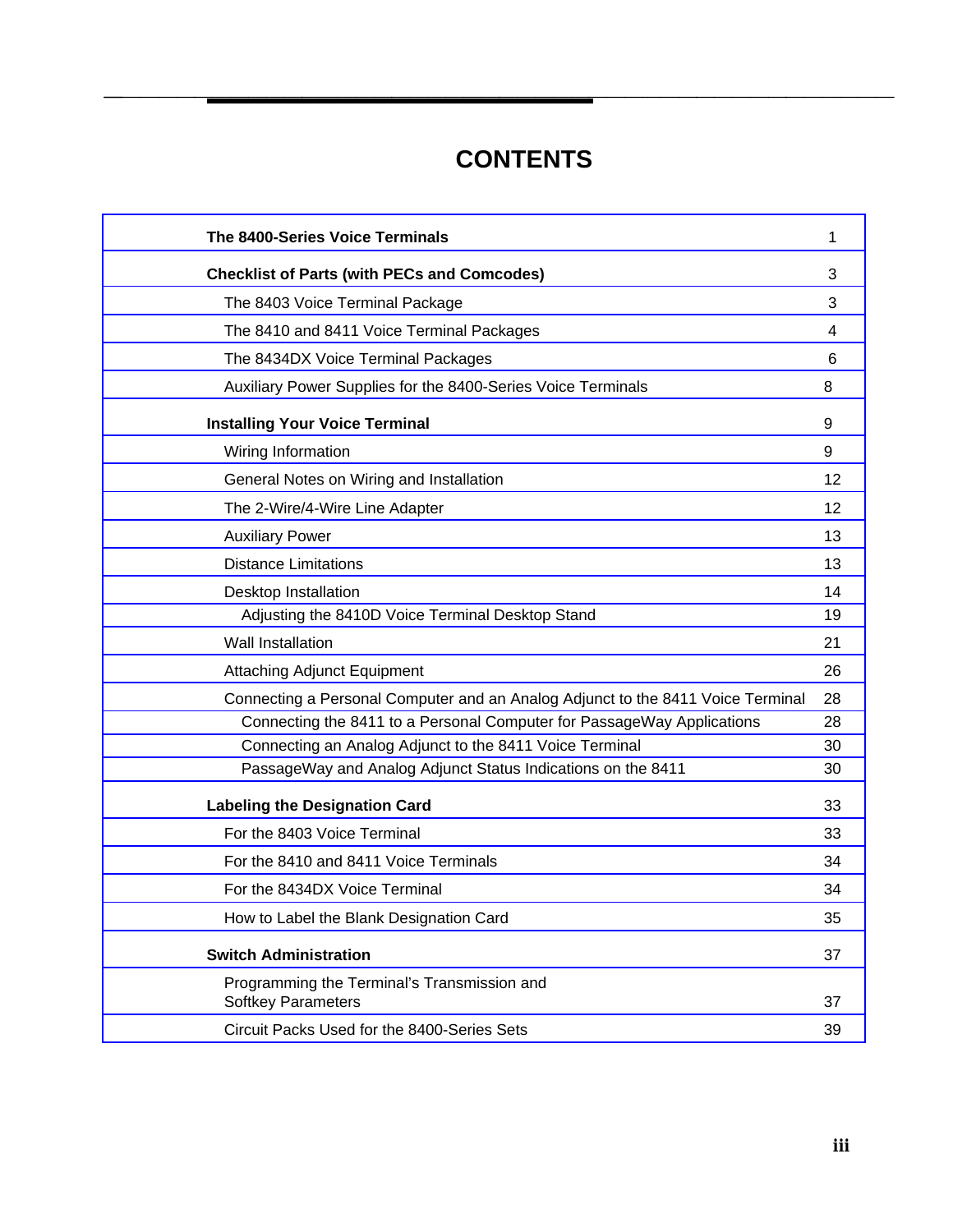# CONTENTS

| | |
|---|---|
| **The 8400-Series Voice Terminals** | 1 |
| **Checklist of Parts (with PECs and Comcodes)** | 3 |
| The 8403 Voice Terminal Package | 3 |
| The 8410 and 8411 Voice Terminal Packages | 4 |
| The 8434DX Voice Terminal Packages | 6 |
| Auxiliary Power Supplies for the 8400-Series Voice Terminals | 8 |
| **Installing Your Voice Terminal** | 9 |
| Wiring Information | 9 |
| General Notes on Wiring and Installation | 12 |
| The 2-Wire/4-Wire Line Adapter | 12 |
| Auxiliary Power | 13 |
| Distance Limitations | 13 |
| Desktop Installation | 14 |
| Adjusting the 8410D Voice Terminal Desktop Stand | 19 |
| Wall Installation | 21 |
| Attaching Adjunct Equipment | 26 |
| Connecting a Personal Computer and an Analog Adjunct to the 8411 Voice Terminal | 28 |
| Connecting the 8411 to a Personal Computer for PassageWay Applications | 28 |
| Connecting an Analog Adjunct to the 8411 Voice Terminal | 30 |
| PassageWay and Analog Adjunct Status Indications on the 8411 | 30 |
| **Labeling the Designation Card** | 33 |
| For the 8403 Voice Terminal | 33 |
| For the 8410 and 8411 Voice Terminals | 34 |
| For the 8434DX Voice Terminal | 34 |
| How to Label the Blank Designation Card | 35 |
| **Switch Administration** | 37 |
| Programming the Terminal's Transmission and Softkey Parameters | 37 |
| Circuit Packs Used for the 8400-Series Sets | 39 |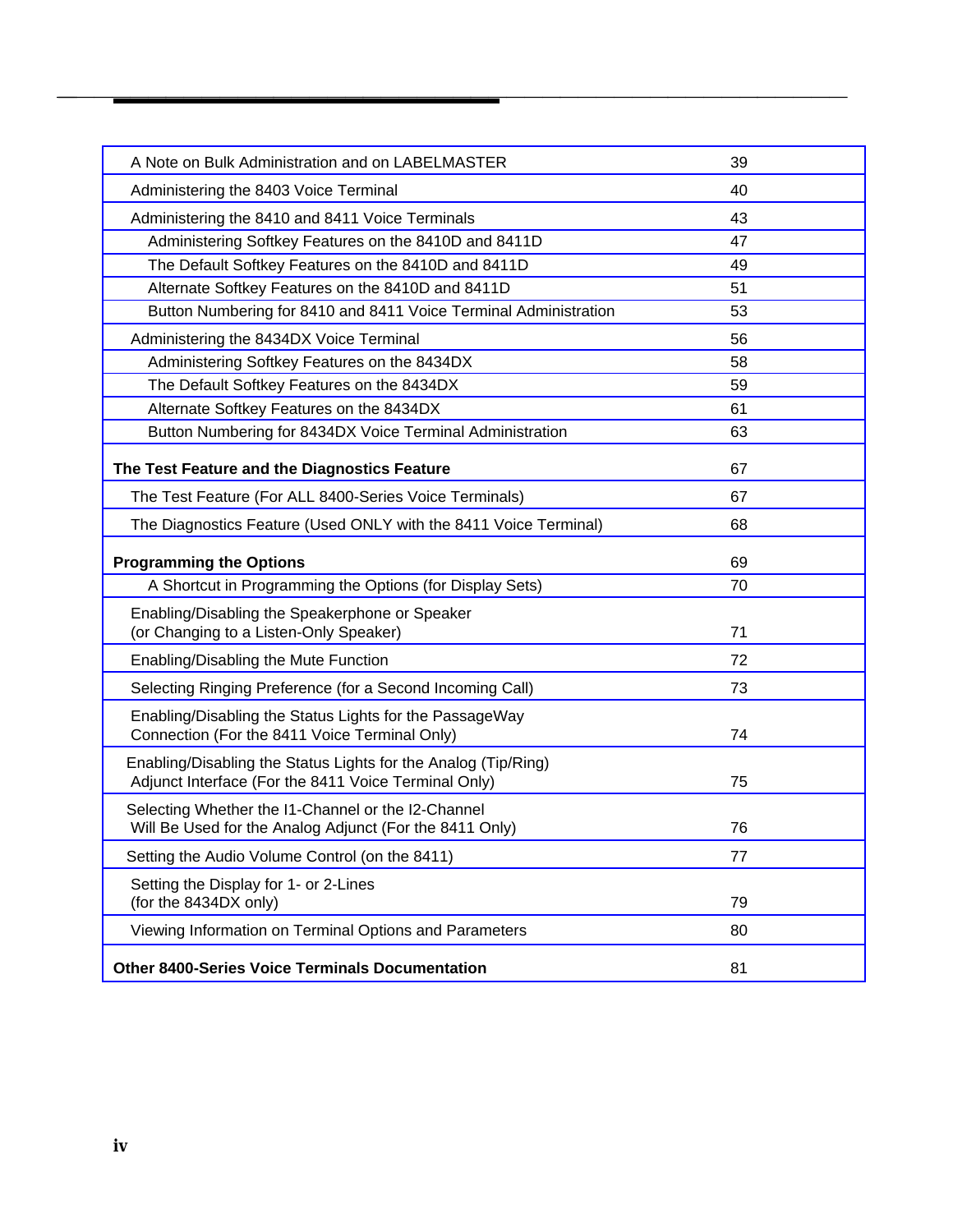| | |
|---|---|
| A Note on Bulk Administration and on LABELMASTER | 39 |
| Administering the 8403 Voice Terminal | 40 |
| Administering the 8410 and 8411 Voice Terminals | 43 |
| Administering Softkey Features on the 8410D and 8411D | 47 |
| The Default Softkey Features on the 8410D and 8411D | 49 |
| Alternate Softkey Features on the 8410D and 8411D | 51 |
| Button Numbering for 8410 and 8411 Voice Terminal Administration | 53 |
| Administering the 8434DX Voice Terminal | 56 |
| Administering Softkey Features on the 8434DX | 58 |
| The Default Softkey Features on the 8434DX | 59 |
| Alternate Softkey Features on the 8434DX | 61 |
| Button Numbering for 8434DX Voice Terminal Administration | 63 |
| **The Test Feature and the Diagnostics Feature** | 67 |
| The Test Feature (For ALL 8400-Series Voice Terminals) | 67 |
| The Diagnostics Feature (Used ONLY with the 8411 Voice Terminal) | 68 |
| **Programming the Options** | 69 |
| A Shortcut in Programming the Options (for Display Sets) | 70 |
| Enabling/Disabling the Speakerphone or Speaker (or Changing to a Listen-Only Speaker) | 71 |
| Enabling/Disabling the Mute Function | 72 |
| Selecting Ringing Preference (for a Second Incoming Call) | 73 |
| Enabling/Disabling the Status Lights for the PassageWay Connection (For the 8411 Voice Terminal Only) | 74 |
| Enabling/Disabling the Status Lights for the Analog (Tip/Ring) Adjunct Interface (For the 8411 Voice Terminal Only) | 75 |
| Selecting Whether the I1-Channel or the I2-Channel Will Be Used for the Analog Adjunct (For the 8411 Only) | 76 |
| Setting the Audio Volume Control (on the 8411) | 77 |
| Setting the Display for 1- or 2-Lines (for the 8434DX only) | 79 |
| Viewing Information on Terminal Options and Parameters | 80 |
| **Other 8400-Series Voice Terminals Documentation** | 81 |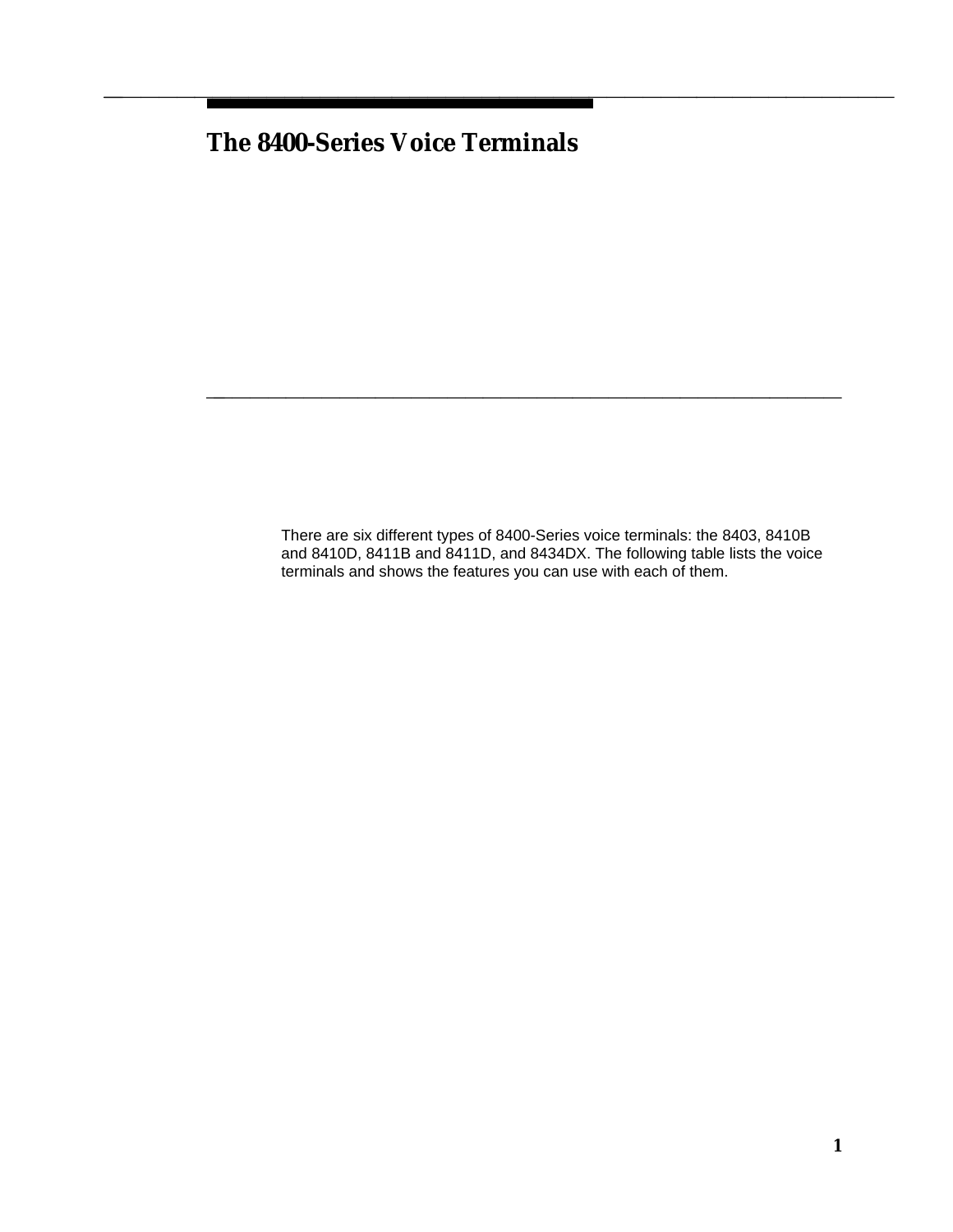# The 8400-Series Voice Terminals

There are six different types of 8400-Series voice terminals: the 8403, 8410B and 8410D, 8411B and 8411D, and 8434DX. The following table lists the voice terminals and shows the features you can use with each of them.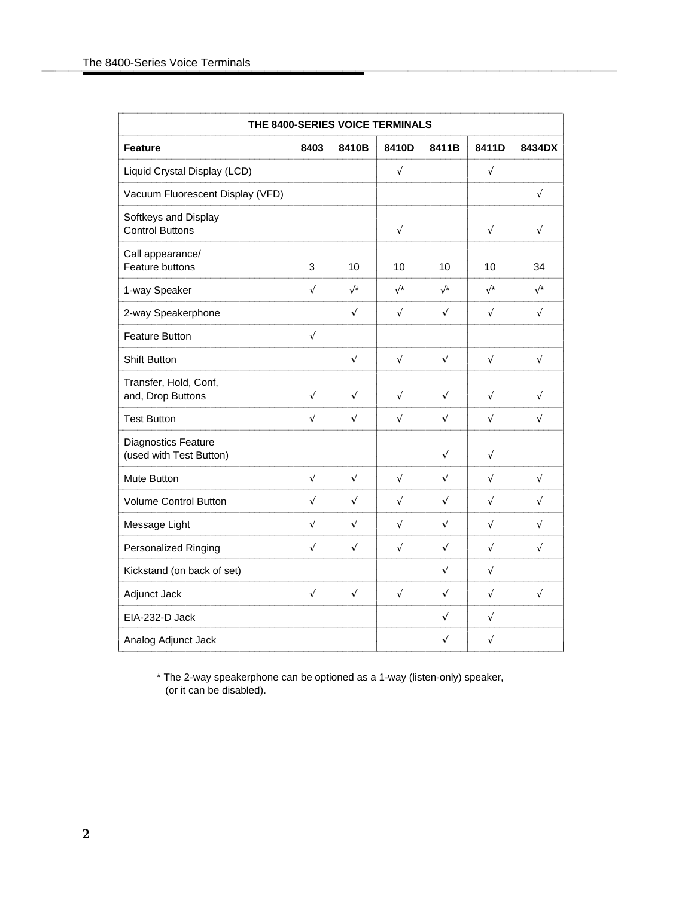| THE 8400-SERIES VOICE TERMINALS | | | | | | |
|---|---|---|---|---|---|---|
| **Feature** | **8403** | **8410B** | **8410D** | **8411B** | **8411D** | **8434DX** |
| Liquid Crystal Display (LCD) | | | √ | | √ | |
| Vacuum Fluorescent Display (VFD) | | | | | | √ |
| Softkeys and Display Control Buttons | | | √ | | √ | √ |
| Call appearance/ Feature buttons | 3 | 10 | 10 | 10 | 10 | 34 |
| 1-way Speaker | √ | √* | √* | √* | √* | √* |
| 2-way Speakerphone | | √ | √ | √ | √ | √ |
| Feature Button | √ | | | | | |
| Shift Button | | √ | √ | √ | √ | √ |
| Transfer, Hold, Conf, and, Drop Buttons | √ | √ | √ | √ | √ | √ |
| Test Button | √ | √ | √ | √ | √ | √ |
| Diagnostics Feature (used with Test Button) | | | | √ | √ | |
| Mute Button | √ | √ | √ | √ | √ | √ |
| Volume Control Button | √ | √ | √ | √ | √ | √ |
| Message Light | √ | √ | √ | √ | √ | √ |
| Personalized Ringing | √ | √ | √ | √ | √ | √ |
| Kickstand (on back of set) | | | | √ | √ | |
| Adjunct Jack | √ | √ | √ | √ | √ | √ |
| EIA-232-D Jack | | | | √ | √ | |
| Analog Adjunct Jack | | | | √ | √ | |

* The 2-way speakerphone can be optioned as a 1-way (listen-only) speaker, (or it can be disabled).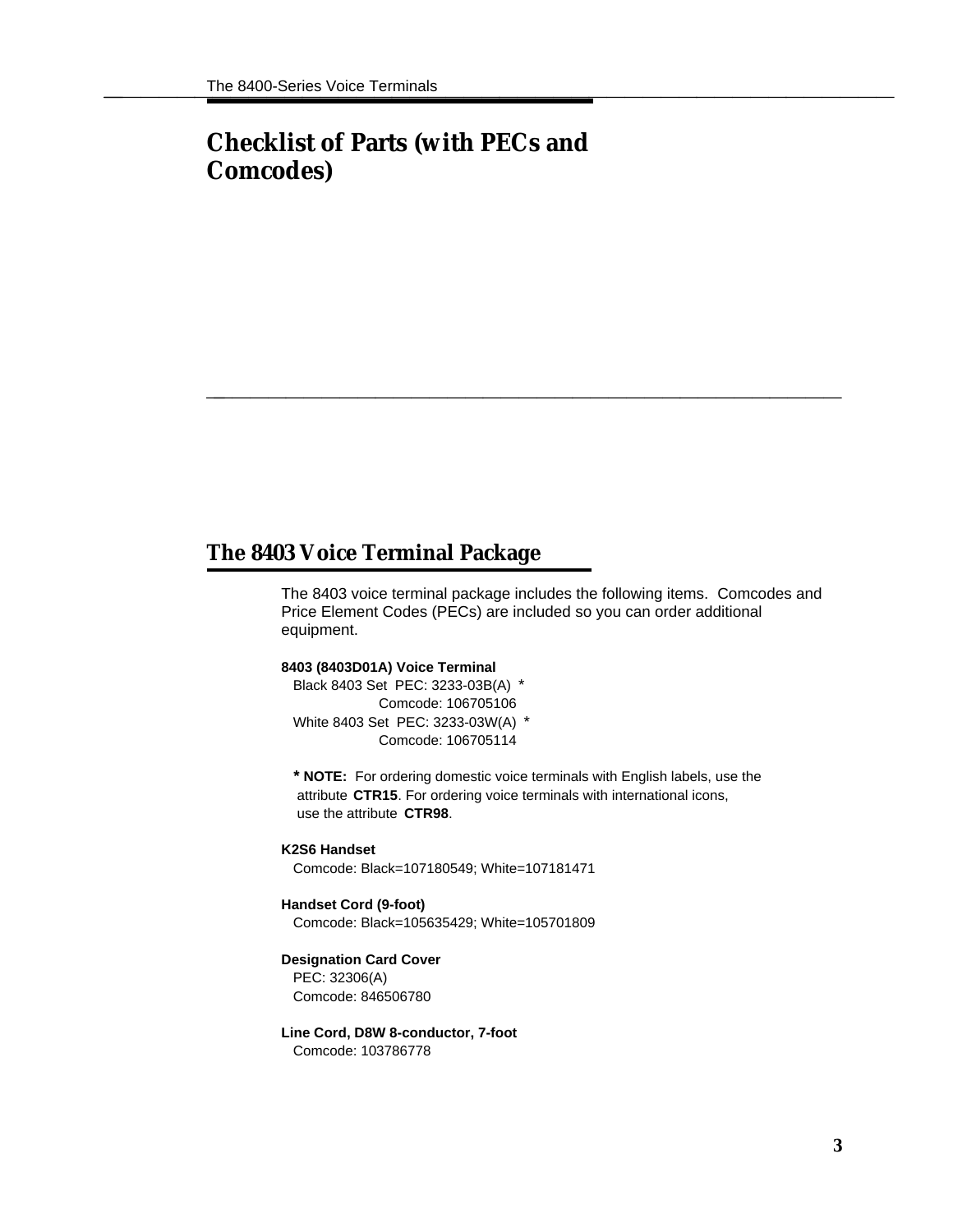# Checklist of Parts (with PECs and Comcodes)

## The 8403 Voice Terminal Package

The 8403 voice terminal package includes the following items. Comcodes and Price Element Codes (PECs) are included so you can order additional equipment.

**8403 (8403D01A) Voice Terminal**
Black 8403 Set PEC: 3233-03B(A) *
Comcode: 106705106
White 8403 Set PEC: 3233-03W(A) *
Comcode: 106705114

**\* NOTE:** For ordering domestic voice terminals with English labels, use the attribute **CTR15**. For ordering voice terminals with international icons, use the attribute **CTR98**.

**K2S6 Handset**
Comcode: Black=107180549; White=107181471

**Handset Cord (9-foot)**
Comcode: Black=105635429; White=105701809

**Designation Card Cover**
PEC: 32306(A)
Comcode: 846506780

**Line Cord, D8W 8-conductor, 7-foot**
Comcode: 103786778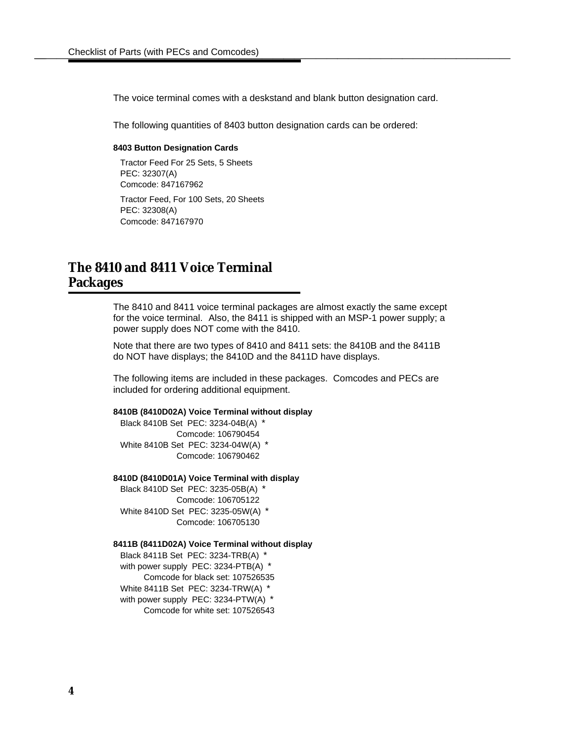The voice terminal comes with a deskstand and blank button designation card.

The following quantities of 8403 button designation cards can be ordered:

**8403 Button Designation Cards**

Tractor Feed For 25 Sets, 5 Sheets
PEC: 32307(A)
Comcode: 847167962

Tractor Feed, For 100 Sets, 20 Sheets
PEC: 32308(A)
Comcode: 847167970

## The 8410 and 8411 Voice Terminal Packages

The 8410 and 8411 voice terminal packages are almost exactly the same except for the voice terminal. Also, the 8411 is shipped with an MSP-1 power supply; a power supply does NOT come with the 8410.

Note that there are two types of 8410 and 8411 sets: the 8410B and the 8411B do NOT have displays; the 8410D and the 8411D have displays.

The following items are included in these packages. Comcodes and PECs are included for ordering additional equipment.

**8410B (8410D02A) Voice Terminal without display**

Black 8410B Set PEC: 3234-04B(A) *
Comcode: 106790454
White 8410B Set PEC: 3234-04W(A) *
Comcode: 106790462

**8410D (8410D01A) Voice Terminal with display**

Black 8410D Set PEC: 3235-05B(A) *
Comcode: 106705122
White 8410D Set PEC: 3235-05W(A) *
Comcode: 106705130

**8411B (8411D02A) Voice Terminal without display**

Black 8411B Set PEC: 3234-TRB(A) *
with power supply PEC: 3234-PTB(A) *
Comcode for black set: 107526535
White 8411B Set PEC: 3234-TRW(A) *
with power supply PEC: 3234-PTW(A) *
Comcode for white set: 107526543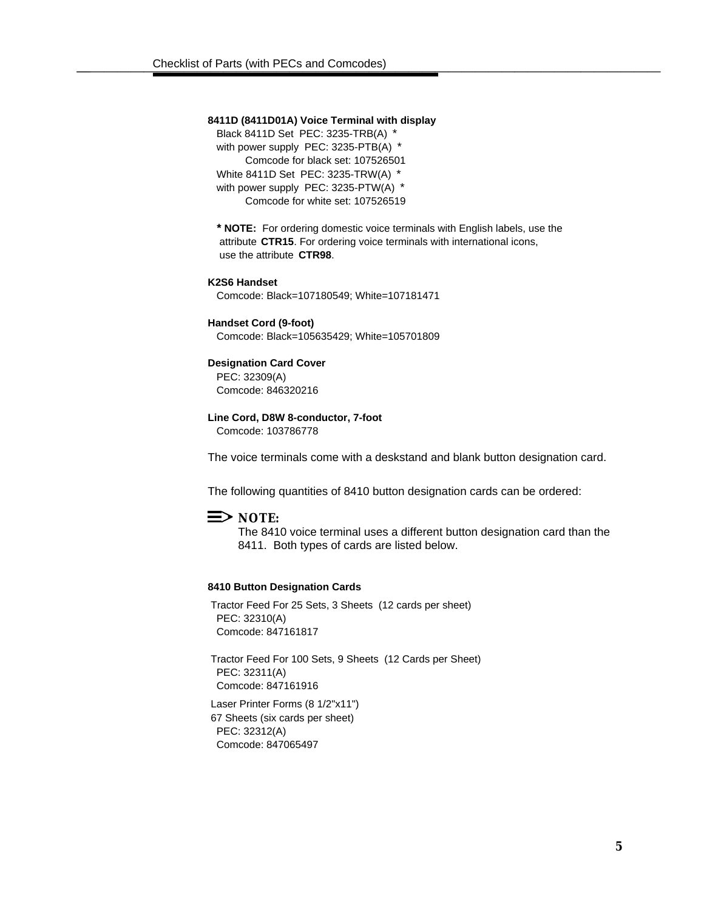**8411D (8411D01A) Voice Terminal with display**

Black 8411D Set PEC: 3235-TRB(A) *
with power supply PEC: 3235-PTB(A) *
Comcode for black set: 107526501
White 8411D Set PEC: 3235-TRW(A) *
with power supply PEC: 3235-PTW(A) *
Comcode for white set: 107526519

* **NOTE:** For ordering domestic voice terminals with English labels, use the attribute **CTR15**. For ordering voice terminals with international icons, use the attribute **CTR98**.

**K2S6 Handset**

Comcode: Black=107180549; White=107181471

**Handset Cord (9-foot)**

Comcode: Black=105635429; White=105701809

**Designation Card Cover**

PEC: 32309(A)
Comcode: 846320216

**Line Cord, D8W 8-conductor, 7-foot**

Comcode: 103786778

The voice terminals come with a deskstand and blank button designation card.

The following quantities of 8410 button designation cards can be ordered:

**NOTE:**
The 8410 voice terminal uses a different button designation card than the 8411. Both types of cards are listed below.

**8410 Button Designation Cards**

Tractor Feed For 25 Sets, 3 Sheets (12 cards per sheet)
PEC: 32310(A)
Comcode: 847161817

Tractor Feed For 100 Sets, 9 Sheets (12 Cards per Sheet)
PEC: 32311(A)
Comcode: 847161916

Laser Printer Forms (8 1/2"x11")
67 Sheets (six cards per sheet)
PEC: 32312(A)
Comcode: 847065497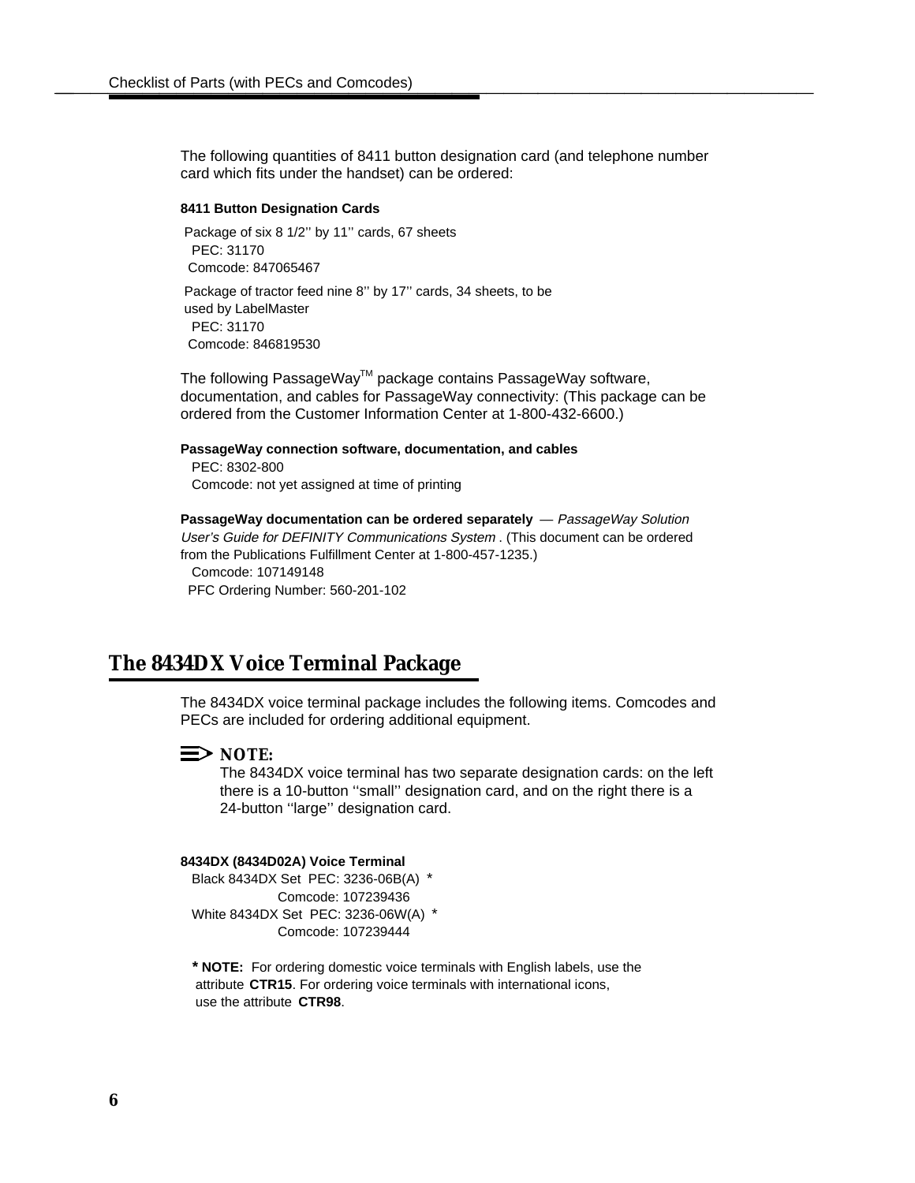The following quantities of 8411 button designation card (and telephone number card which fits under the handset) can be ordered:

**8411 Button Designation Cards**

Package of six 8 1/2'' by 11'' cards, 67 sheets
PEC: 31170
Comcode: 847065467

Package of tractor feed nine 8'' by 17'' cards, 34 sheets, to be used by LabelMaster
PEC: 31170
Comcode: 846819530

The following PassageWay™ package contains PassageWay software, documentation, and cables for PassageWay connectivity: (This package can be ordered from the Customer Information Center at 1-800-432-6600.)

**PassageWay connection software, documentation, and cables**
PEC: 8302-800
Comcode: not yet assigned at time of printing

**PassageWay documentation can be ordered separately** — *PassageWay Solution User's Guide for DEFINITY Communications System* . (This document can be ordered from the Publications Fulfillment Center at 1-800-457-1235.)
Comcode: 107149148
PFC Ordering Number: 560-201-102

## The 8434DX Voice Terminal Package

The 8434DX voice terminal package includes the following items. Comcodes and PECs are included for ordering additional equipment.

**NOTE:**
The 8434DX voice terminal has two separate designation cards: on the left there is a 10-button ''small'' designation card, and on the right there is a 24-button ''large'' designation card.

**8434DX (8434D02A) Voice Terminal**
Black 8434DX Set PEC: 3236-06B(A) *
Comcode: 107239436
White 8434DX Set PEC: 3236-06W(A) *
Comcode: 107239444

* **NOTE:** For ordering domestic voice terminals with English labels, use the attribute **CTR15**. For ordering voice terminals with international icons, use the attribute **CTR98**.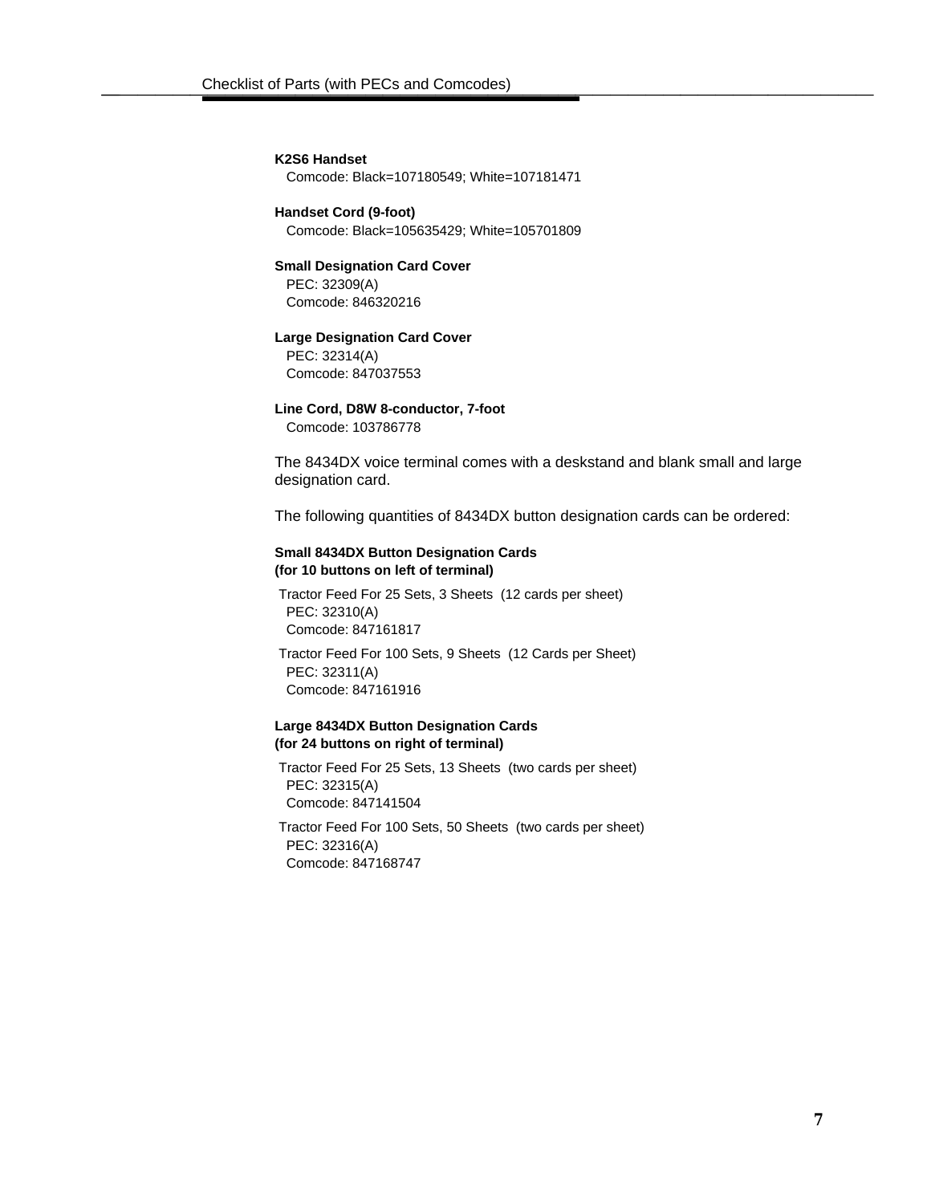**K2S6 Handset**
Comcode: Black=107180549; White=107181471

**Handset Cord (9-foot)**
Comcode: Black=105635429; White=105701809

**Small Designation Card Cover**
PEC: 32309(A)
Comcode: 846320216

**Large Designation Card Cover**
PEC: 32314(A)
Comcode: 847037553

**Line Cord, D8W 8-conductor, 7-foot**
Comcode: 103786778

The 8434DX voice terminal comes with a deskstand and blank small and large designation card.

The following quantities of 8434DX button designation cards can be ordered:

**Small 8434DX Button Designation Cards**
**(for 10 buttons on left of terminal)**

Tractor Feed For 25 Sets, 3 Sheets (12 cards per sheet)
PEC: 32310(A)
Comcode: 847161817

Tractor Feed For 100 Sets, 9 Sheets (12 Cards per Sheet)
PEC: 32311(A)
Comcode: 847161916

**Large 8434DX Button Designation Cards**
**(for 24 buttons on right of terminal)**

Tractor Feed For 25 Sets, 13 Sheets (two cards per sheet)
PEC: 32315(A)
Comcode: 847141504

Tractor Feed For 100 Sets, 50 Sheets (two cards per sheet)
PEC: 32316(A)
Comcode: 847168747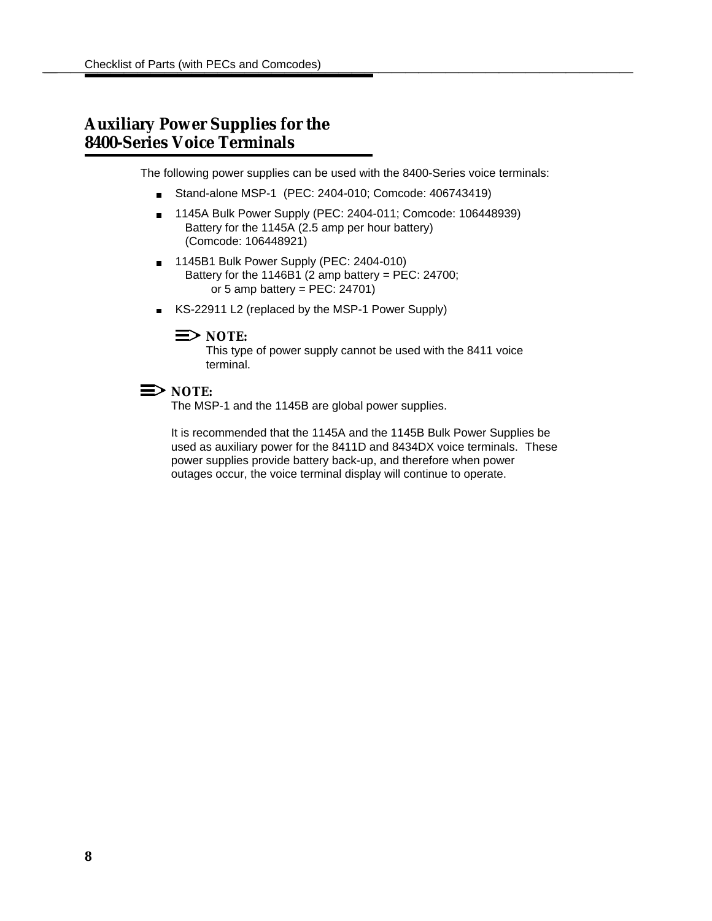## Auxiliary Power Supplies for the 8400-Series Voice Terminals

The following power supplies can be used with the 8400-Series voice terminals:

- Stand-alone MSP-1 (PEC: 2404-010; Comcode: 406743419)
- 1145A Bulk Power Supply (PEC: 2404-011; Comcode: 106448939)
  Battery for the 1145A (2.5 amp per hour battery)
  (Comcode: 106448921)
- 1145B1 Bulk Power Supply (PEC: 2404-010)
  Battery for the 1146B1 (2 amp battery = PEC: 24700;
  or 5 amp battery = PEC: 24701)
- KS-22911 L2 (replaced by the MSP-1 Power Supply)

  **NOTE:**
  This type of power supply cannot be used with the 8411 voice terminal.

**NOTE:**
The MSP-1 and the 1145B are global power supplies.

It is recommended that the 1145A and the 1145B Bulk Power Supplies be used as auxiliary power for the 8411D and 8434DX voice terminals. These power supplies provide battery back-up, and therefore when power outages occur, the voice terminal display will continue to operate.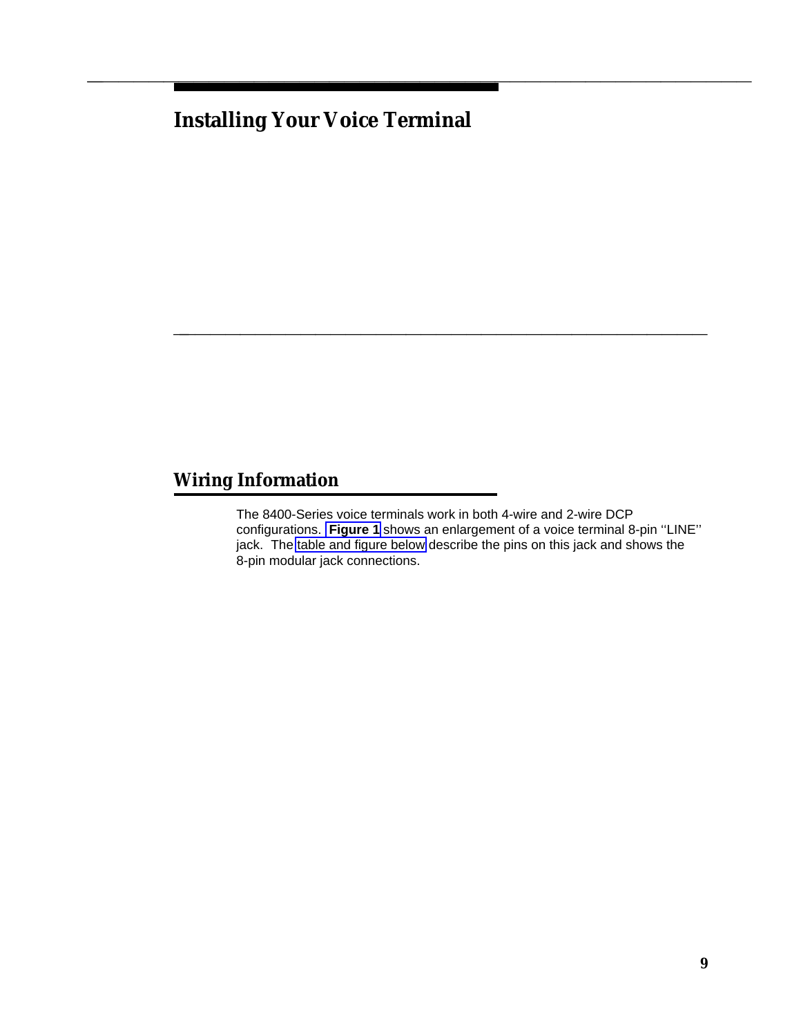# Installing Your Voice Terminal

## Wiring Information

The 8400-Series voice terminals work in both 4-wire and 2-wire DCP configurations. **Figure 1** shows an enlargement of a voice terminal 8-pin ‘‘LINE’’ jack. The table and figure below describe the pins on this jack and shows the 8-pin modular jack connections.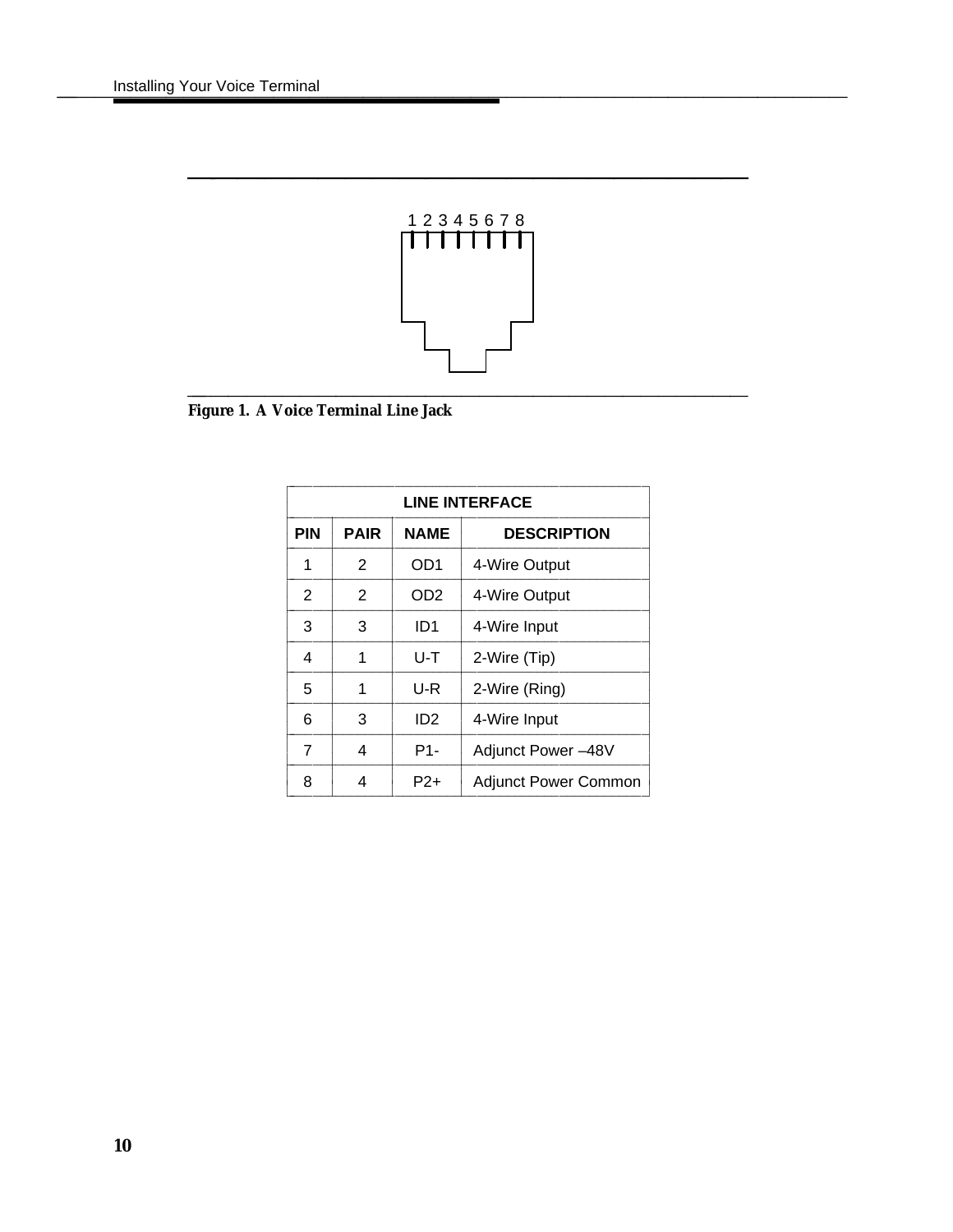1 2 3 4 5 6 7 8

**Figure 1. A Voice Terminal Line Jack**

| LINE INTERFACE | | | |
|---|---|---|---|
| **PIN** | **PAIR** | **NAME** | **DESCRIPTION** |
| 1 | 2 | OD1 | 4-Wire Output |
| 2 | 2 | OD2 | 4-Wire Output |
| 3 | 3 | ID1 | 4-Wire Input |
| 4 | 1 | U-T | 2-Wire (Tip) |
| 5 | 1 | U-R | 2-Wire (Ring) |
| 6 | 3 | ID2 | 4-Wire Input |
| 7 | 4 | P1- | Adjunct Power –48V |
| 8 | 4 | P2+ | Adjunct Power Common |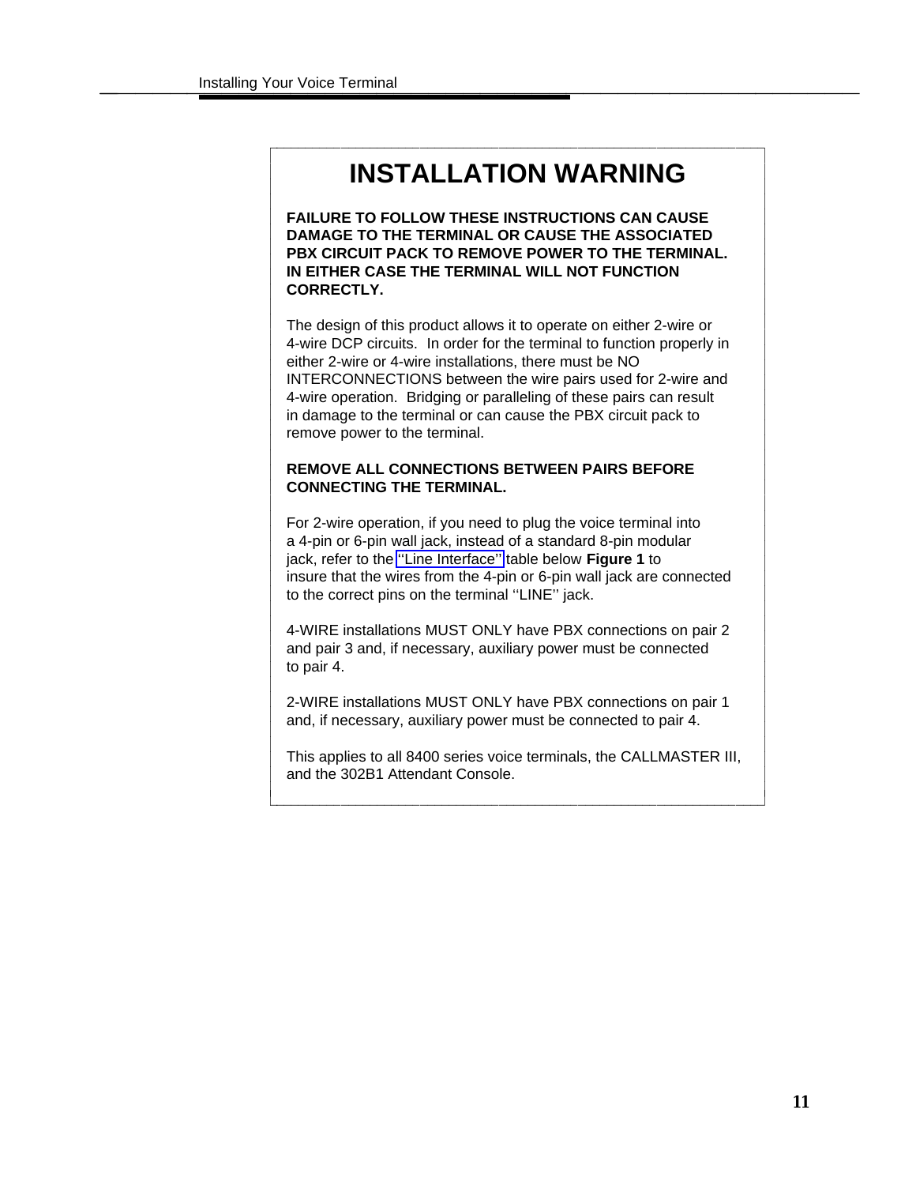# INSTALLATION WARNING

**FAILURE TO FOLLOW THESE INSTRUCTIONS CAN CAUSE DAMAGE TO THE TERMINAL OR CAUSE THE ASSOCIATED PBX CIRCUIT PACK TO REMOVE POWER TO THE TERMINAL. IN EITHER CASE THE TERMINAL WILL NOT FUNCTION CORRECTLY.**

The design of this product allows it to operate on either 2-wire or 4-wire DCP circuits. In order for the terminal to function properly in either 2-wire or 4-wire installations, there must be NO INTERCONNECTIONS between the wire pairs used for 2-wire and 4-wire operation. Bridging or paralleling of these pairs can result in damage to the terminal or can cause the PBX circuit pack to remove power to the terminal.

**REMOVE ALL CONNECTIONS BETWEEN PAIRS BEFORE CONNECTING THE TERMINAL.**

For 2-wire operation, if you need to plug the voice terminal into a 4-pin or 6-pin wall jack, instead of a standard 8-pin modular jack, refer to the ''Line Interface'' table below **Figure 1** to insure that the wires from the 4-pin or 6-pin wall jack are connected to the correct pins on the terminal ''LINE'' jack.

4-WIRE installations MUST ONLY have PBX connections on pair 2 and pair 3 and, if necessary, auxiliary power must be connected to pair 4.

2-WIRE installations MUST ONLY have PBX connections on pair 1 and, if necessary, auxiliary power must be connected to pair 4.

This applies to all 8400 series voice terminals, the CALLMASTER III, and the 302B1 Attendant Console.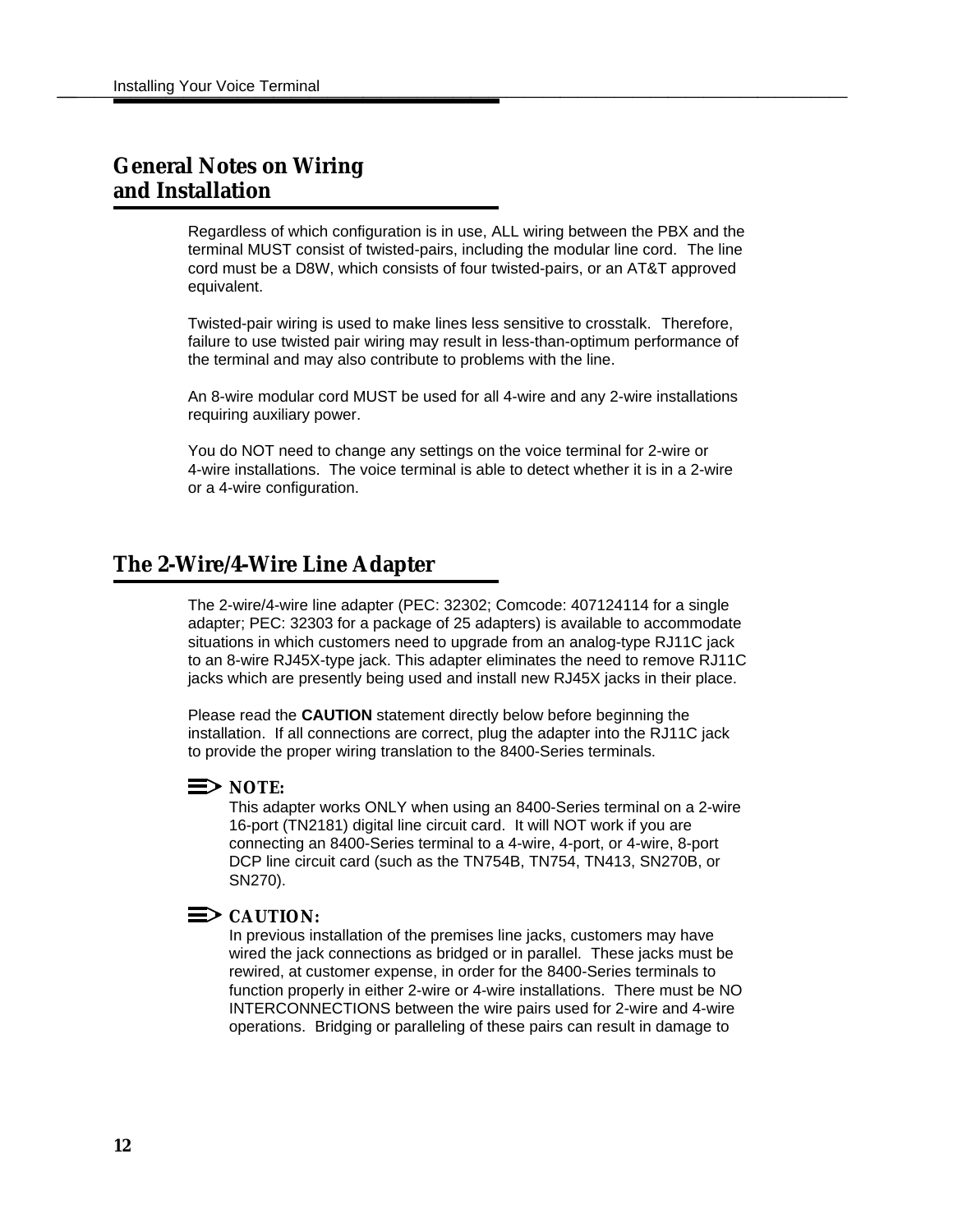## General Notes on Wiring and Installation

Regardless of which configuration is in use, ALL wiring between the PBX and the terminal MUST consist of twisted-pairs, including the modular line cord. The line cord must be a D8W, which consists of four twisted-pairs, or an AT&T approved equivalent.

Twisted-pair wiring is used to make lines less sensitive to crosstalk. Therefore, failure to use twisted pair wiring may result in less-than-optimum performance of the terminal and may also contribute to problems with the line.

An 8-wire modular cord MUST be used for all 4-wire and any 2-wire installations requiring auxiliary power.

You do NOT need to change any settings on the voice terminal for 2-wire or 4-wire installations. The voice terminal is able to detect whether it is in a 2-wire or a 4-wire configuration.

## The 2-Wire/4-Wire Line Adapter

The 2-wire/4-wire line adapter (PEC: 32302; Comcode: 407124114 for a single adapter; PEC: 32303 for a package of 25 adapters) is available to accommodate situations in which customers need to upgrade from an analog-type RJ11C jack to an 8-wire RJ45X-type jack. This adapter eliminates the need to remove RJ11C jacks which are presently being used and install new RJ45X jacks in their place.

Please read the **CAUTION** statement directly below before beginning the installation. If all connections are correct, plug the adapter into the RJ11C jack to provide the proper wiring translation to the 8400-Series terminals.

**NOTE:**
This adapter works ONLY when using an 8400-Series terminal on a 2-wire 16-port (TN2181) digital line circuit card. It will NOT work if you are connecting an 8400-Series terminal to a 4-wire, 4-port, or 4-wire, 8-port DCP line circuit card (such as the TN754B, TN754, TN413, SN270B, or SN270).

**CAUTION:**
In previous installation of the premises line jacks, customers may have wired the jack connections as bridged or in parallel. These jacks must be rewired, at customer expense, in order for the 8400-Series terminals to function properly in either 2-wire or 4-wire installations. There must be NO INTERCONNECTIONS between the wire pairs used for 2-wire and 4-wire operations. Bridging or paralleling of these pairs can result in damage to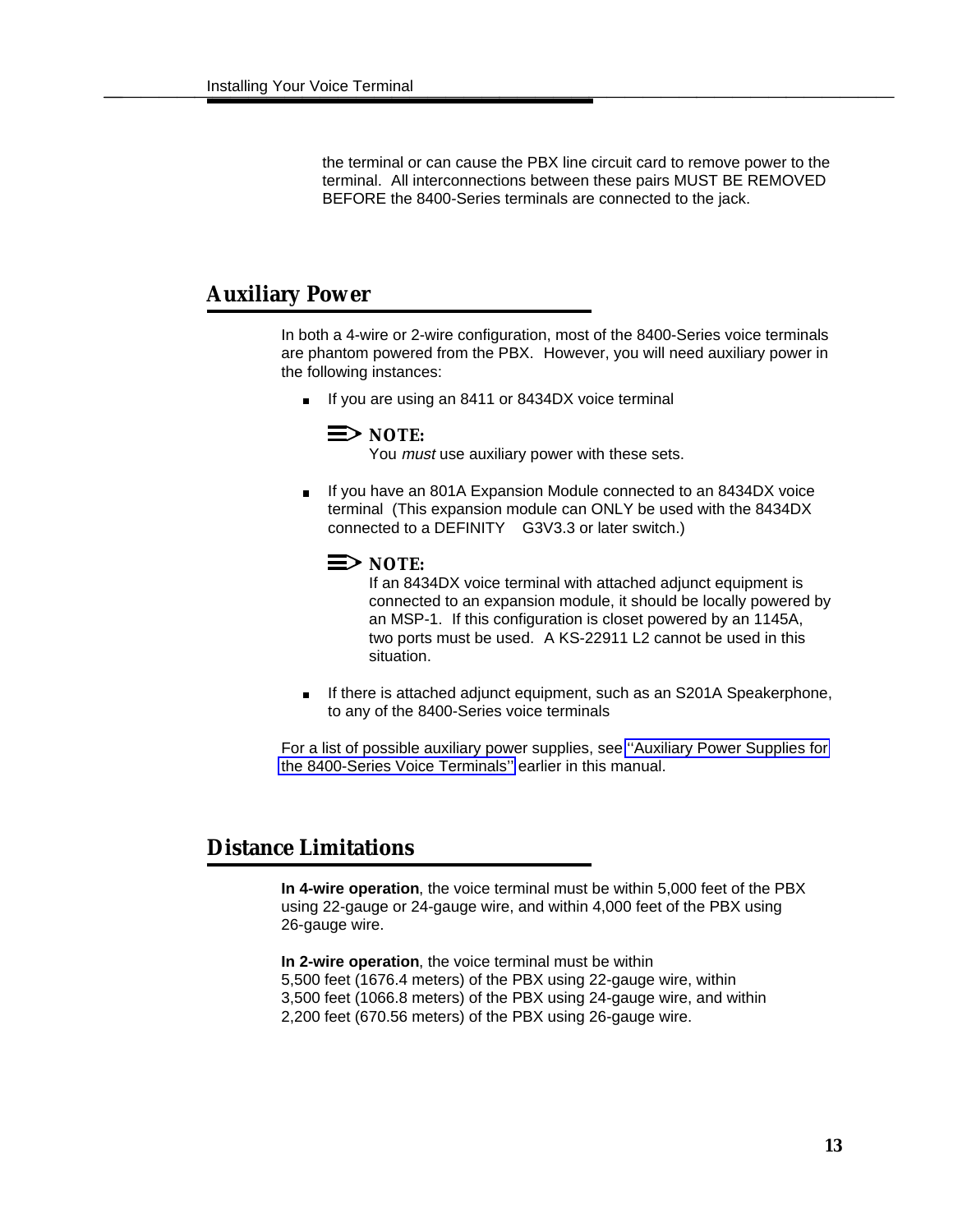the terminal or can cause the PBX line circuit card to remove power to the terminal. All interconnections between these pairs MUST BE REMOVED BEFORE the 8400-Series terminals are connected to the jack.

## Auxiliary Power

In both a 4-wire or 2-wire configuration, most of the 8400-Series voice terminals are phantom powered from the PBX. However, you will need auxiliary power in the following instances:

- If you are using an 8411 or 8434DX voice terminal

  **NOTE:**
  You *must* use auxiliary power with these sets.

- If you have an 801A Expansion Module connected to an 8434DX voice terminal (This expansion module can ONLY be used with the 8434DX connected to a DEFINITY G3V3.3 or later switch.)

  **NOTE:**
  If an 8434DX voice terminal with attached adjunct equipment is connected to an expansion module, it should be locally powered by an MSP-1. If this configuration is closet powered by an 1145A, two ports must be used. A KS-22911 L2 cannot be used in this situation.

- If there is attached adjunct equipment, such as an S201A Speakerphone, to any of the 8400-Series voice terminals

For a list of possible auxiliary power supplies, see ''Auxiliary Power Supplies for the 8400-Series Voice Terminals'' earlier in this manual.

## Distance Limitations

**In 4-wire operation**, the voice terminal must be within 5,000 feet of the PBX using 22-gauge or 24-gauge wire, and within 4,000 feet of the PBX using 26-gauge wire.

**In 2-wire operation**, the voice terminal must be within
5,500 feet (1676.4 meters) of the PBX using 22-gauge wire, within
3,500 feet (1066.8 meters) of the PBX using 24-gauge wire, and within
2,200 feet (670.56 meters) of the PBX using 26-gauge wire.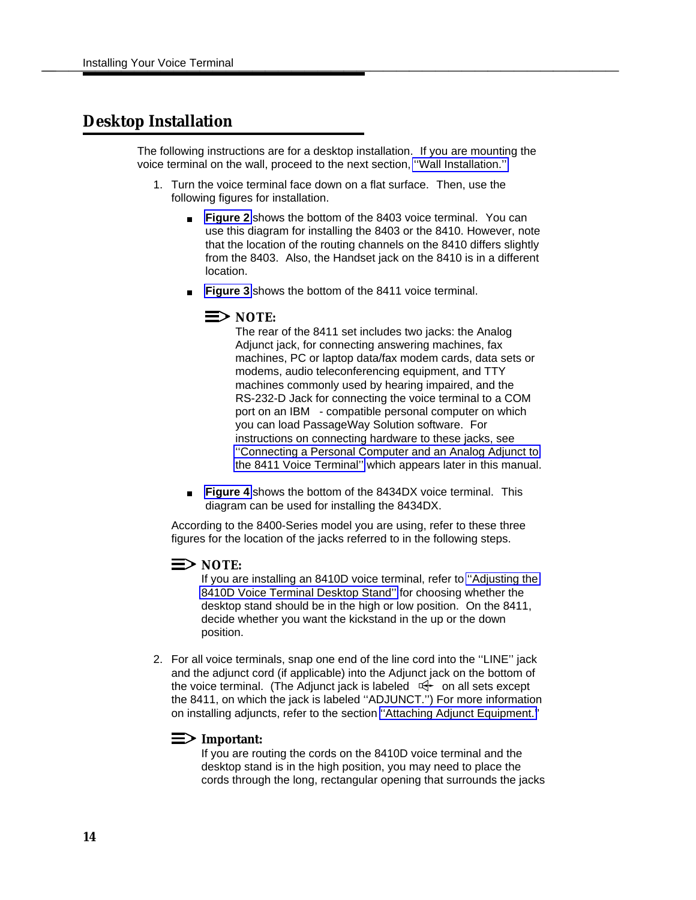## Desktop Installation

The following instructions are for a desktop installation. If you are mounting the voice terminal on the wall, proceed to the next section, ''Wall Installation.''

1. Turn the voice terminal face down on a flat surface. Then, use the following figures for installation.

   - **Figure 2** shows the bottom of the 8403 voice terminal. You can use this diagram for installing the 8403 or the 8410. However, note that the location of the routing channels on the 8410 differs slightly from the 8403. Also, the Handset jack on the 8410 is in a different location.

   - **Figure 3** shows the bottom of the 8411 voice terminal.

     **NOTE:**
     The rear of the 8411 set includes two jacks: the Analog Adjunct jack, for connecting answering machines, fax machines, PC or laptop data/fax modem cards, data sets or modems, audio teleconferencing equipment, and TTY machines commonly used by hearing impaired, and the RS-232-D Jack for connecting the voice terminal to a COM port on an IBM - compatible personal computer on which you can load PassageWay Solution software. For instructions on connecting hardware to these jacks, see ''Connecting a Personal Computer and an Analog Adjunct to the 8411 Voice Terminal'' which appears later in this manual.

   - **Figure 4** shows the bottom of the 8434DX voice terminal. This diagram can be used for installing the 8434DX.

   According to the 8400-Series model you are using, refer to these three figures for the location of the jacks referred to in the following steps.

   **NOTE:**
   If you are installing an 8410D voice terminal, refer to ''Adjusting the 8410D Voice Terminal Desktop Stand'' for choosing whether the desktop stand should be in the high or low position. On the 8411, decide whether you want the kickstand in the up or the down position.

2. For all voice terminals, snap one end of the line cord into the ''LINE'' jack and the adjunct cord (if applicable) into the Adjunct jack on the bottom of the voice terminal. (The Adjunct jack is labeled ⊲⊸ on all sets except the 8411, on which the jack is labeled ''ADJUNCT.'') For more information on installing adjuncts, refer to the section ''Attaching Adjunct Equipment.''

   **Important:**
   If you are routing the cords on the 8410D voice terminal and the desktop stand is in the high position, you may need to place the cords through the long, rectangular opening that surrounds the jacks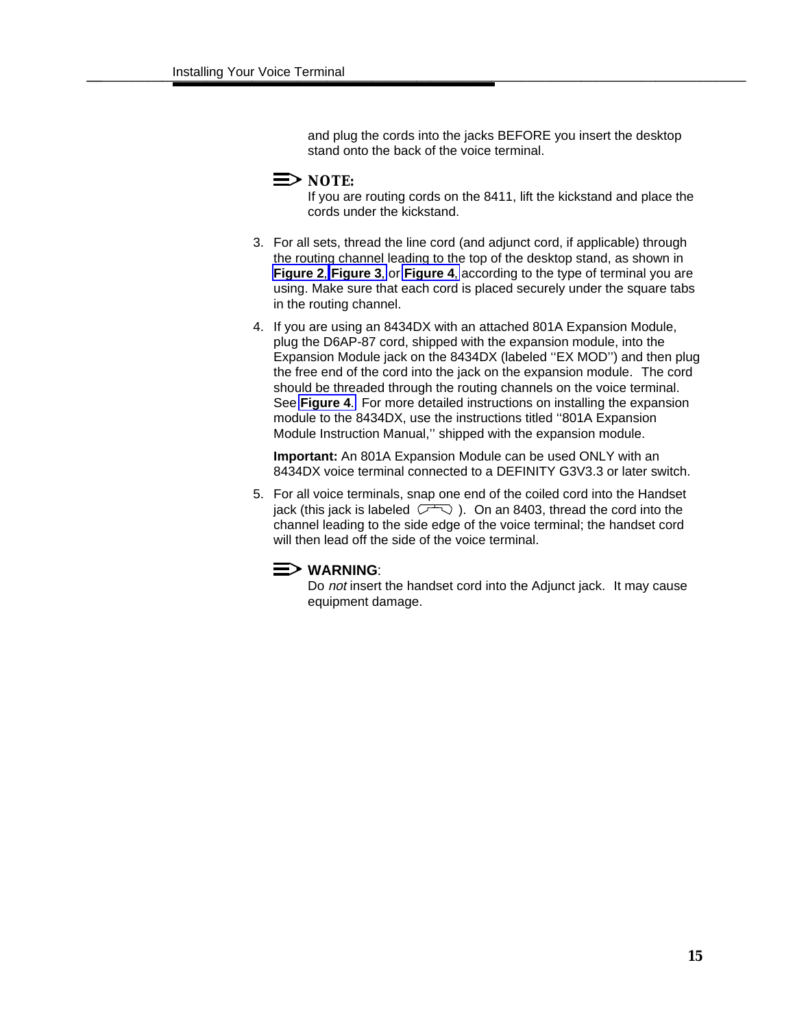and plug the cords into the jacks BEFORE you insert the desktop stand onto the back of the voice terminal.

**NOTE:**
If you are routing cords on the 8411, lift the kickstand and place the cords under the kickstand.

3. For all sets, thread the line cord (and adjunct cord, if applicable) through the routing channel leading to the top of the desktop stand, as shown in **Figure 2**, **Figure 3**, or **Figure 4**, according to the type of terminal you are using. Make sure that each cord is placed securely under the square tabs in the routing channel.

4. If you are using an 8434DX with an attached 801A Expansion Module, plug the D6AP-87 cord, shipped with the expansion module, into the Expansion Module jack on the 8434DX (labeled ''EX MOD'') and then plug the free end of the cord into the jack on the expansion module. The cord should be threaded through the routing channels on the voice terminal. See **Figure 4**. For more detailed instructions on installing the expansion module to the 8434DX, use the instructions titled ''801A Expansion Module Instruction Manual,'' shipped with the expansion module.

   **Important:** An 801A Expansion Module can be used ONLY with an 8434DX voice terminal connected to a DEFINITY G3V3.3 or later switch.

5. For all voice terminals, snap one end of the coiled cord into the Handset jack (this jack is labeled ☏ ). On an 8403, thread the cord into the channel leading to the side edge of the voice terminal; the handset cord will then lead off the side of the voice terminal.

**WARNING**:
Do *not* insert the handset cord into the Adjunct jack. It may cause equipment damage.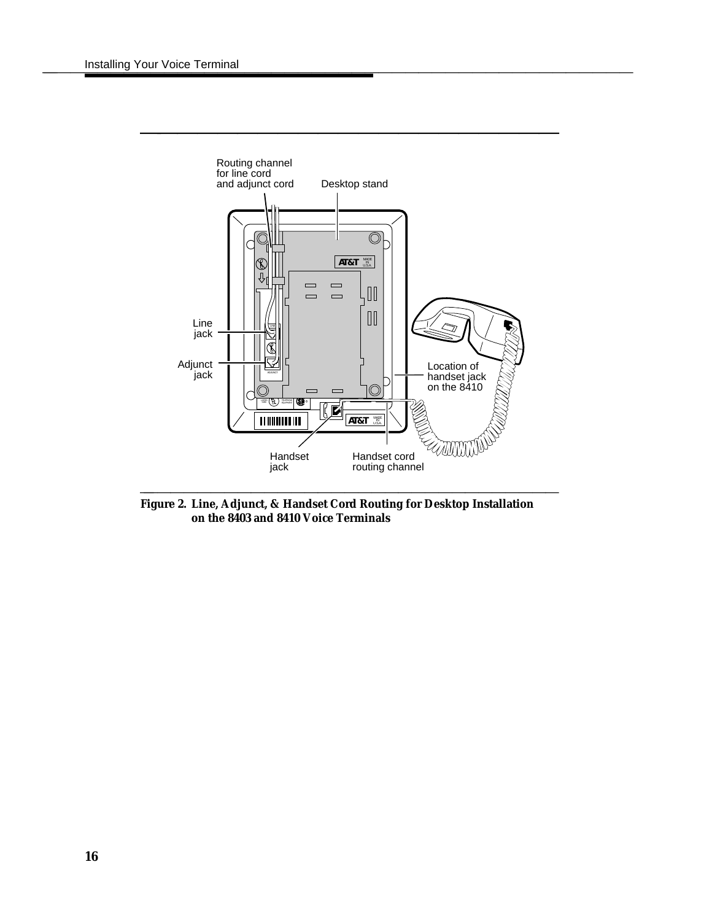Routing channel
for line cord
and adjunct cord

Desktop stand

Line
jack

Adjunct
jack

Location of
handset jack
on the 8410

Handset
jack

Handset cord
routing channel

**Figure 2. Line, Adjunct, & Handset Cord Routing for Desktop Installation on the 8403 and 8410 Voice Terminals**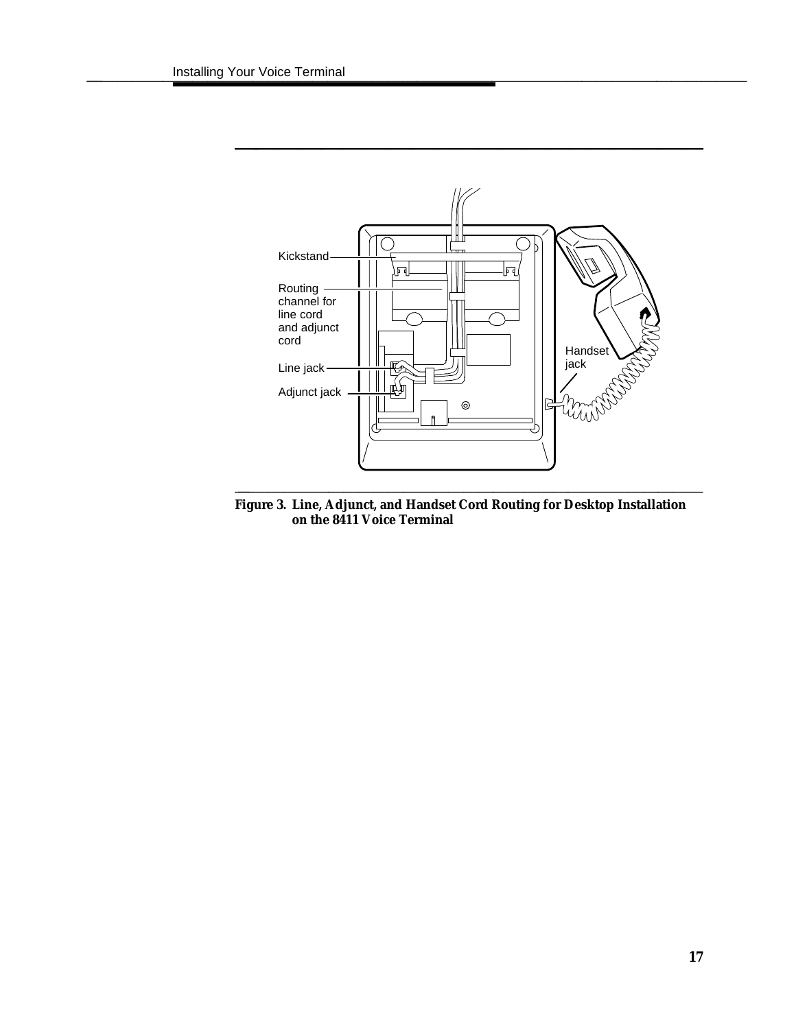Kickstand

Routing channel for line cord and adjunct cord

Line jack

Adjunct jack

Handset jack

**Figure 3. Line, Adjunct, and Handset Cord Routing for Desktop Installation on the 8411 Voice Terminal**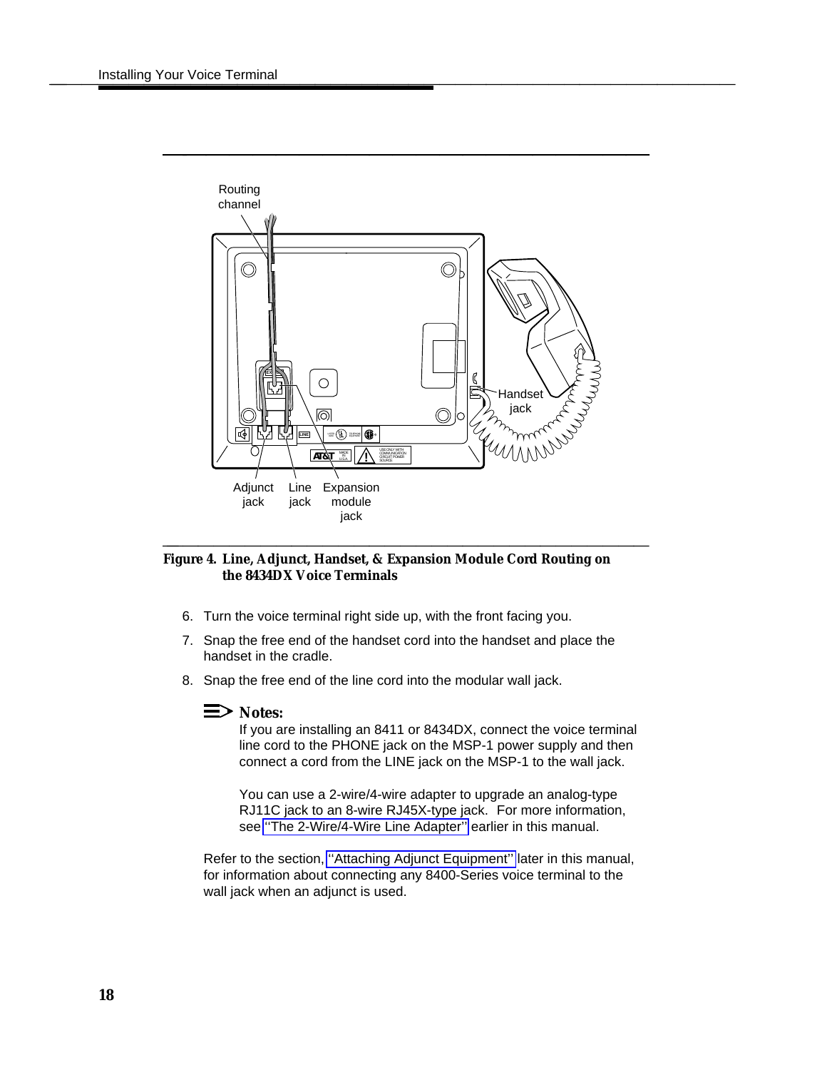Routing channel

Handset jack

Adjunct jack

Line jack

Expansion module jack

**Figure 4. Line, Adjunct, Handset, & Expansion Module Cord Routing on the 8434DX Voice Terminals**

6. Turn the voice terminal right side up, with the front facing you.
7. Snap the free end of the handset cord into the handset and place the handset in the cradle.
8. Snap the free end of the line cord into the modular wall jack.

**Notes:**

If you are installing an 8411 or 8434DX, connect the voice terminal line cord to the PHONE jack on the MSP-1 power supply and then connect a cord from the LINE jack on the MSP-1 to the wall jack.

You can use a 2-wire/4-wire adapter to upgrade an analog-type RJ11C jack to an 8-wire RJ45X-type jack. For more information, see ''The 2-Wire/4-Wire Line Adapter'' earlier in this manual.

Refer to the section, ''Attaching Adjunct Equipment'' later in this manual, for information about connecting any 8400-Series voice terminal to the wall jack when an adjunct is used.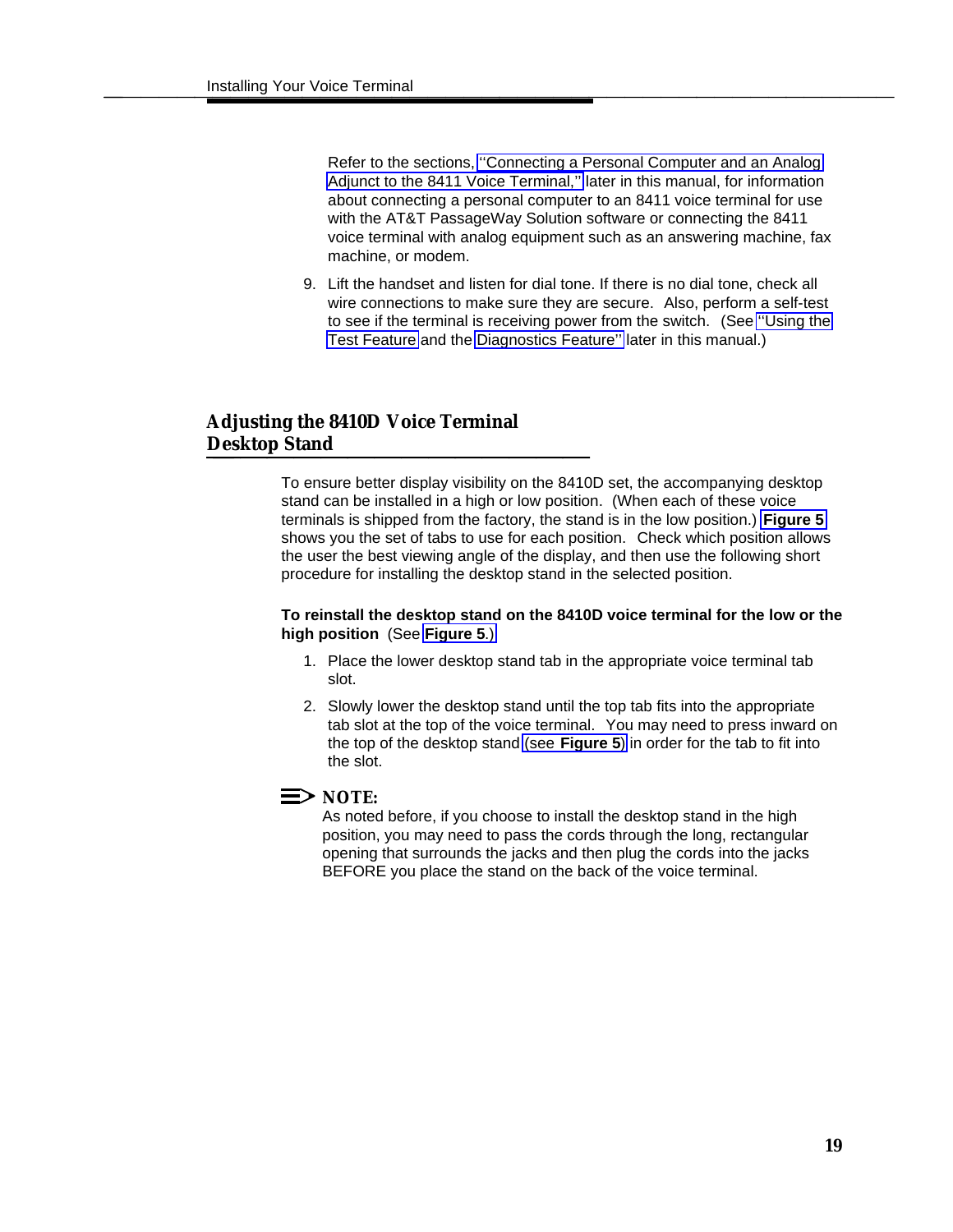Refer to the sections, ''Connecting a Personal Computer and an Analog Adjunct to the 8411 Voice Terminal,'' later in this manual, for information about connecting a personal computer to an 8411 voice terminal for use with the AT&T PassageWay Solution software or connecting the 8411 voice terminal with analog equipment such as an answering machine, fax machine, or modem.

9. Lift the handset and listen for dial tone. If there is no dial tone, check all wire connections to make sure they are secure. Also, perform a self-test to see if the terminal is receiving power from the switch. (See ''Using the Test Feature and the Diagnostics Feature'' later in this manual.)

## Adjusting the 8410D Voice Terminal Desktop Stand

To ensure better display visibility on the 8410D set, the accompanying desktop stand can be installed in a high or low position. (When each of these voice terminals is shipped from the factory, the stand is in the low position.) **Figure 5** shows you the set of tabs to use for each position. Check which position allows the user the best viewing angle of the display, and then use the following short procedure for installing the desktop stand in the selected position.

**To reinstall the desktop stand on the 8410D voice terminal for the low or the high position** (See **Figure 5**.)

1. Place the lower desktop stand tab in the appropriate voice terminal tab slot.
2. Slowly lower the desktop stand until the top tab fits into the appropriate tab slot at the top of the voice terminal. You may need to press inward on the top of the desktop stand (see **Figure 5**) in order for the tab to fit into the slot.

**NOTE:**
As noted before, if you choose to install the desktop stand in the high position, you may need to pass the cords through the long, rectangular opening that surrounds the jacks and then plug the cords into the jacks BEFORE you place the stand on the back of the voice terminal.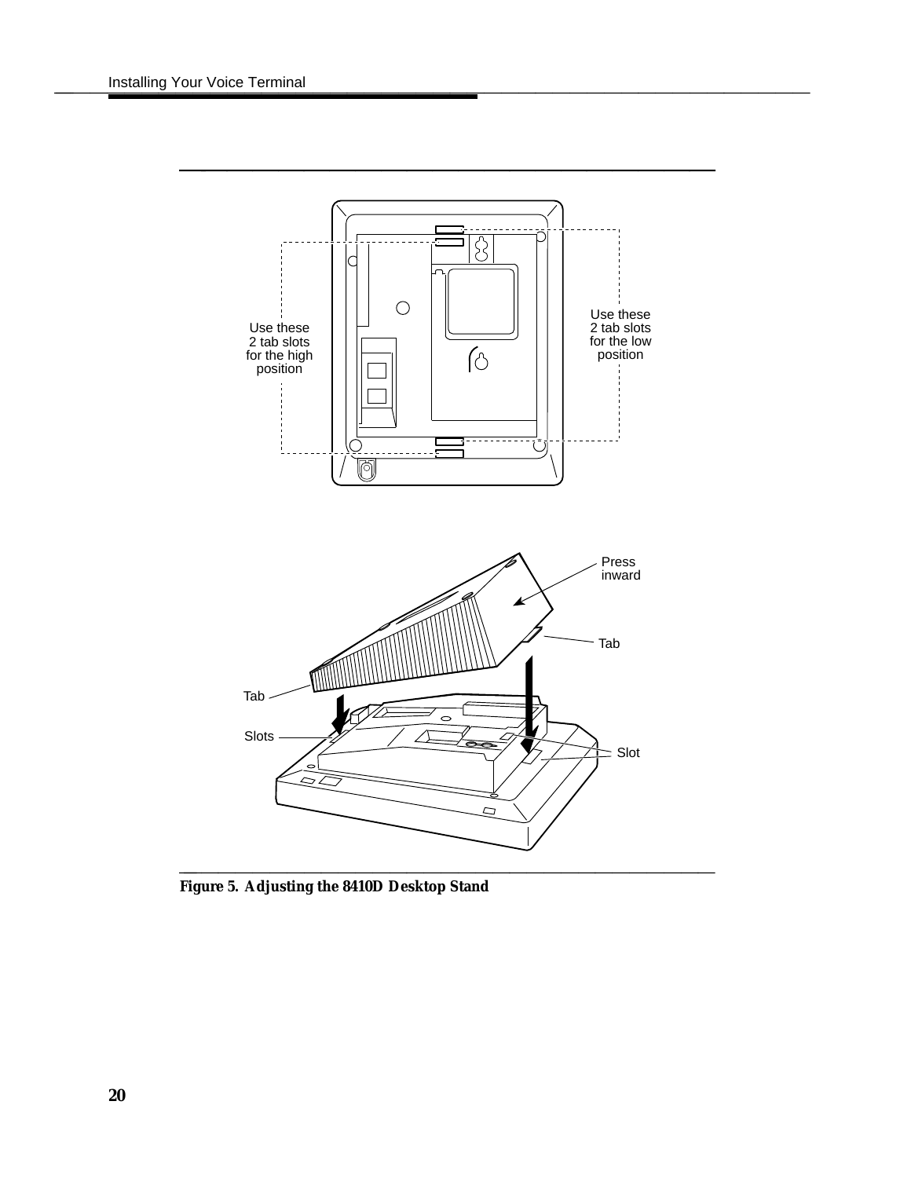Use these 2 tab slots for the high position

Use these 2 tab slots for the low position

Press inward

Tab

Tab

Slots

Slot

**Figure 5. Adjusting the 8410D Desktop Stand**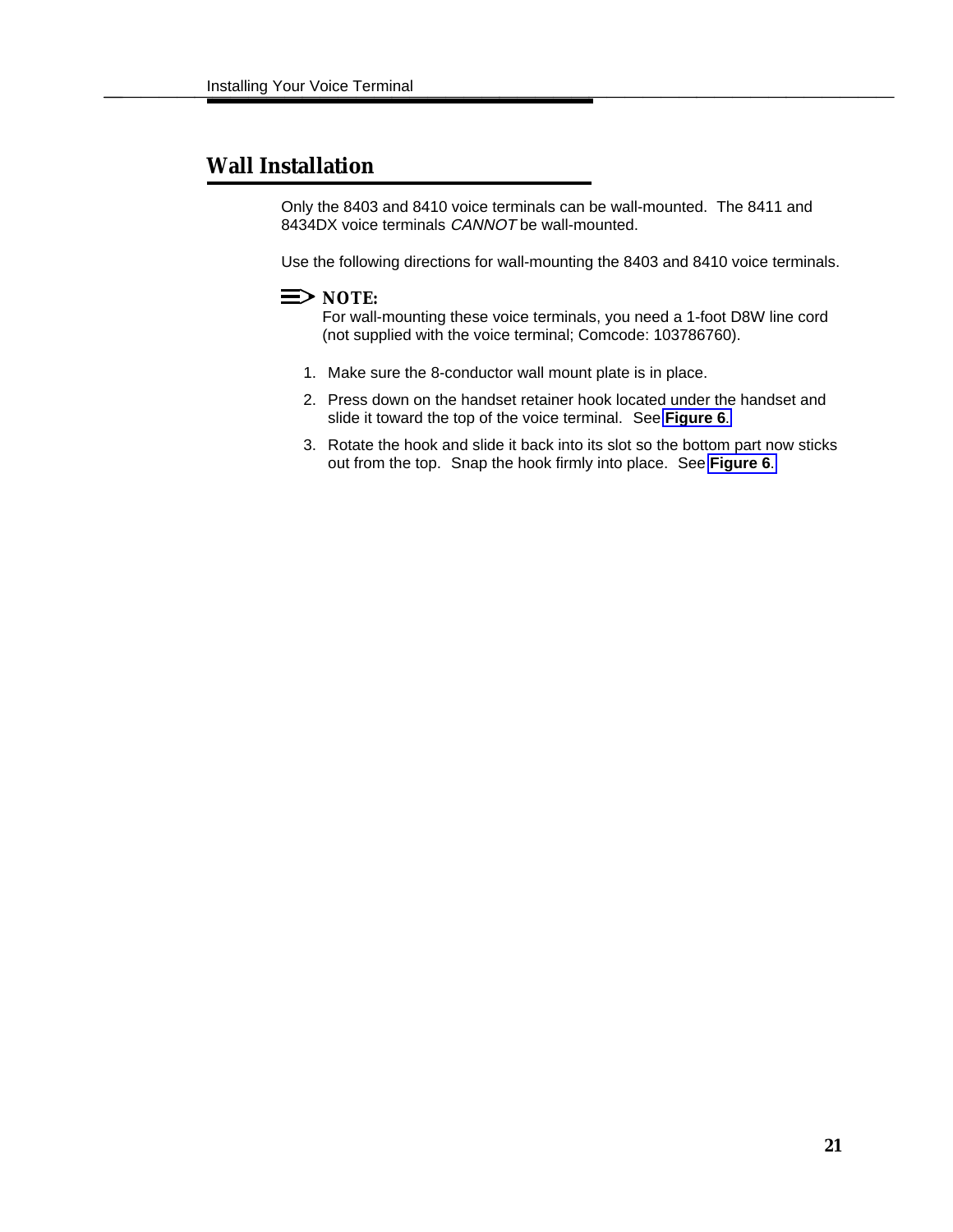## Wall Installation

Only the 8403 and 8410 voice terminals can be wall-mounted. The 8411 and 8434DX voice terminals *CANNOT* be wall-mounted.

Use the following directions for wall-mounting the 8403 and 8410 voice terminals.

**NOTE:**
For wall-mounting these voice terminals, you need a 1-foot D8W line cord (not supplied with the voice terminal; Comcode: 103786760).

1. Make sure the 8-conductor wall mount plate is in place.
2. Press down on the handset retainer hook located under the handset and slide it toward the top of the voice terminal. See **Figure 6**.
3. Rotate the hook and slide it back into its slot so the bottom part now sticks out from the top. Snap the hook firmly into place. See **Figure 6**.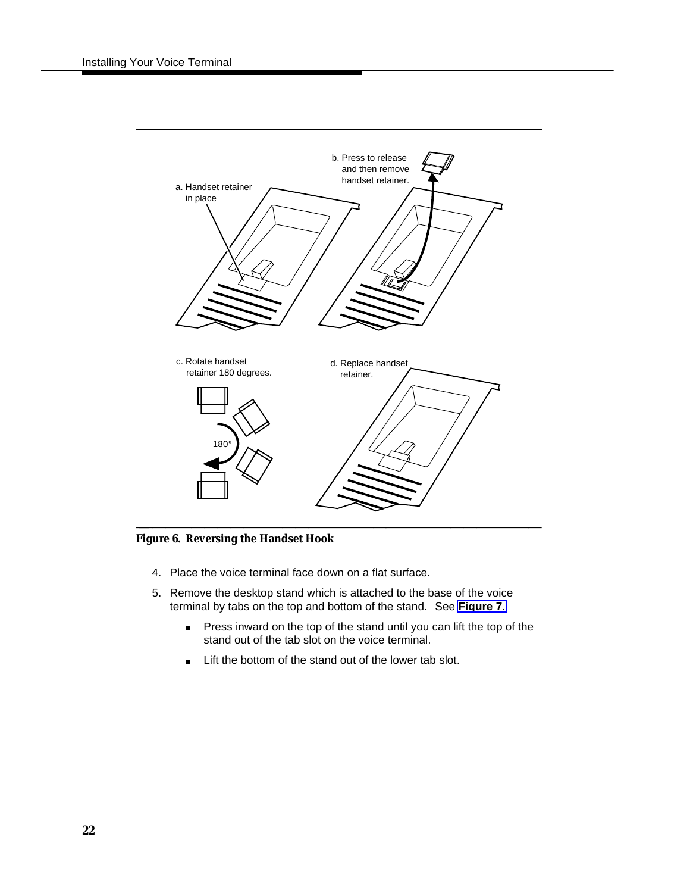a. Handset retainer in place

b. Press to release and then remove handset retainer.

c. Rotate handset retainer 180 degrees.

180°

d. Replace handset retainer.

**Figure 6. Reversing the Handset Hook**

4. Place the voice terminal face down on a flat surface.
5. Remove the desktop stand which is attached to the base of the voice terminal by tabs on the top and bottom of the stand. See **Figure 7.**
   - Press inward on the top of the stand until you can lift the top of the stand out of the tab slot on the voice terminal.
   - Lift the bottom of the stand out of the lower tab slot.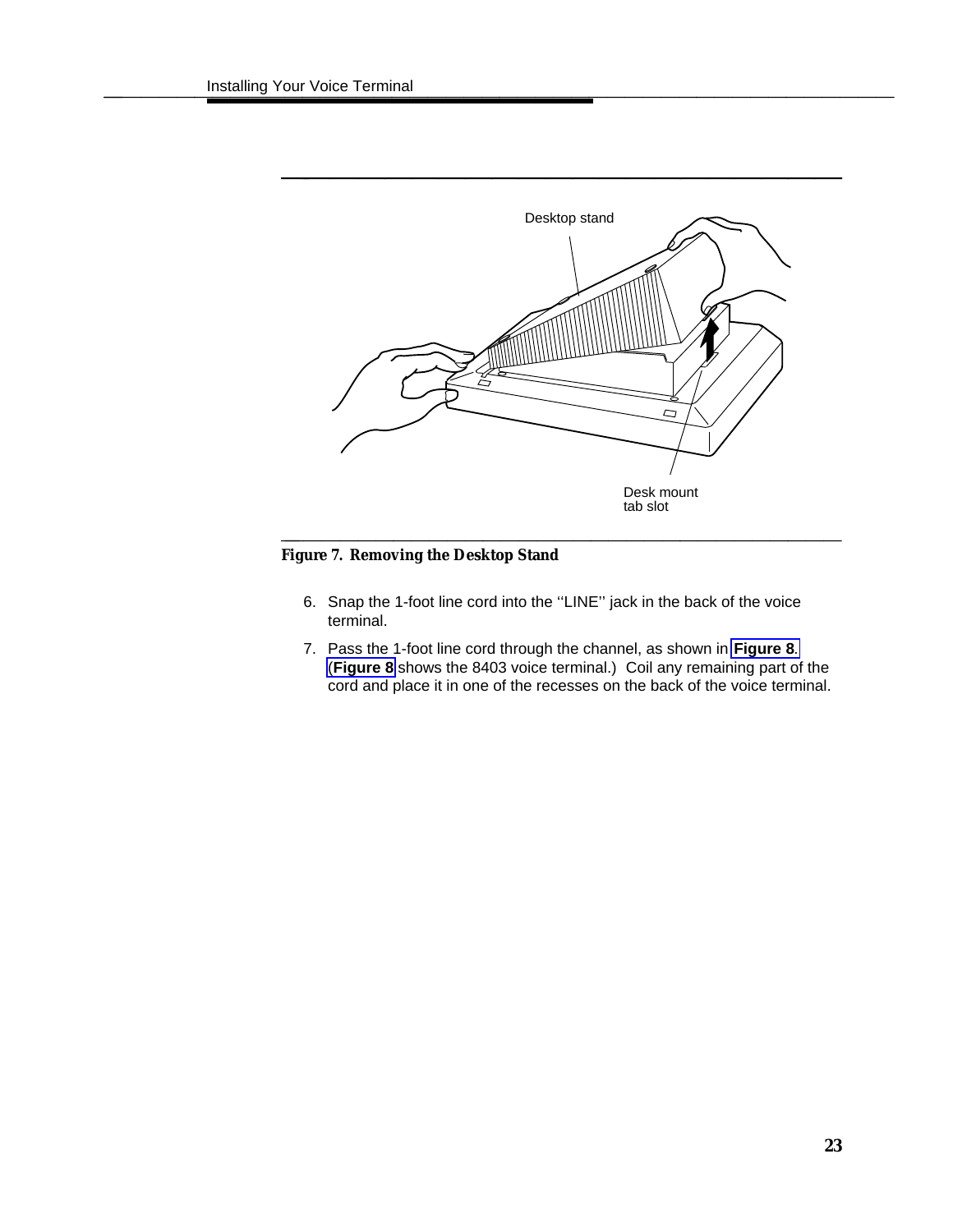Desktop stand

Desk mount
tab slot

**Figure 7. Removing the Desktop Stand**

6. Snap the 1-foot line cord into the ''LINE'' jack in the back of the voice terminal.
7. Pass the 1-foot line cord through the channel, as shown in **Figure 8**. (**Figure 8** shows the 8403 voice terminal.) Coil any remaining part of the cord and place it in one of the recesses on the back of the voice terminal.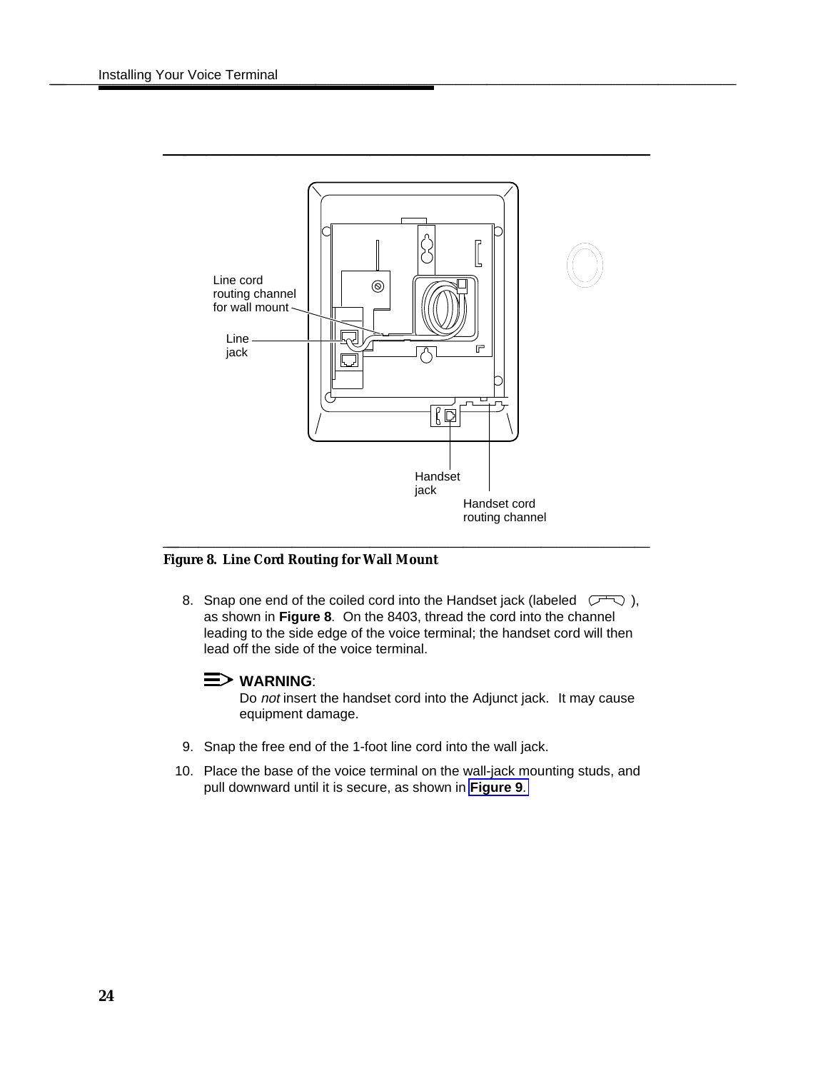Line cord routing channel for wall mount

Line jack

Handset jack

Handset cord routing channel

**Figure 8. Line Cord Routing for Wall Mount**

8. Snap one end of the coiled cord into the Handset jack (labeled ), as shown in **Figure 8**. On the 8403, thread the cord into the channel leading to the side edge of the voice terminal; the handset cord will then lead off the side of the voice terminal.

   **WARNING**:
   Do *not* insert the handset cord into the Adjunct jack. It may cause equipment damage.

9. Snap the free end of the 1-foot line cord into the wall jack.

10. Place the base of the voice terminal on the wall-jack mounting studs, and pull downward until it is secure, as shown in **Figure 9**.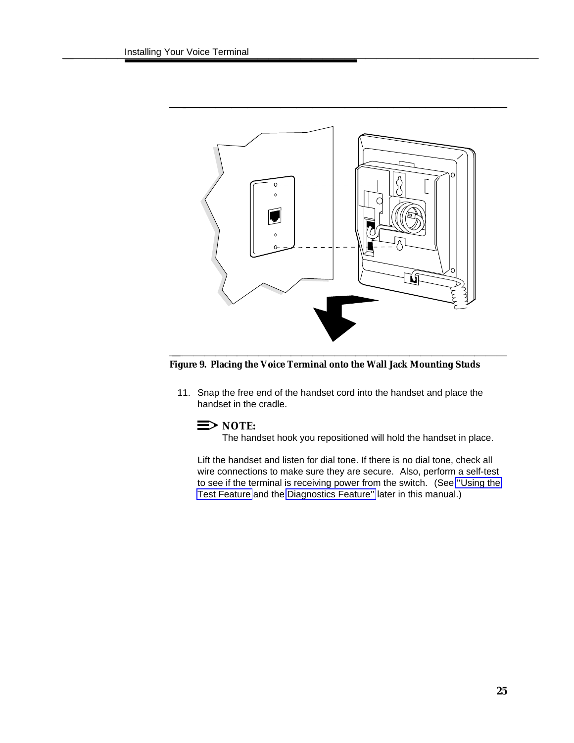**Figure 9. Placing the Voice Terminal onto the Wall Jack Mounting Studs**

11. Snap the free end of the handset cord into the handset and place the handset in the cradle.

    **NOTE:**
    The handset hook you repositioned will hold the handset in place.

    Lift the handset and listen for dial tone. If there is no dial tone, check all wire connections to make sure they are secure. Also, perform a self-test to see if the terminal is receiving power from the switch. (See ''Using the Test Feature and the Diagnostics Feature'' later in this manual.)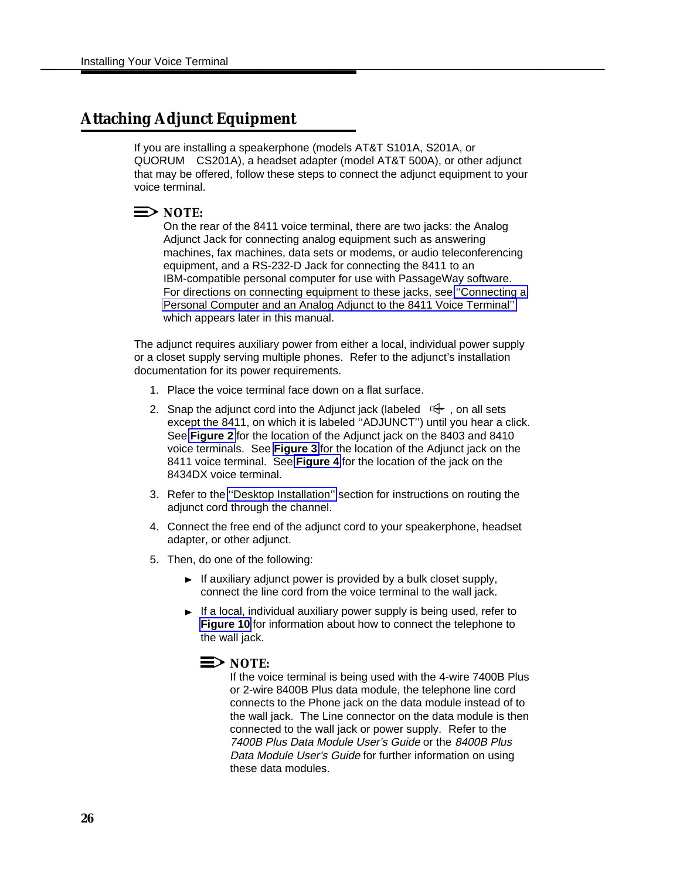## Attaching Adjunct Equipment

If you are installing a speakerphone (models AT&T S101A, S201A, or QUORUM CS201A), a headset adapter (model AT&T 500A), or other adjunct that may be offered, follow these steps to connect the adjunct equipment to your voice terminal.

**NOTE:**
On the rear of the 8411 voice terminal, there are two jacks: the Analog Adjunct Jack for connecting analog equipment such as answering machines, fax machines, data sets or modems, or audio teleconferencing equipment, and a RS-232-D Jack for connecting the 8411 to an IBM-compatible personal computer for use with PassageWay software. For directions on connecting equipment to these jacks, see ''Connecting a Personal Computer and an Analog Adjunct to the 8411 Voice Terminal'' which appears later in this manual.

The adjunct requires auxiliary power from either a local, individual power supply or a closet supply serving multiple phones. Refer to the adjunct's installation documentation for its power requirements.

1. Place the voice terminal face down on a flat surface.
2. Snap the adjunct cord into the Adjunct jack (labeled , on all sets except the 8411, on which it is labeled ''ADJUNCT'') until you hear a click. See **Figure 2** for the location of the Adjunct jack on the 8403 and 8410 voice terminals. See **Figure 3** for the location of the Adjunct jack on the 8411 voice terminal. See **Figure 4** for the location of the jack on the 8434DX voice terminal.
3. Refer to the ''Desktop Installation'' section for instructions on routing the adjunct cord through the channel.
4. Connect the free end of the adjunct cord to your speakerphone, headset adapter, or other adjunct.
5. Then, do one of the following:
   - If auxiliary adjunct power is provided by a bulk closet supply, connect the line cord from the voice terminal to the wall jack.
   - If a local, individual auxiliary power supply is being used, refer to **Figure 10** for information about how to connect the telephone to the wall jack.

   **NOTE:**
   If the voice terminal is being used with the 4-wire 7400B Plus or 2-wire 8400B Plus data module, the telephone line cord connects to the Phone jack on the data module instead of to the wall jack. The Line connector on the data module is then connected to the wall jack or power supply. Refer to the *7400B Plus Data Module User's Guide* or the *8400B Plus Data Module User's Guide* for further information on using these data modules.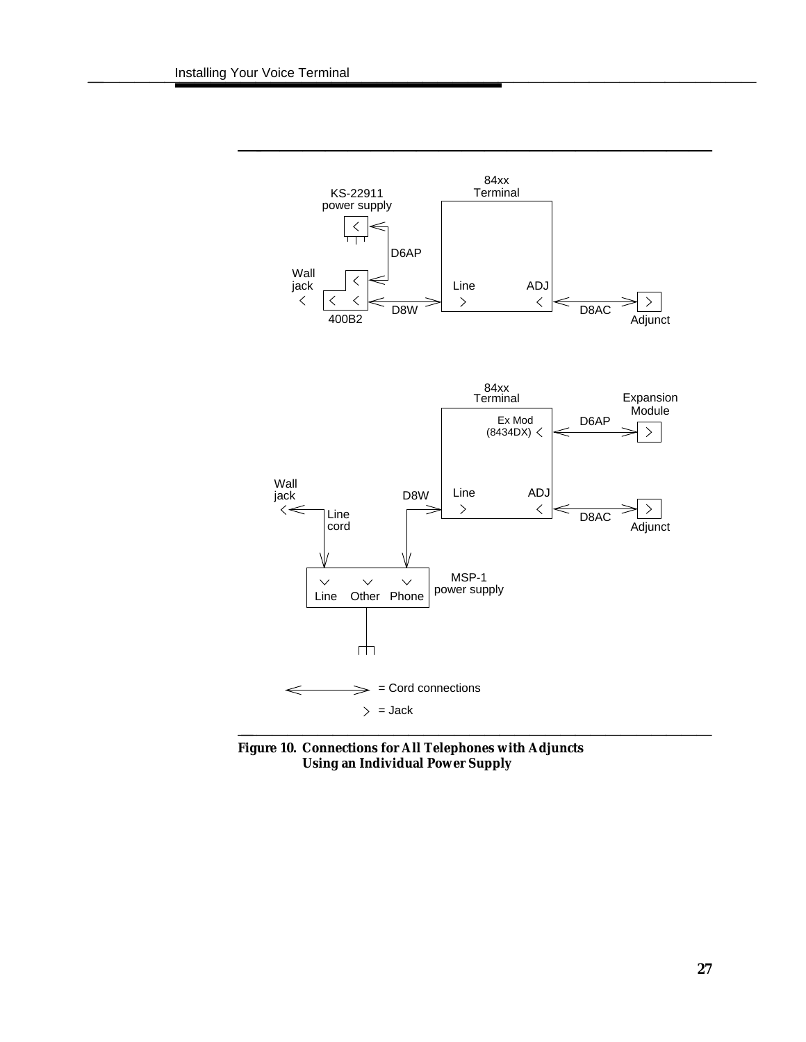84xx
Terminal

KS-22911
power supply

D6AP

Wall
jack

Line

ADJ

D8W

D8AC

400B2

Adjunct

84xx
Terminal

Expansion
Module

Ex Mod
(8434DX)

D6AP

Wall
jack

D8W

Line

ADJ

Line
cord

D8AC

Adjunct

MSP-1
power supply

Line Other Phone

= Cord connections

= Jack

**Figure 10. Connections for All Telephones with Adjuncts Using an Individual Power Supply**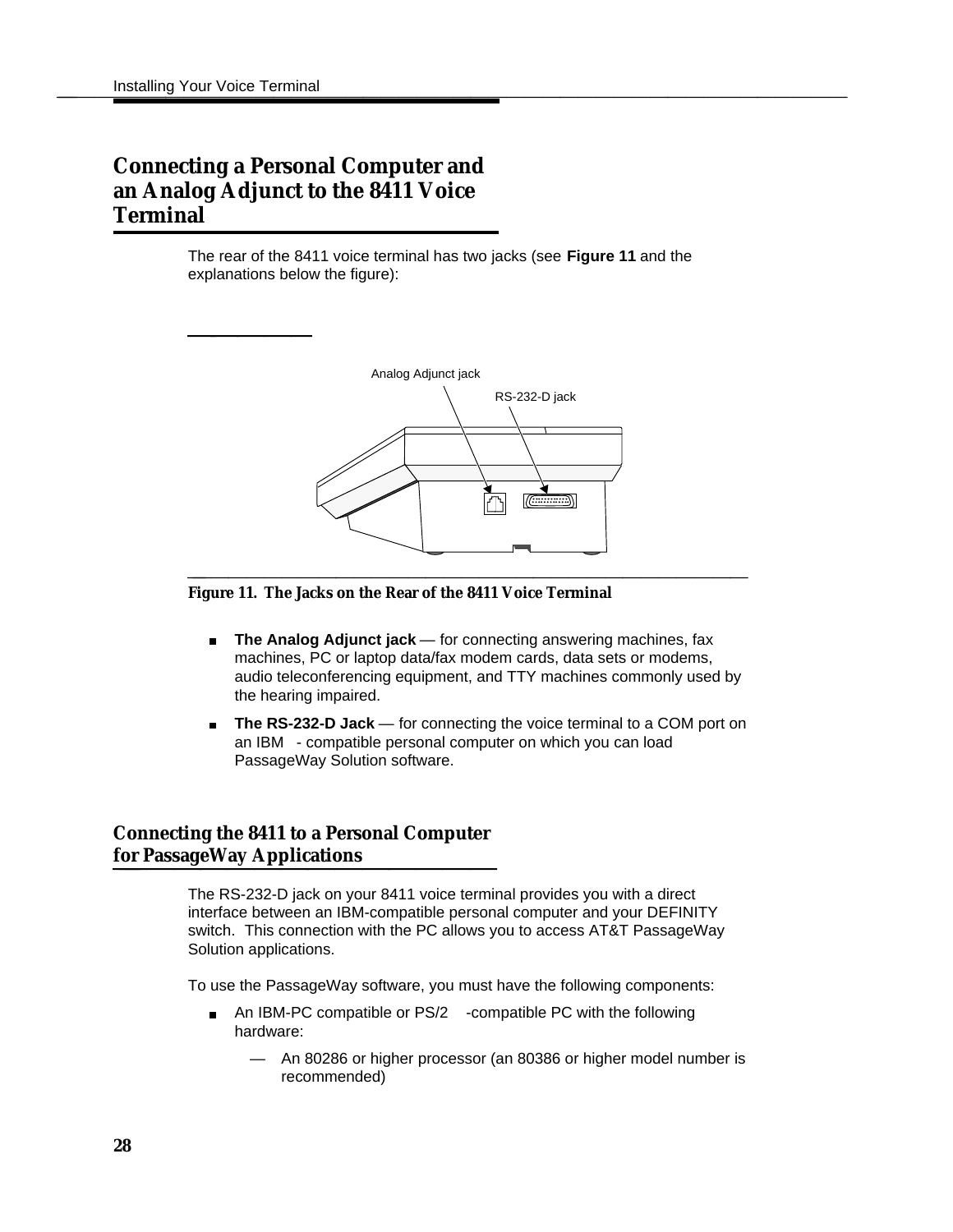## Connecting a Personal Computer and an Analog Adjunct to the 8411 Voice Terminal

The rear of the 8411 voice terminal has two jacks (see **Figure 11** and the explanations below the figure):

Analog Adjunct jack

RS-232-D jack

**Figure 11. The Jacks on the Rear of the 8411 Voice Terminal**

- **The Analog Adjunct jack** — for connecting answering machines, fax machines, PC or laptop data/fax modem cards, data sets or modems, audio teleconferencing equipment, and TTY machines commonly used by the hearing impaired.
- **The RS-232-D Jack** — for connecting the voice terminal to a COM port on an IBM - compatible personal computer on which you can load PassageWay Solution software.

### Connecting the 8411 to a Personal Computer for PassageWay Applications

The RS-232-D jack on your 8411 voice terminal provides you with a direct interface between an IBM-compatible personal computer and your DEFINITY switch. This connection with the PC allows you to access AT&T PassageWay Solution applications.

To use the PassageWay software, you must have the following components:

- An IBM-PC compatible or PS/2 -compatible PC with the following hardware:
  - An 80286 or higher processor (an 80386 or higher model number is recommended)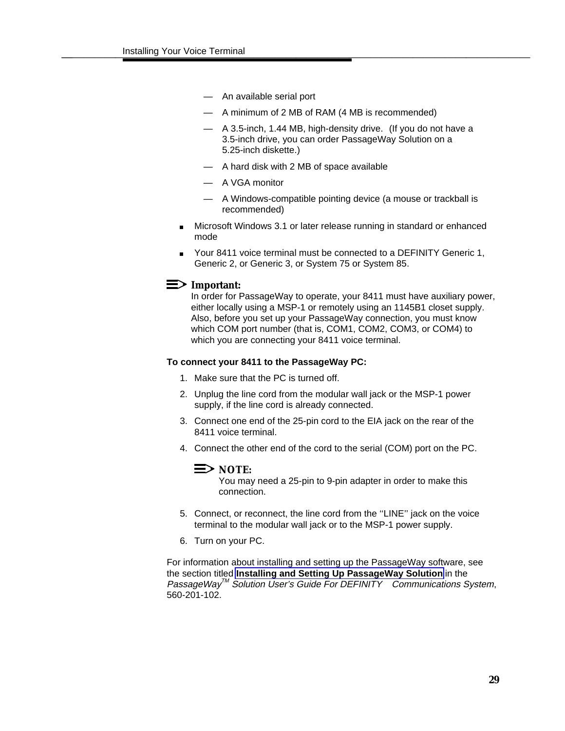- An available serial port
- A minimum of 2 MB of RAM (4 MB is recommended)
- A 3.5-inch, 1.44 MB, high-density drive. (If you do not have a 3.5-inch drive, you can order PassageWay Solution on a 5.25-inch diskette.)
- A hard disk with 2 MB of space available
- A VGA monitor
- A Windows-compatible pointing device (a mouse or trackball is recommended)

- Microsoft Windows 3.1 or later release running in standard or enhanced mode
- Your 8411 voice terminal must be connected to a DEFINITY Generic 1, Generic 2, or Generic 3, or System 75 or System 85.

**Important:**
In order for PassageWay to operate, your 8411 must have auxiliary power, either locally using a MSP-1 or remotely using an 1145B1 closet supply. Also, before you set up your PassageWay connection, you must know which COM port number (that is, COM1, COM2, COM3, or COM4) to which you are connecting your 8411 voice terminal.

**To connect your 8411 to the PassageWay PC:**

1. Make sure that the PC is turned off.
2. Unplug the line cord from the modular wall jack or the MSP-1 power supply, if the line cord is already connected.
3. Connect one end of the 25-pin cord to the EIA jack on the rear of the 8411 voice terminal.
4. Connect the other end of the cord to the serial (COM) port on the PC.

   **NOTE:**
   You may need a 25-pin to 9-pin adapter in order to make this connection.

5. Connect, or reconnect, the line cord from the ''LINE'' jack on the voice terminal to the modular wall jack or to the MSP-1 power supply.
6. Turn on your PC.

For information about installing and setting up the PassageWay software, see the section titled **Installing and Setting Up PassageWay Solution** in the *PassageWay™ Solution User's Guide For DEFINITY Communications System*, 560-201-102.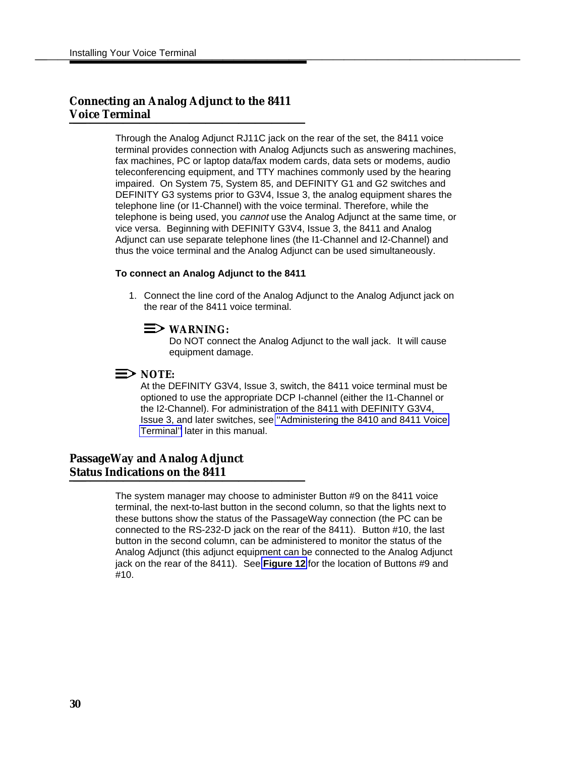## Connecting an Analog Adjunct to the 8411 Voice Terminal

Through the Analog Adjunct RJ11C jack on the rear of the set, the 8411 voice terminal provides connection with Analog Adjuncts such as answering machines, fax machines, PC or laptop data/fax modem cards, data sets or modems, audio teleconferencing equipment, and TTY machines commonly used by the hearing impaired. On System 75, System 85, and DEFINITY G1 and G2 switches and DEFINITY G3 systems prior to G3V4, Issue 3, the analog equipment shares the telephone line (or I1-Channel) with the voice terminal. Therefore, while the telephone is being used, you *cannot* use the Analog Adjunct at the same time, or vice versa. Beginning with DEFINITY G3V4, Issue 3, the 8411 and Analog Adjunct can use separate telephone lines (the I1-Channel and I2-Channel) and thus the voice terminal and the Analog Adjunct can be used simultaneously.

**To connect an Analog Adjunct to the 8411**

1. Connect the line cord of the Analog Adjunct to the Analog Adjunct jack on the rear of the 8411 voice terminal.

   **WARNING:**
   Do NOT connect the Analog Adjunct to the wall jack. It will cause equipment damage.

**NOTE:**
At the DEFINITY G3V4, Issue 3, switch, the 8411 voice terminal must be optioned to use the appropriate DCP I-channel (either the I1-Channel or the I2-Channel). For administration of the 8411 with DEFINITY G3V4, Issue 3, and later switches, see "Administering the 8410 and 8411 Voice Terminal" later in this manual.

## PassageWay and Analog Adjunct Status Indications on the 8411

The system manager may choose to administer Button #9 on the 8411 voice terminal, the next-to-last button in the second column, so that the lights next to these buttons show the status of the PassageWay connection (the PC can be connected to the RS-232-D jack on the rear of the 8411). Button #10, the last button in the second column, can be administered to monitor the status of the Analog Adjunct (this adjunct equipment can be connected to the Analog Adjunct jack on the rear of the 8411). See **Figure 12** for the location of Buttons #9 and #10.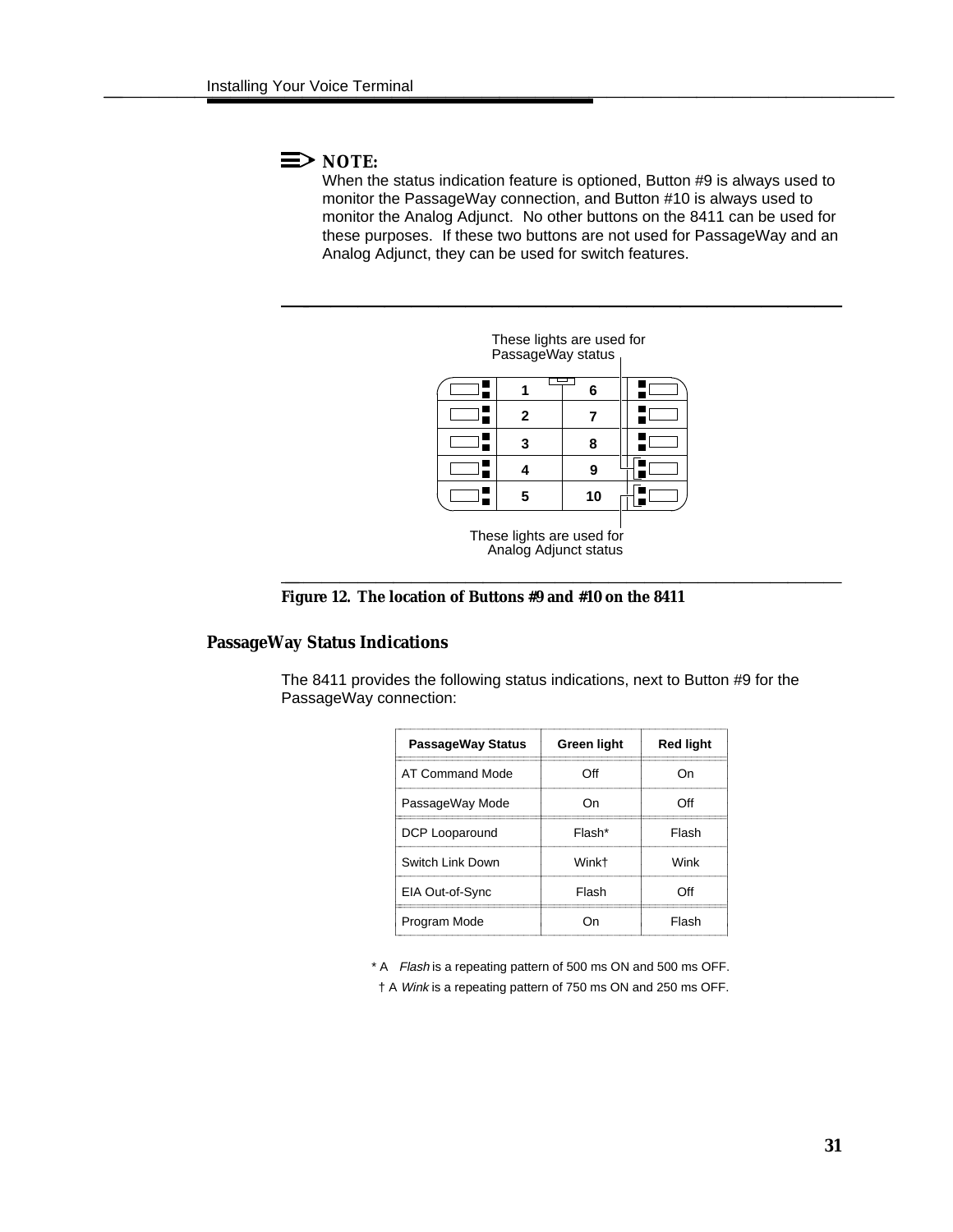**NOTE:**
When the status indication feature is optioned, Button #9 is always used to monitor the PassageWay connection, and Button #10 is always used to monitor the Analog Adjunct. No other buttons on the 8411 can be used for these purposes. If these two buttons are not used for PassageWay and an Analog Adjunct, they can be used for switch features.

These lights are used for PassageWay status

1 6
2 7
3 8
4 9
5 10

These lights are used for Analog Adjunct status

**Figure 12. The location of Buttons #9 and #10 on the 8411**

## PassageWay Status Indications

The 8411 provides the following status indications, next to Button #9 for the PassageWay connection:

| PassageWay Status | Green light | Red light |
|---|---|---|
| AT Command Mode | Off | On |
| PassageWay Mode | On | Off |
| DCP Looparound | Flash* | Flash |
| Switch Link Down | Wink† | Wink |
| EIA Out-of-Sync | Flash | Off |
| Program Mode | On | Flash |

\* A *Flash* is a repeating pattern of 500 ms ON and 500 ms OFF.

† A *Wink* is a repeating pattern of 750 ms ON and 250 ms OFF.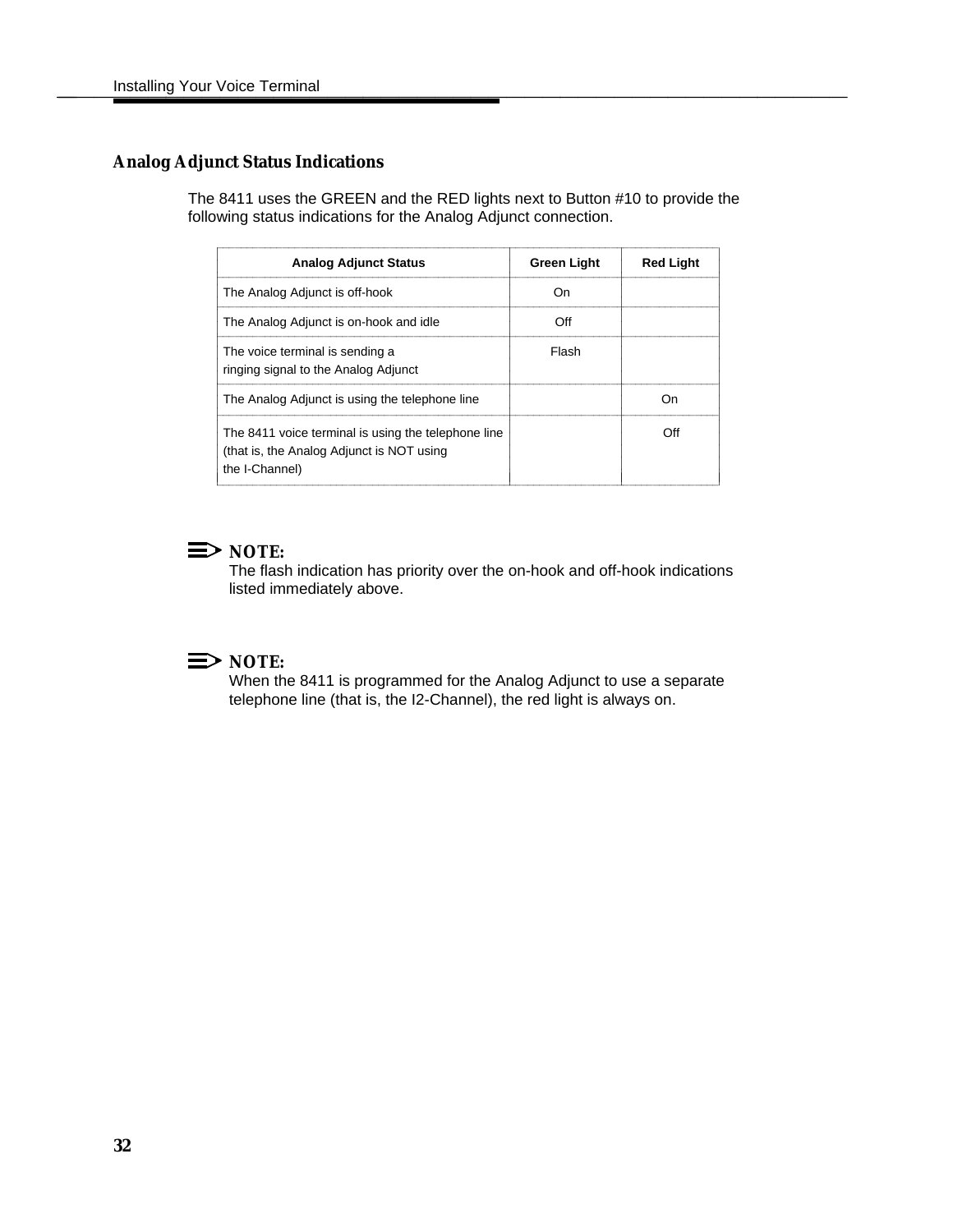## Analog Adjunct Status Indications

The 8411 uses the GREEN and the RED lights next to Button #10 to provide the following status indications for the Analog Adjunct connection.

| Analog Adjunct Status | Green Light | Red Light |
|---|---|---|
| The Analog Adjunct is off-hook | On | |
| The Analog Adjunct is on-hook and idle | Off | |
| The voice terminal is sending a ringing signal to the Analog Adjunct | Flash | |
| The Analog Adjunct is using the telephone line | | On |
| The 8411 voice terminal is using the telephone line (that is, the Analog Adjunct is NOT using the I-Channel) | | Off |

**NOTE:**
The flash indication has priority over the on-hook and off-hook indications listed immediately above.

**NOTE:**
When the 8411 is programmed for the Analog Adjunct to use a separate telephone line (that is, the I2-Channel), the red light is always on.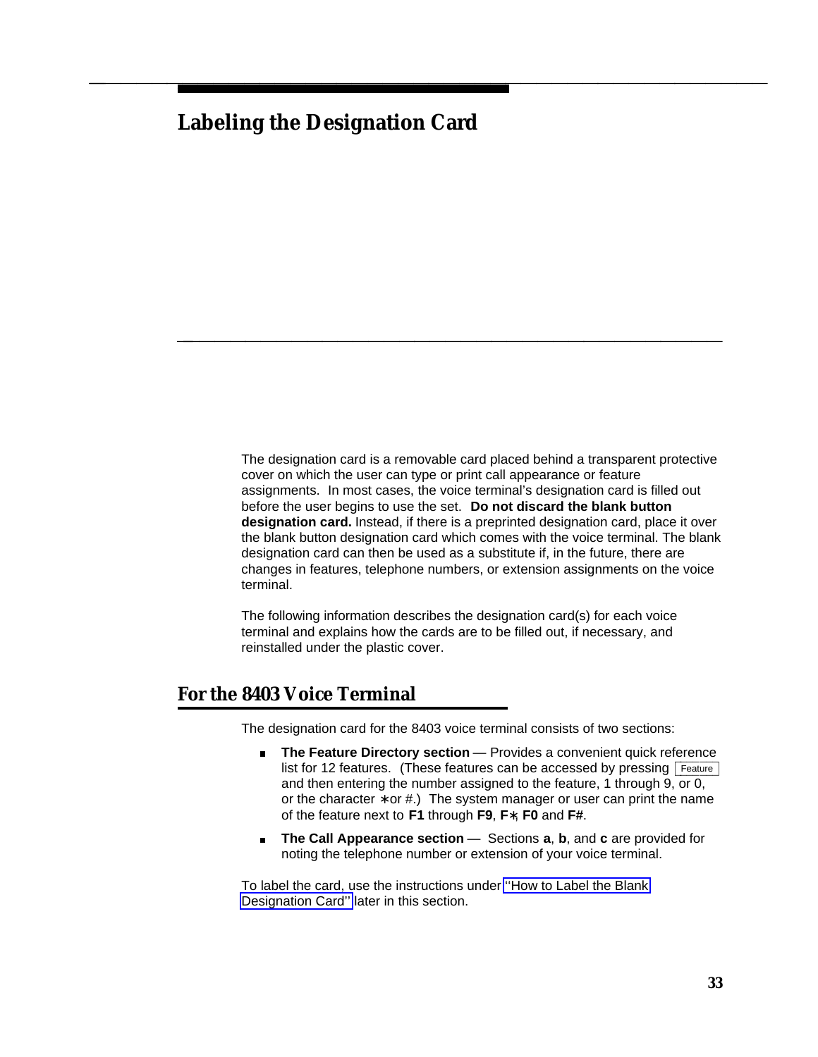# Labeling the Designation Card

The designation card is a removable card placed behind a transparent protective cover on which the user can type or print call appearance or feature assignments. In most cases, the voice terminal's designation card is filled out before the user begins to use the set. **Do not discard the blank button designation card.** Instead, if there is a preprinted designation card, place it over the blank button designation card which comes with the voice terminal. The blank designation card can then be used as a substitute if, in the future, there are changes in features, telephone numbers, or extension assignments on the voice terminal.

The following information describes the designation card(s) for each voice terminal and explains how the cards are to be filled out, if necessary, and reinstalled under the plastic cover.

## For the 8403 Voice Terminal

The designation card for the 8403 voice terminal consists of two sections:

- **The Feature Directory section** — Provides a convenient quick reference list for 12 features. (These features can be accessed by pressing Feature and then entering the number assigned to the feature, 1 through 9, or 0, or the character ∗ or #.) The system manager or user can print the name of the feature next to **F1** through **F9**, **F∗**, **F0** and **F#**.
- **The Call Appearance section** — Sections **a**, **b**, and **c** are provided for noting the telephone number or extension of your voice terminal.

To label the card, use the instructions under "How to Label the Blank Designation Card" later in this section.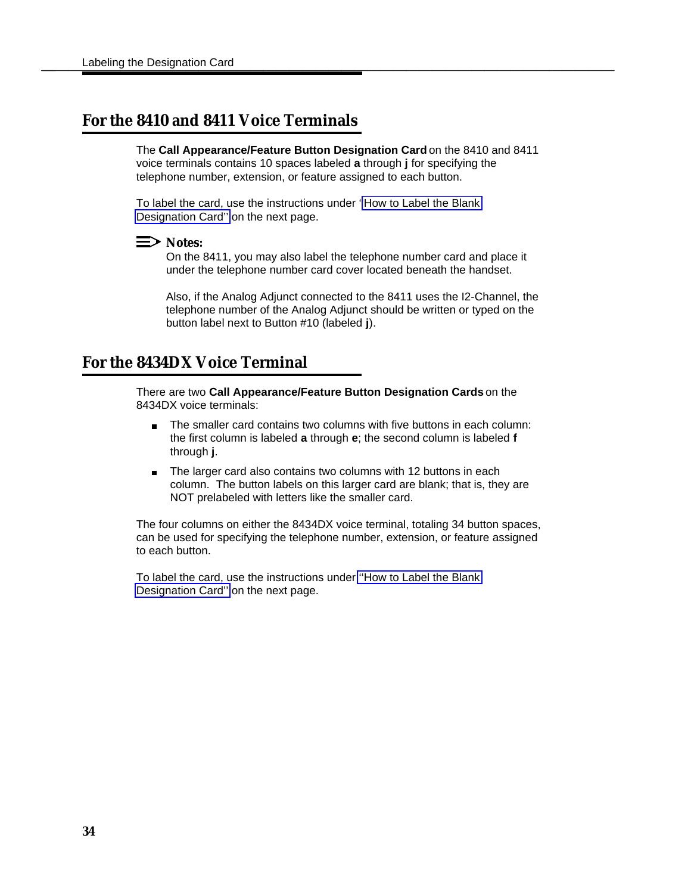## For the 8410 and 8411 Voice Terminals

The **Call Appearance/Feature Button Designation Card** on the 8410 and 8411 voice terminals contains 10 spaces labeled **a** through **j** for specifying the telephone number, extension, or feature assigned to each button.

To label the card, use the instructions under "How to Label the Blank Designation Card" on the next page.

**Notes:**

On the 8411, you may also label the telephone number card and place it under the telephone number card cover located beneath the handset.

Also, if the Analog Adjunct connected to the 8411 uses the I2-Channel, the telephone number of the Analog Adjunct should be written or typed on the button label next to Button #10 (labeled **j**).

## For the 8434DX Voice Terminal

There are two **Call Appearance/Feature Button Designation Cards** on the 8434DX voice terminals:

- The smaller card contains two columns with five buttons in each column: the first column is labeled **a** through **e**; the second column is labeled **f** through **j**.
- The larger card also contains two columns with 12 buttons in each column. The button labels on this larger card are blank; that is, they are NOT prelabeled with letters like the smaller card.

The four columns on either the 8434DX voice terminal, totaling 34 button spaces, can be used for specifying the telephone number, extension, or feature assigned to each button.

To label the card, use the instructions under "How to Label the Blank Designation Card" on the next page.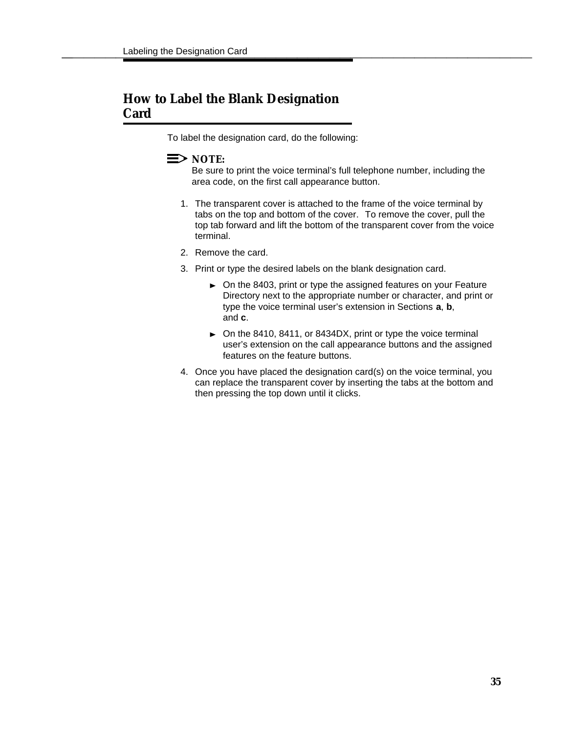## How to Label the Blank Designation Card

To label the designation card, do the following:

> **NOTE:**
> Be sure to print the voice terminal's full telephone number, including the area code, on the first call appearance button.

1. The transparent cover is attached to the frame of the voice terminal by tabs on the top and bottom of the cover. To remove the cover, pull the top tab forward and lift the bottom of the transparent cover from the voice terminal.
2. Remove the card.
3. Print or type the desired labels on the blank designation card.
   - On the 8403, print or type the assigned features on your Feature Directory next to the appropriate number or character, and print or type the voice terminal user's extension in Sections **a**, **b**, and **c**.
   - On the 8410, 8411, or 8434DX, print or type the voice terminal user's extension on the call appearance buttons and the assigned features on the feature buttons.
4. Once you have placed the designation card(s) on the voice terminal, you can replace the transparent cover by inserting the tabs at the bottom and then pressing the top down until it clicks.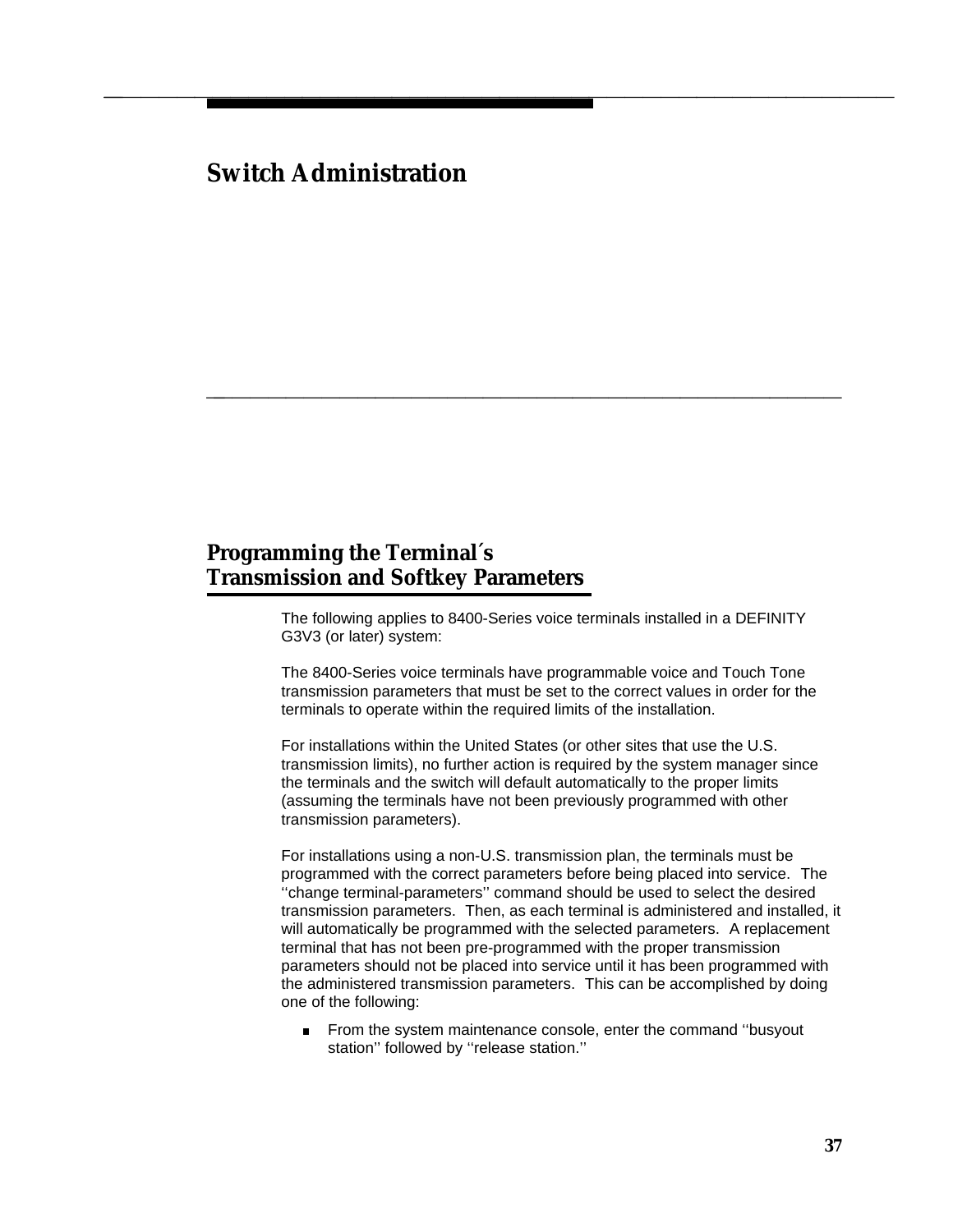# Switch Administration

## Programming the Terminal´s Transmission and Softkey Parameters

The following applies to 8400-Series voice terminals installed in a DEFINITY G3V3 (or later) system:

The 8400-Series voice terminals have programmable voice and Touch Tone transmission parameters that must be set to the correct values in order for the terminals to operate within the required limits of the installation.

For installations within the United States (or other sites that use the U.S. transmission limits), no further action is required by the system manager since the terminals and the switch will default automatically to the proper limits (assuming the terminals have not been previously programmed with other transmission parameters).

For installations using a non-U.S. transmission plan, the terminals must be programmed with the correct parameters before being placed into service. The ‘‘change terminal-parameters’’ command should be used to select the desired transmission parameters. Then, as each terminal is administered and installed, it will automatically be programmed with the selected parameters. A replacement terminal that has not been pre-programmed with the proper transmission parameters should not be placed into service until it has been programmed with the administered transmission parameters. This can be accomplished by doing one of the following:

- From the system maintenance console, enter the command ‘‘busyout station’’ followed by ‘‘release station.’’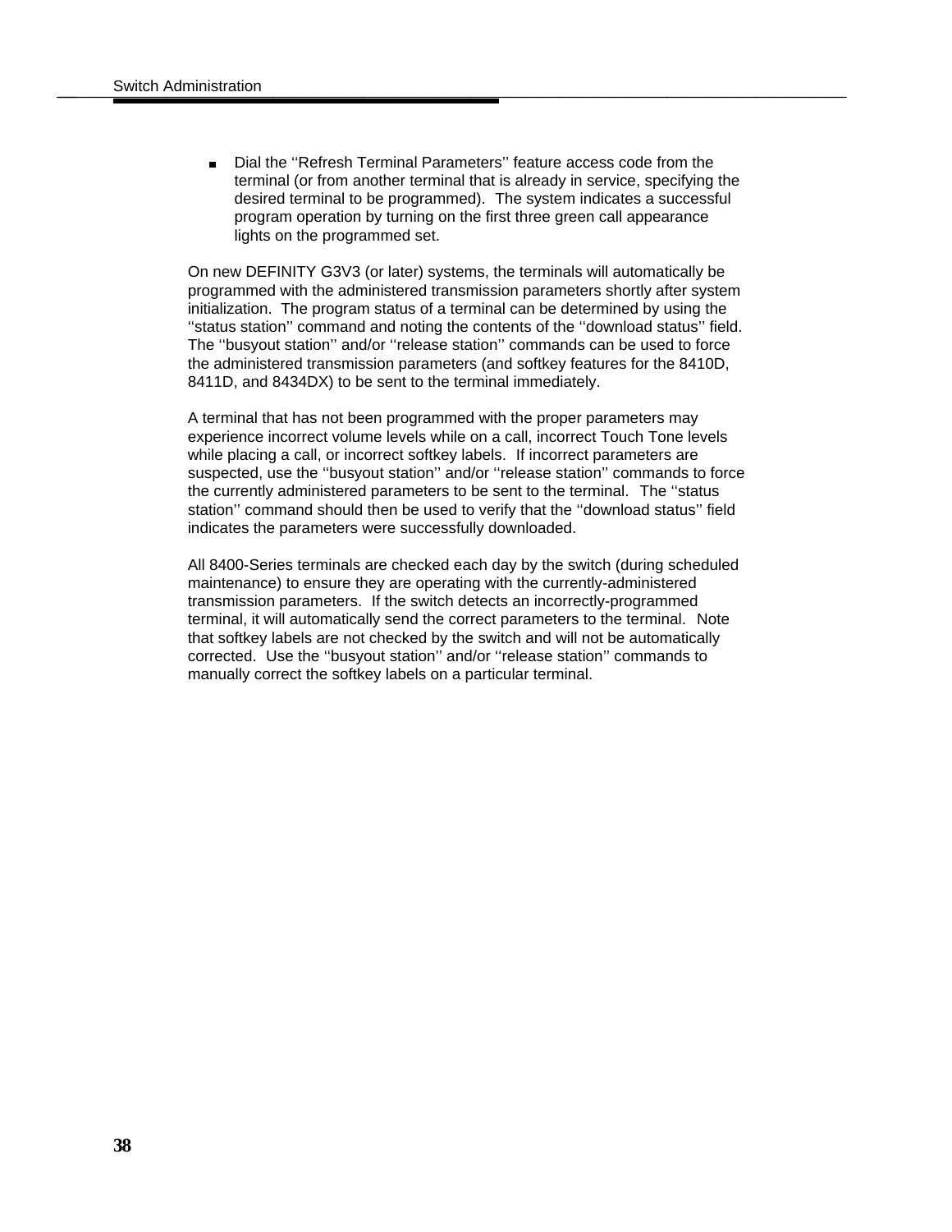- Dial the ''Refresh Terminal Parameters'' feature access code from the terminal (or from another terminal that is already in service, specifying the desired terminal to be programmed). The system indicates a successful program operation by turning on the first three green call appearance lights on the programmed set.

On new DEFINITY G3V3 (or later) systems, the terminals will automatically be programmed with the administered transmission parameters shortly after system initialization. The program status of a terminal can be determined by using the ''status station'' command and noting the contents of the ''download status'' field. The ''busyout station'' and/or ''release station'' commands can be used to force the administered transmission parameters (and softkey features for the 8410D, 8411D, and 8434DX) to be sent to the terminal immediately.

A terminal that has not been programmed with the proper parameters may experience incorrect volume levels while on a call, incorrect Touch Tone levels while placing a call, or incorrect softkey labels. If incorrect parameters are suspected, use the ''busyout station'' and/or ''release station'' commands to force the currently administered parameters to be sent to the terminal. The ''status station'' command should then be used to verify that the ''download status'' field indicates the parameters were successfully downloaded.

All 8400-Series terminals are checked each day by the switch (during scheduled maintenance) to ensure they are operating with the currently-administered transmission parameters. If the switch detects an incorrectly-programmed terminal, it will automatically send the correct parameters to the terminal. Note that softkey labels are not checked by the switch and will not be automatically corrected. Use the ''busyout station'' and/or ''release station'' commands to manually correct the softkey labels on a particular terminal.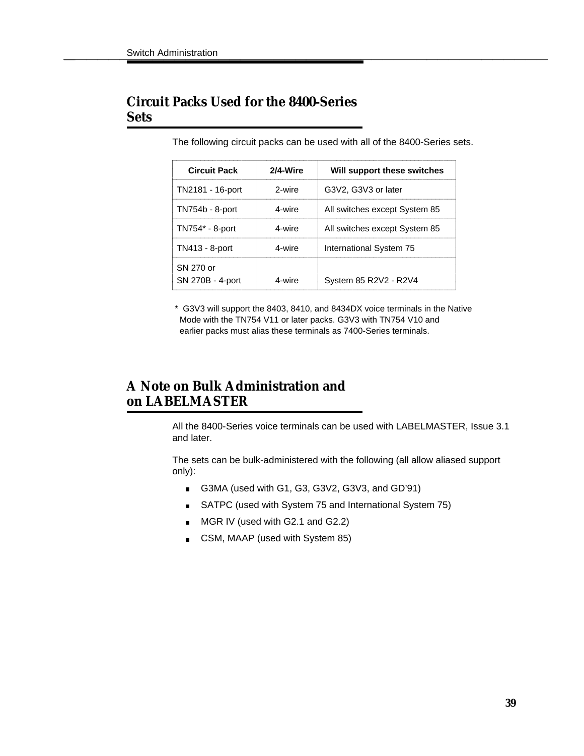## Circuit Packs Used for the 8400-Series Sets

The following circuit packs can be used with all of the 8400-Series sets.

| Circuit Pack | 2/4-Wire | Will support these switches |
|---|---|---|
| TN2181 - 16-port | 2-wire | G3V2, G3V3 or later |
| TN754b - 8-port | 4-wire | All switches except System 85 |
| TN754* - 8-port | 4-wire | All switches except System 85 |
| TN413 - 8-port | 4-wire | International System 75 |
| SN 270 or SN 270B - 4-port | 4-wire | System 85 R2V2 - R2V4 |

\* G3V3 will support the 8403, 8410, and 8434DX voice terminals in the Native Mode with the TN754 V11 or later packs. G3V3 with TN754 V10 and earlier packs must alias these terminals as 7400-Series terminals.

## A Note on Bulk Administration and on LABELMASTER

All the 8400-Series voice terminals can be used with LABELMASTER, Issue 3.1 and later.

The sets can be bulk-administered with the following (all allow aliased support only):

- G3MA (used with G1, G3, G3V2, G3V3, and GD'91)
- SATPC (used with System 75 and International System 75)
- MGR IV (used with G2.1 and G2.2)
- CSM, MAAP (used with System 85)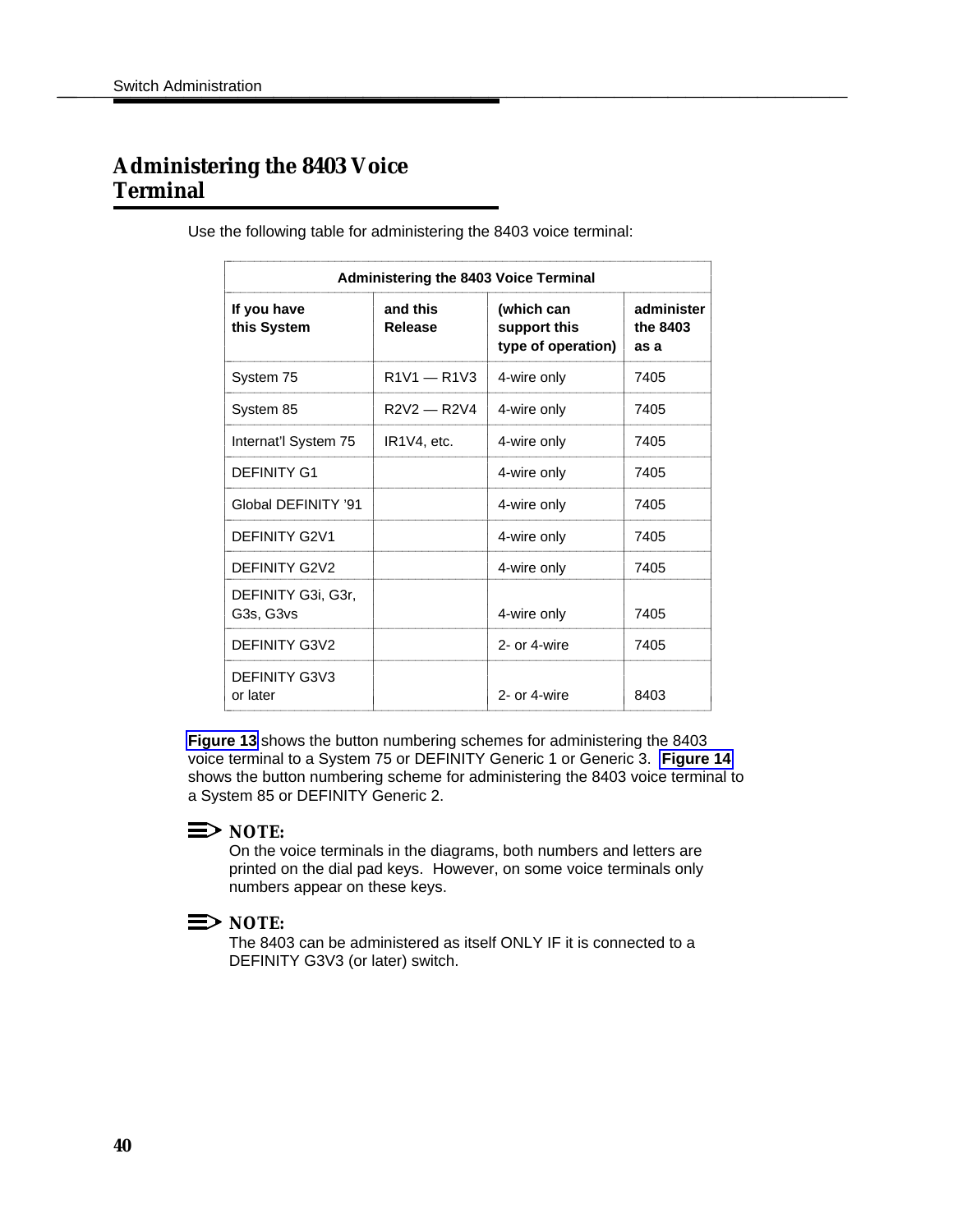# Administering the 8403 Voice Terminal

Use the following table for administering the 8403 voice terminal:

| Administering the 8403 Voice Terminal | | | |
|---|---|---|---|
| **If you have this System** | **and this Release** | **(which can support this type of operation)** | **administer the 8403 as a** |
| System 75 | R1V1 — R1V3 | 4-wire only | 7405 |
| System 85 | R2V2 — R2V4 | 4-wire only | 7405 |
| Internat'l System 75 | IR1V4, etc. | 4-wire only | 7405 |
| DEFINITY G1 | | 4-wire only | 7405 |
| Global DEFINITY '91 | | 4-wire only | 7405 |
| DEFINITY G2V1 | | 4-wire only | 7405 |
| DEFINITY G2V2 | | 4-wire only | 7405 |
| DEFINITY G3i, G3r, G3s, G3vs | | 4-wire only | 7405 |
| DEFINITY G3V2 | | 2- or 4-wire | 7405 |
| DEFINITY G3V3 or later | | 2- or 4-wire | 8403 |

**Figure 13** shows the button numbering schemes for administering the 8403 voice terminal to a System 75 or DEFINITY Generic 1 or Generic 3. **Figure 14** shows the button numbering scheme for administering the 8403 voice terminal to a System 85 or DEFINITY Generic 2.

**NOTE:**
On the voice terminals in the diagrams, both numbers and letters are printed on the dial pad keys. However, on some voice terminals only numbers appear on these keys.

**NOTE:**
The 8403 can be administered as itself ONLY IF it is connected to a DEFINITY G3V3 (or later) switch.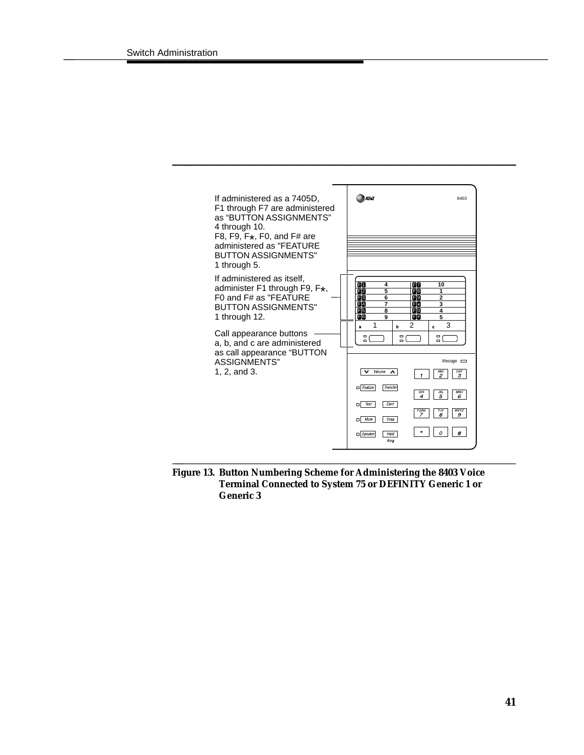If administered as a 7405D, F1 through F7 are administered as “BUTTON ASSIGNMENTS” 4 through 10.
F8, F9, F*, F0, and F# are administered as "FEATURE BUTTON ASSIGNMENTS" 1 through 5.

If administered as itself, administer F1 through F9, F*, F0 and F# as "FEATURE BUTTON ASSIGNMENTS" 1 through 12.

Call appearance buttons a, b, and c are administered as call appearance “BUTTON ASSIGNMENTS” 1, 2, and 3.

| | | | |
|---|---|---|---|
| F1 | 4 | F7 | 10 |
| F2 | 5 | F8 | 1 |
| F3 | 6 | F9 | 2 |
| F4 | 7 | F* | 3 |
| F5 | 8 | F0 | 4 |
| F6 | 9 | F# | 5 |

a 1 | b 2 | c 3

**Figure 13. Button Numbering Scheme for Administering the 8403 Voice Terminal Connected to System 75 or DEFINITY Generic 1 or Generic 3**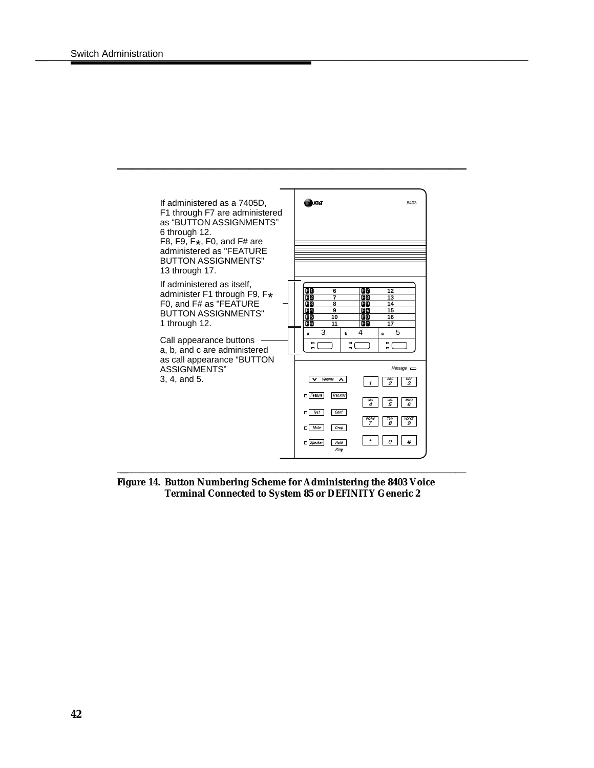If administered as a 7405D, F1 through F7 are administered as “BUTTON ASSIGNMENTS” 6 through 12.
F8, F9, F*, F0, and F# are administered as "FEATURE BUTTON ASSIGNMENTS" 13 through 17.

If administered as itself, administer F1 through F9, F* F0, and F# as "FEATURE BUTTON ASSIGNMENTS" 1 through 12.

Call appearance buttons a, b, and c are administered as call appearance “BUTTON ASSIGNMENTS” 3, 4, and 5.

| | | | |
|---|---|---|---|
| F1 | 6 | F7 | 12 |
| F2 | 7 | F8 | 13 |
| F3 | 8 | F9 | 14 |
| F4 | 9 | F* | 15 |
| F5 | 10 | F0 | 16 |
| F6 | 11 | F# | 17 |

a 3 | b 4 | c 5

**Figure 14. Button Numbering Scheme for Administering the 8403 Voice Terminal Connected to System 85 or DEFINITY Generic 2**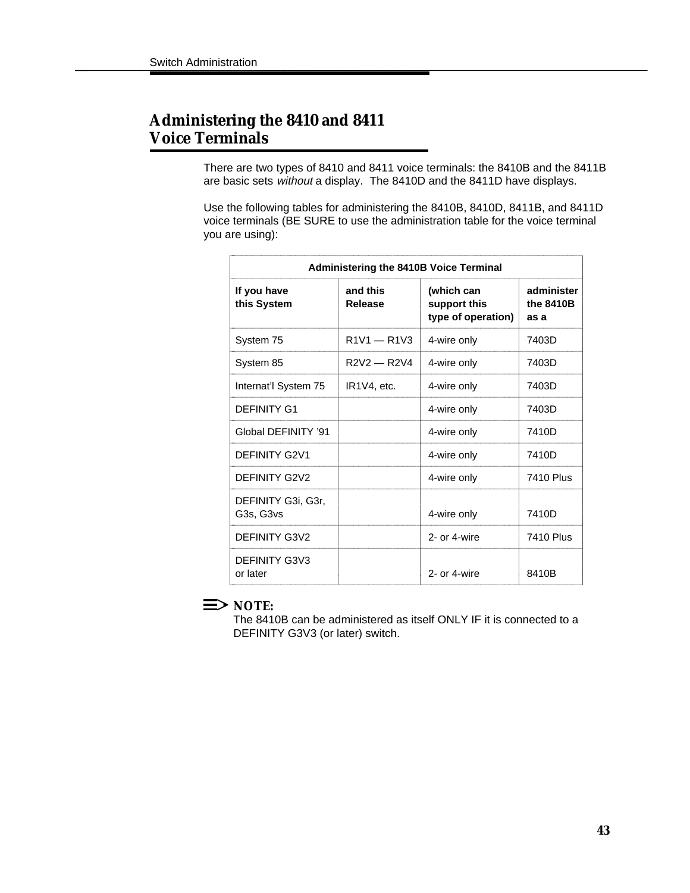# Administering the 8410 and 8411 Voice Terminals

There are two types of 8410 and 8411 voice terminals: the 8410B and the 8411B are basic sets *without* a display. The 8410D and the 8411D have displays.

Use the following tables for administering the 8410B, 8410D, 8411B, and 8411D voice terminals (BE SURE to use the administration table for the voice terminal you are using):

**Administering the 8410B Voice Terminal**

| If you have this System | and this Release | (which can support this type of operation) | administer the 8410B as a |
|---|---|---|---|
| System 75 | R1V1 — R1V3 | 4-wire only | 7403D |
| System 85 | R2V2 — R2V4 | 4-wire only | 7403D |
| Internat'l System 75 | IR1V4, etc. | 4-wire only | 7403D |
| DEFINITY G1 | | 4-wire only | 7403D |
| Global DEFINITY '91 | | 4-wire only | 7410D |
| DEFINITY G2V1 | | 4-wire only | 7410D |
| DEFINITY G2V2 | | 4-wire only | 7410 Plus |
| DEFINITY G3i, G3r, G3s, G3vs | | 4-wire only | 7410D |
| DEFINITY G3V2 | | 2- or 4-wire | 7410 Plus |
| DEFINITY G3V3 or later | | 2- or 4-wire | 8410B |

**NOTE:**
The 8410B can be administered as itself ONLY IF it is connected to a DEFINITY G3V3 (or later) switch.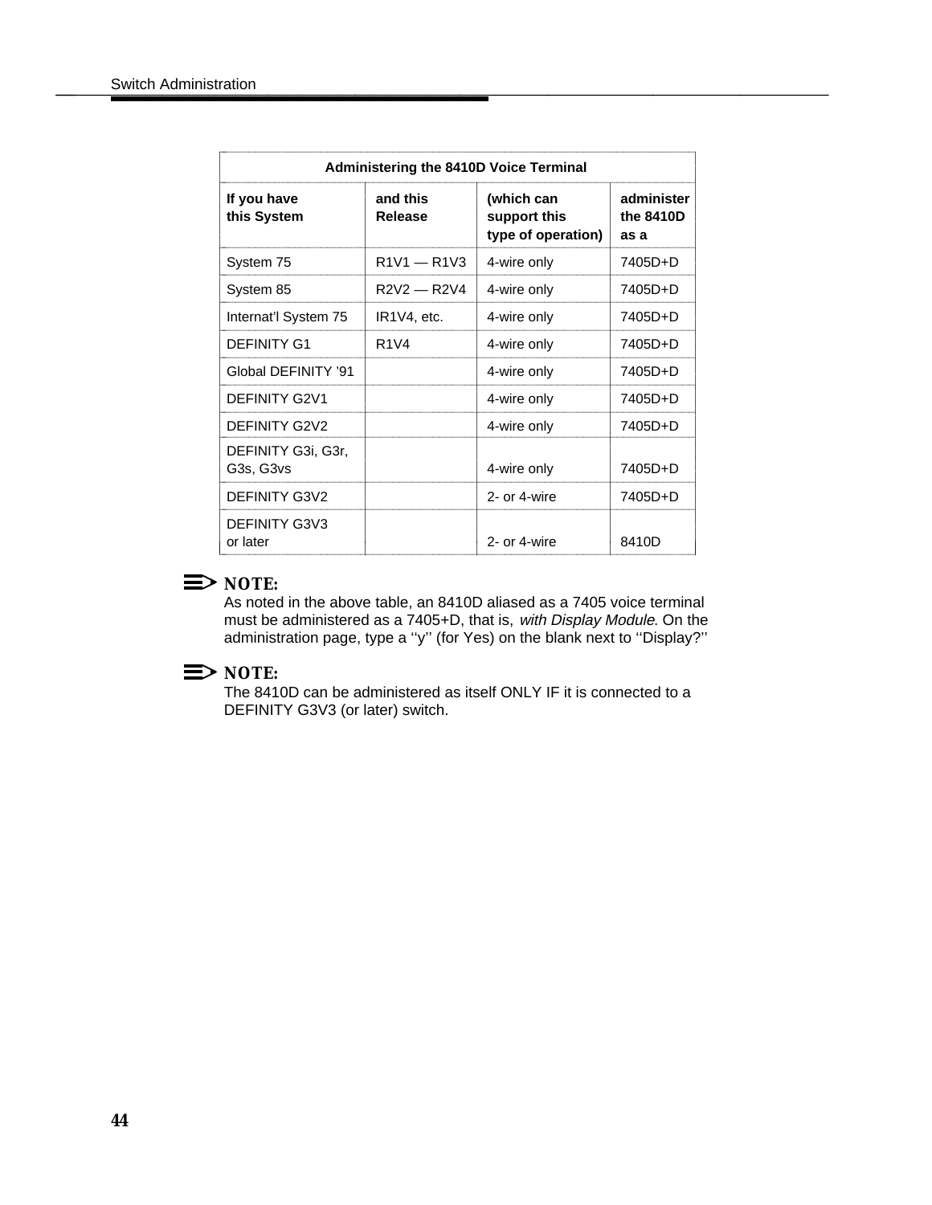| Administering the 8410D Voice Terminal | | | |
|---|---|---|---|
| **If you have this System** | **and this Release** | **(which can support this type of operation)** | **administer the 8410D as a** |
| System 75 | R1V1 — R1V3 | 4-wire only | 7405D+D |
| System 85 | R2V2 — R2V4 | 4-wire only | 7405D+D |
| Internat'l System 75 | IR1V4, etc. | 4-wire only | 7405D+D |
| DEFINITY G1 | R1V4 | 4-wire only | 7405D+D |
| Global DEFINITY '91 | | 4-wire only | 7405D+D |
| DEFINITY G2V1 | | 4-wire only | 7405D+D |
| DEFINITY G2V2 | | 4-wire only | 7405D+D |
| DEFINITY G3i, G3r, G3s, G3vs | | 4-wire only | 7405D+D |
| DEFINITY G3V2 | | 2- or 4-wire | 7405D+D |
| DEFINITY G3V3 or later | | 2- or 4-wire | 8410D |

**NOTE:**
As noted in the above table, an 8410D aliased as a 7405 voice terminal must be administered as a 7405+D, that is, *with Display Module*. On the administration page, type a ''y'' (for Yes) on the blank next to ''Display?''

**NOTE:**
The 8410D can be administered as itself ONLY IF it is connected to a DEFINITY G3V3 (or later) switch.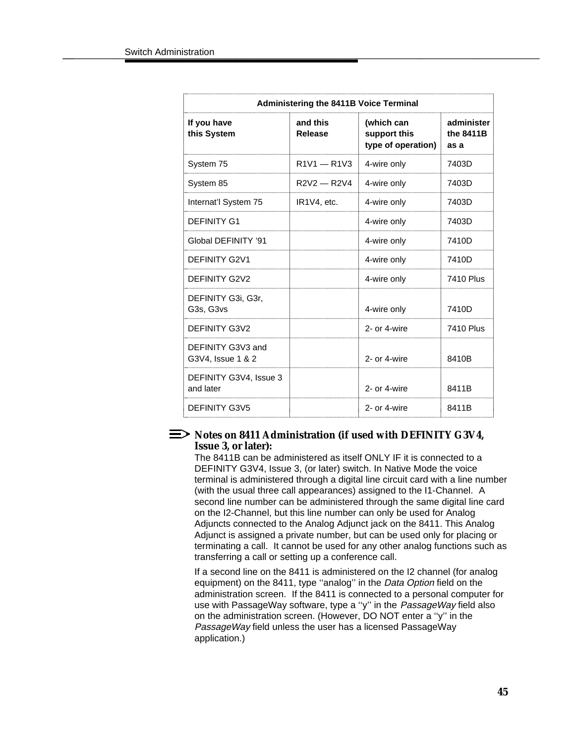| Administering the 8411B Voice Terminal | | | |
|---|---|---|---|
| **If you have this System** | **and this Release** | **(which can support this type of operation)** | **administer the 8411B as a** |
| System 75 | R1V1 — R1V3 | 4-wire only | 7403D |
| System 85 | R2V2 — R2V4 | 4-wire only | 7403D |
| Internat'l System 75 | IR1V4, etc. | 4-wire only | 7403D |
| DEFINITY G1 | | 4-wire only | 7403D |
| Global DEFINITY '91 | | 4-wire only | 7410D |
| DEFINITY G2V1 | | 4-wire only | 7410D |
| DEFINITY G2V2 | | 4-wire only | 7410 Plus |
| DEFINITY G3i, G3r, G3s, G3vs | | 4-wire only | 7410D |
| DEFINITY G3V2 | | 2- or 4-wire | 7410 Plus |
| DEFINITY G3V3 and G3V4, Issue 1 & 2 | | 2- or 4-wire | 8410B |
| DEFINITY G3V4, Issue 3 and later | | 2- or 4-wire | 8411B |
| DEFINITY G3V5 | | 2- or 4-wire | 8411B |

**Notes on 8411 Administration (if used with DEFINITY G3V4, Issue 3, or later):**

The 8411B can be administered as itself ONLY IF it is connected to a DEFINITY G3V4, Issue 3, (or later) switch. In Native Mode the voice terminal is administered through a digital line circuit card with a line number (with the usual three call appearances) assigned to the I1-Channel. A second line number can be administered through the same digital line card on the I2-Channel, but this line number can only be used for Analog Adjuncts connected to the Analog Adjunct jack on the 8411. This Analog Adjunct is assigned a private number, but can be used only for placing or terminating a call. It cannot be used for any other analog functions such as transferring a call or setting up a conference call.

If a second line on the 8411 is administered on the I2 channel (for analog equipment) on the 8411, type ''analog'' in the *Data Option* field on the administration screen. If the 8411 is connected to a personal computer for use with PassageWay software, type a ''y'' in the *PassageWay* field also on the administration screen. (However, DO NOT enter a ''y'' in the *PassageWay* field unless the user has a licensed PassageWay application.)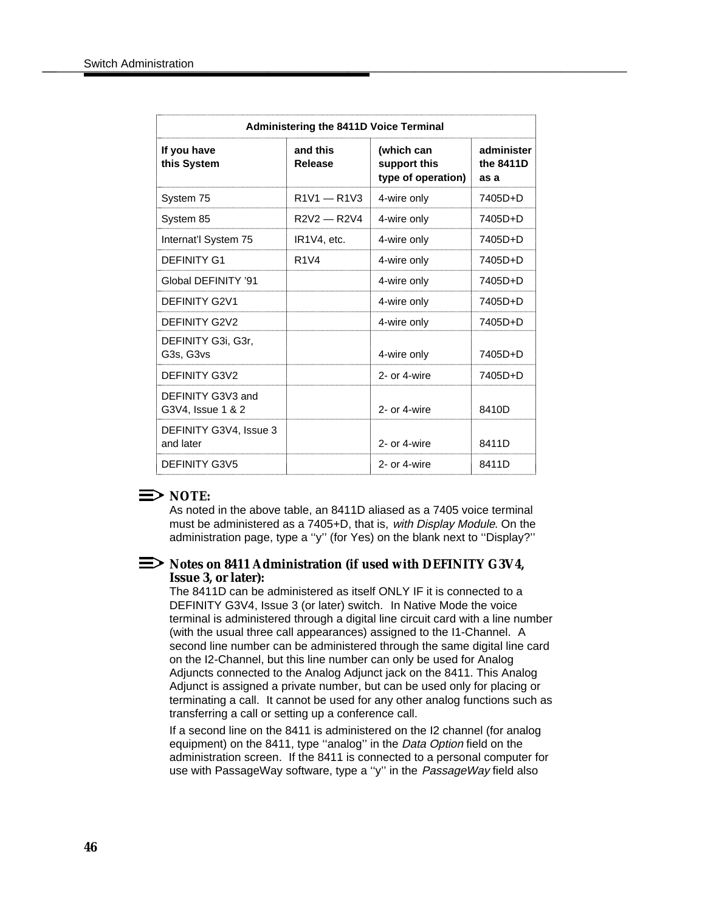| Administering the 8411D Voice Terminal | | | |
|---|---|---|---|
| **If you have this System** | **and this Release** | **(which can support this type of operation)** | **administer the 8411D as a** |
| System 75 | R1V1 — R1V3 | 4-wire only | 7405D+D |
| System 85 | R2V2 — R2V4 | 4-wire only | 7405D+D |
| Internat'l System 75 | IR1V4, etc. | 4-wire only | 7405D+D |
| DEFINITY G1 | R1V4 | 4-wire only | 7405D+D |
| Global DEFINITY '91 | | 4-wire only | 7405D+D |
| DEFINITY G2V1 | | 4-wire only | 7405D+D |
| DEFINITY G2V2 | | 4-wire only | 7405D+D |
| DEFINITY G3i, G3r, G3s, G3vs | | 4-wire only | 7405D+D |
| DEFINITY G3V2 | | 2- or 4-wire | 7405D+D |
| DEFINITY G3V3 and G3V4, Issue 1 & 2 | | 2- or 4-wire | 8410D |
| DEFINITY G3V4, Issue 3 and later | | 2- or 4-wire | 8411D |
| DEFINITY G3V5 | | 2- or 4-wire | 8411D |

**NOTE:**
As noted in the above table, an 8411D aliased as a 7405 voice terminal must be administered as a 7405+D, that is, *with Display Module*. On the administration page, type a ''y'' (for Yes) on the blank next to ''Display?''

**Notes on 8411 Administration (if used with DEFINITY G3V4, Issue 3, or later):**
The 8411D can be administered as itself ONLY IF it is connected to a DEFINITY G3V4, Issue 3 (or later) switch. In Native Mode the voice terminal is administered through a digital line circuit card with a line number (with the usual three call appearances) assigned to the I1-Channel. A second line number can be administered through the same digital line card on the I2-Channel, but this line number can only be used for Analog Adjuncts connected to the Analog Adjunct jack on the 8411. This Analog Adjunct is assigned a private number, but can be used only for placing or terminating a call. It cannot be used for any other analog functions such as transferring a call or setting up a conference call.

If a second line on the 8411 is administered on the I2 channel (for analog equipment) on the 8411, type ''analog'' in the *Data Option* field on the administration screen. If the 8411 is connected to a personal computer for use with PassageWay software, type a ''y'' in the *PassageWay* field also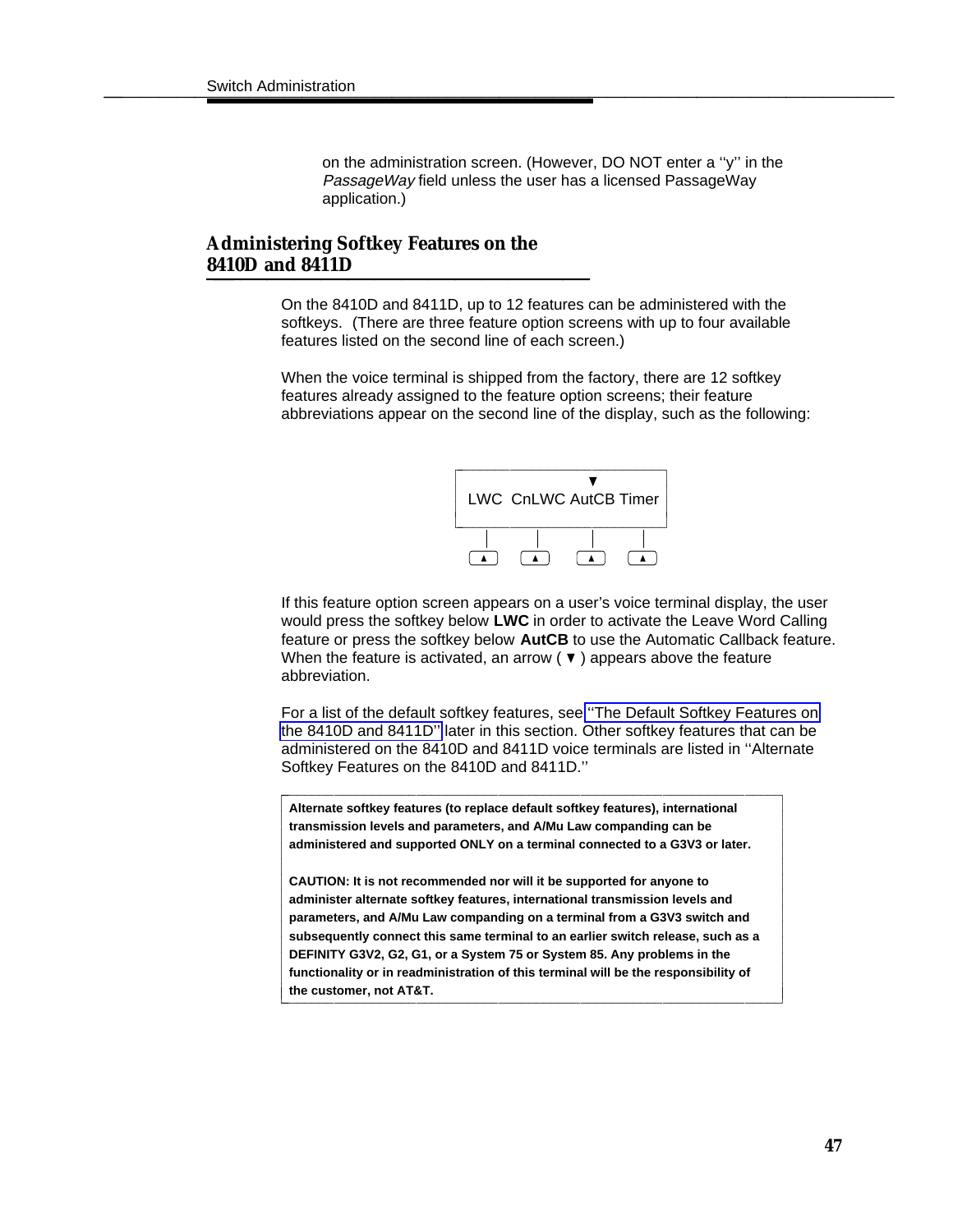on the administration screen. (However, DO NOT enter a ‘‘y’’ in the *PassageWay* field unless the user has a licensed PassageWay application.)

## Administering Softkey Features on the 8410D and 8411D

On the 8410D and 8411D, up to 12 features can be administered with the softkeys. (There are three feature option screens with up to four available features listed on the second line of each screen.)

When the voice terminal is shipped from the factory, there are 12 softkey features already assigned to the feature option screens; their feature abbreviations appear on the second line of the display, such as the following:

▼
LWC CnLWC AutCB Timer

If this feature option screen appears on a user’s voice terminal display, the user would press the softkey below **LWC** in order to activate the Leave Word Calling feature or press the softkey below **AutCB** to use the Automatic Callback feature. When the feature is activated, an arrow ( ▼ ) appears above the feature abbreviation.

For a list of the default softkey features, see ‘‘The Default Softkey Features on the 8410D and 8411D’’ later in this section. Other softkey features that can be administered on the 8410D and 8411D voice terminals are listed in ‘‘Alternate Softkey Features on the 8410D and 8411D.’’

**Alternate softkey features (to replace default softkey features), international transmission levels and parameters, and A/Mu Law companding can be administered and supported ONLY on a terminal connected to a G3V3 or later.**

**CAUTION: It is not recommended nor will it be supported for anyone to administer alternate softkey features, international transmission levels and parameters, and A/Mu Law companding on a terminal from a G3V3 switch and subsequently connect this same terminal to an earlier switch release, such as a DEFINITY G3V2, G2, G1, or a System 75 or System 85. Any problems in the functionality or in readministration of this terminal will be the responsibility of the customer, not AT&T.**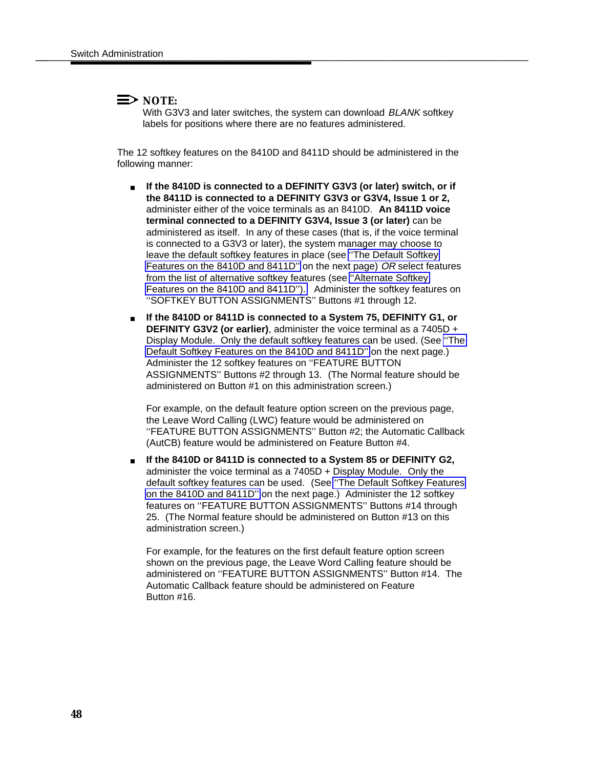**NOTE:**
With G3V3 and later switches, the system can download *BLANK* softkey labels for positions where there are no features administered.

The 12 softkey features on the 8410D and 8411D should be administered in the following manner:

- **If the 8410D is connected to a DEFINITY G3V3 (or later) switch, or if the 8411D is connected to a DEFINITY G3V3 or G3V4, Issue 1 or 2,** administer either of the voice terminals as an 8410D. **An 8411D voice terminal connected to a DEFINITY G3V4, Issue 3 (or later)** can be administered as itself. In any of these cases (that is, if the voice terminal is connected to a G3V3 or later), the system manager may choose to leave the default softkey features in place (see ''The Default Softkey Features on the 8410D and 8411D'' on the next page) *OR* select features from the list of alternative softkey features (see ''Alternate Softkey Features on the 8410D and 8411D''). Administer the softkey features on ''SOFTKEY BUTTON ASSIGNMENTS'' Buttons #1 through 12.

- **If the 8410D or 8411D is connected to a System 75, DEFINITY G1, or DEFINITY G3V2 (or earlier)**, administer the voice terminal as a 7405D + Display Module. Only the default softkey features can be used. (See ''The Default Softkey Features on the 8410D and 8411D'' on the next page.) Administer the 12 softkey features on ''FEATURE BUTTON ASSIGNMENTS'' Buttons #2 through 13. (The Normal feature should be administered on Button #1 on this administration screen.)

  For example, on the default feature option screen on the previous page, the Leave Word Calling (LWC) feature would be administered on ''FEATURE BUTTON ASSIGNMENTS'' Button #2; the Automatic Callback (AutCB) feature would be administered on Feature Button #4.

- **If the 8410D or 8411D is connected to a System 85 or DEFINITY G2,** administer the voice terminal as a 7405D + Display Module. Only the default softkey features can be used. (See ''The Default Softkey Features on the 8410D and 8411D'' on the next page.) Administer the 12 softkey features on ''FEATURE BUTTON ASSIGNMENTS'' Buttons #14 through 25. (The Normal feature should be administered on Button #13 on this administration screen.)

  For example, for the features on the first default feature option screen shown on the previous page, the Leave Word Calling feature should be administered on ''FEATURE BUTTON ASSIGNMENTS'' Button #14. The Automatic Callback feature should be administered on Feature Button #16.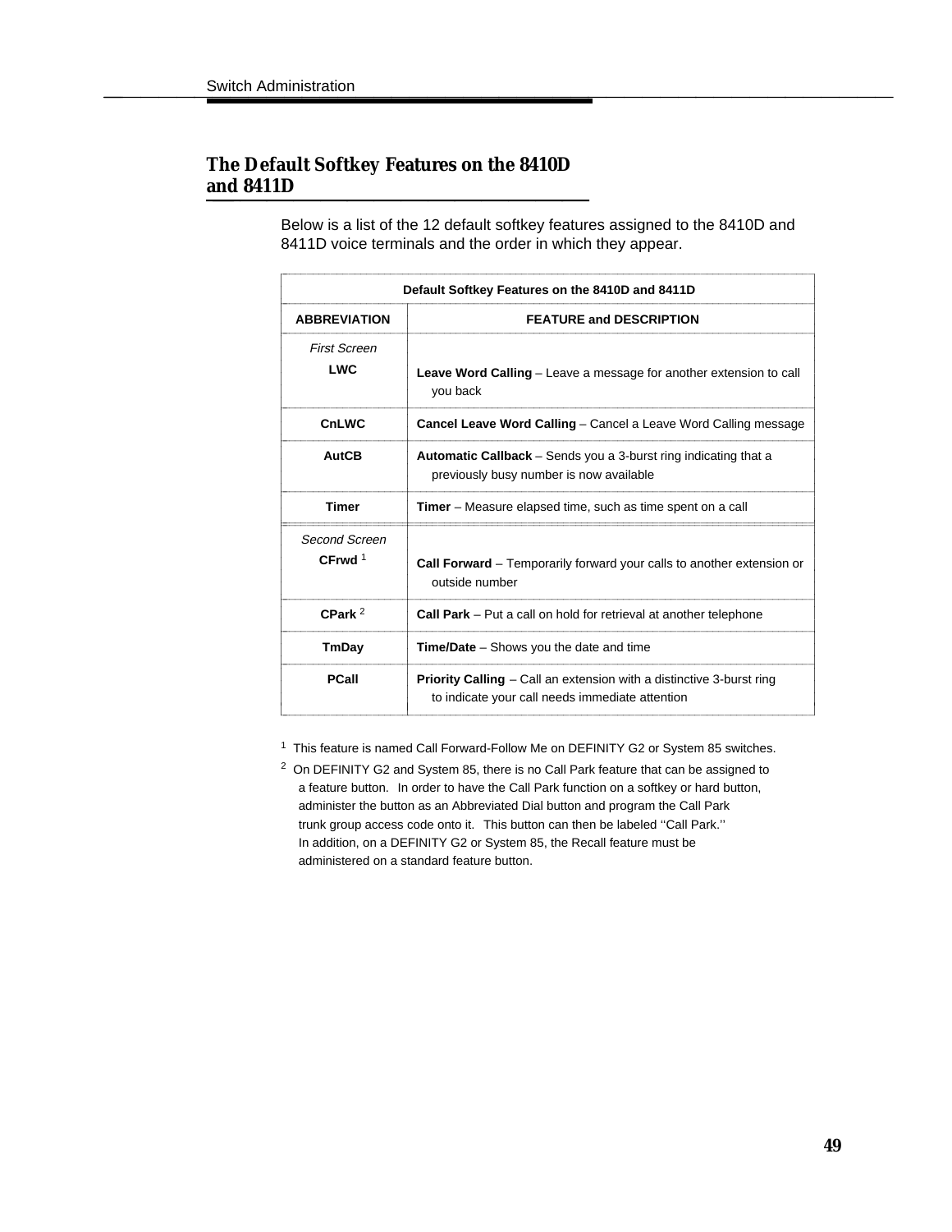## The Default Softkey Features on the 8410D and 8411D

Below is a list of the 12 default softkey features assigned to the 8410D and 8411D voice terminals and the order in which they appear.

**Default Softkey Features on the 8410D and 8411D**

| ABBREVIATION | FEATURE and DESCRIPTION |
|---|---|
| *First Screen* **LWC** | **Leave Word Calling** – Leave a message for another extension to call you back |
| **CnLWC** | **Cancel Leave Word Calling** – Cancel a Leave Word Calling message |
| **AutCB** | **Automatic Callback** – Sends you a 3-burst ring indicating that a previously busy number is now available |
| **Timer** | **Timer** – Measure elapsed time, such as time spent on a call |
| *Second Screen* **CFrwd** [1] | **Call Forward** – Temporarily forward your calls to another extension or outside number |
| **CPark** [2] | **Call Park** – Put a call on hold for retrieval at another telephone |
| **TmDay** | **Time/Date** – Shows you the date and time |
| **PCall** | **Priority Calling** – Call an extension with a distinctive 3-burst ring to indicate your call needs immediate attention |

[1] This feature is named Call Forward-Follow Me on DEFINITY G2 or System 85 switches.

[2] On DEFINITY G2 and System 85, there is no Call Park feature that can be assigned to a feature button. In order to have the Call Park function on a softkey or hard button, administer the button as an Abbreviated Dial button and program the Call Park trunk group access code onto it. This button can then be labeled ''Call Park.'' In addition, on a DEFINITY G2 or System 85, the Recall feature must be administered on a standard feature button.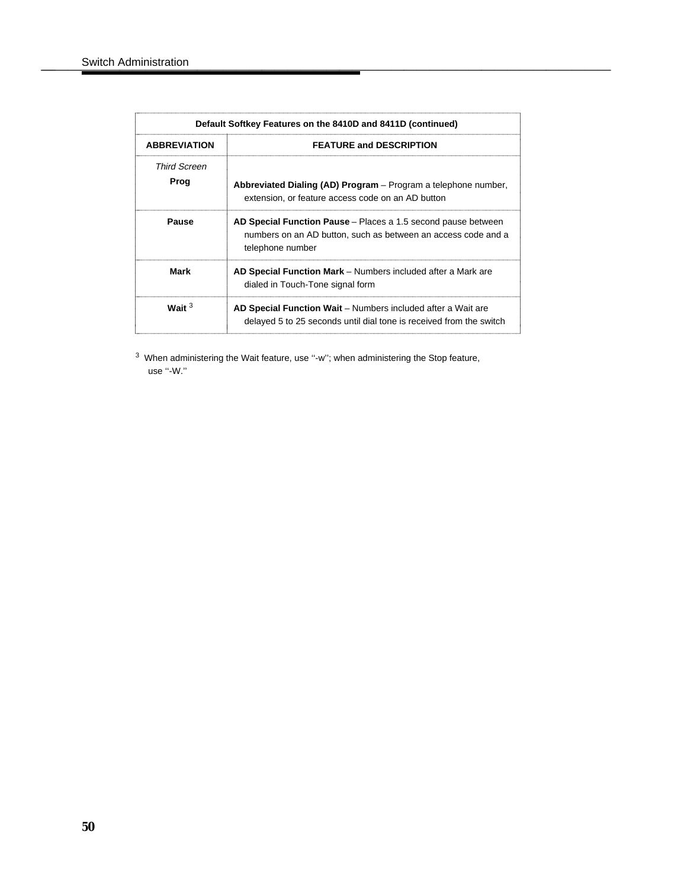| Default Softkey Features on the 8410D and 8411D (continued) | |
|---|---|
| **ABBREVIATION** | **FEATURE and DESCRIPTION** |
| *Third Screen* **Prog** | **Abbreviated Dialing (AD) Program** – Program a telephone number, extension, or feature access code on an AD button |
| **Pause** | **AD Special Function Pause** – Places a 1.5 second pause between numbers on an AD button, such as between an access code and a telephone number |
| **Mark** | **AD Special Function Mark** – Numbers included after a Mark are dialed in Touch-Tone signal form |
| **Wait** [3] | **AD Special Function Wait** – Numbers included after a Wait are delayed 5 to 25 seconds until dial tone is received from the switch |

[3] When administering the Wait feature, use ''-w''; when administering the Stop feature, use ''-W.''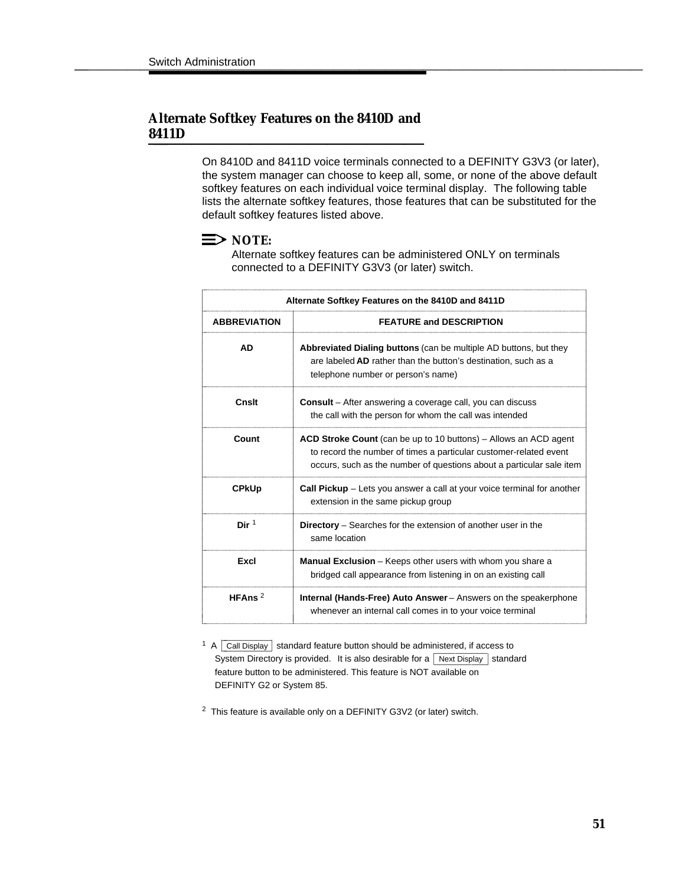## Alternate Softkey Features on the 8410D and 8411D

On 8410D and 8411D voice terminals connected to a DEFINITY G3V3 (or later), the system manager can choose to keep all, some, or none of the above default softkey features on each individual voice terminal display. The following table lists the alternate softkey features, those features that can be substituted for the default softkey features listed above.

**NOTE:**
Alternate softkey features can be administered ONLY on terminals connected to a DEFINITY G3V3 (or later) switch.

| Alternate Softkey Features on the 8410D and 8411D | |
|---|---|
| **ABBREVIATION** | **FEATURE and DESCRIPTION** |
| **AD** | **Abbreviated Dialing buttons** (can be multiple AD buttons, but they are labeled **AD** rather than the button's destination, such as a telephone number or person's name) |
| **Cnslt** | **Consult** – After answering a coverage call, you can discuss the call with the person for whom the call was intended |
| **Count** | **ACD Stroke Count** (can be up to 10 buttons) – Allows an ACD agent to record the number of times a particular customer-related event occurs, such as the number of questions about a particular sale item |
| **CPkUp** | **Call Pickup** – Lets you answer a call at your voice terminal for another extension in the same pickup group |
| **Dir** [1] | **Directory** – Searches for the extension of another user in the same location |
| **Excl** | **Manual Exclusion** – Keeps other users with whom you share a bridged call appearance from listening in on an existing call |
| **HFAns** [2] | **Internal (Hands-Free) Auto Answer** – Answers on the speakerphone whenever an internal call comes in to your voice terminal |

[1] A [Call Display] standard feature button should be administered, if access to System Directory is provided. It is also desirable for a [Next Display] standard feature button to be administered. This feature is NOT available on DEFINITY G2 or System 85.

[2] This feature is available only on a DEFINITY G3V2 (or later) switch.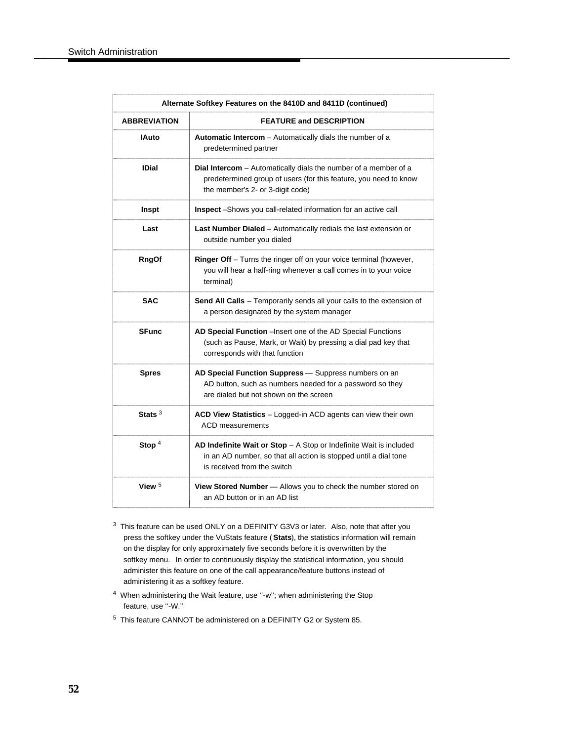| Alternate Softkey Features on the 8410D and 8411D (continued) | |
|---|---|
| **ABBREVIATION** | **FEATURE and DESCRIPTION** |
| **IAuto** | **Automatic Intercom** – Automatically dials the number of a predetermined partner |
| **IDial** | **Dial Intercom** – Automatically dials the number of a member of a predetermined group of users (for this feature, you need to know the member's 2- or 3-digit code) |
| **Inspt** | **Inspect** –Shows you call-related information for an active call |
| **Last** | **Last Number Dialed** – Automatically redials the last extension or outside number you dialed |
| **RngOf** | **Ringer Off** – Turns the ringer off on your voice terminal (however, you will hear a half-ring whenever a call comes in to your voice terminal) |
| **SAC** | **Send All Calls** – Temporarily sends all your calls to the extension of a person designated by the system manager |
| **SFunc** | **AD Special Function** –Insert one of the AD Special Functions (such as Pause, Mark, or Wait) by pressing a dial pad key that corresponds with that function |
| **Spres** | **AD Special Function Suppress** — Suppress numbers on an AD button, such as numbers needed for a password so they are dialed but not shown on the screen |
| **Stats** [3] | **ACD View Statistics** – Logged-in ACD agents can view their own ACD measurements |
| **Stop** [4] | **AD Indefinite Wait or Stop** – A Stop or Indefinite Wait is included in an AD number, so that all action is stopped until a dial tone is received from the switch |
| **View** [5] | **View Stored Number** — Allows you to check the number stored on an AD button or in an AD list |

[3] This feature can be used ONLY on a DEFINITY G3V3 or later. Also, note that after you press the softkey under the VuStats feature (**Stats**), the statistics information will remain on the display for only approximately five seconds before it is overwritten by the softkey menu. In order to continuously display the statistical information, you should administer this feature on one of the call appearance/feature buttons instead of administering it as a softkey feature.

[4] When administering the Wait feature, use "-w"; when administering the Stop feature, use "-W."

[5] This feature CANNOT be administered on a DEFINITY G2 or System 85.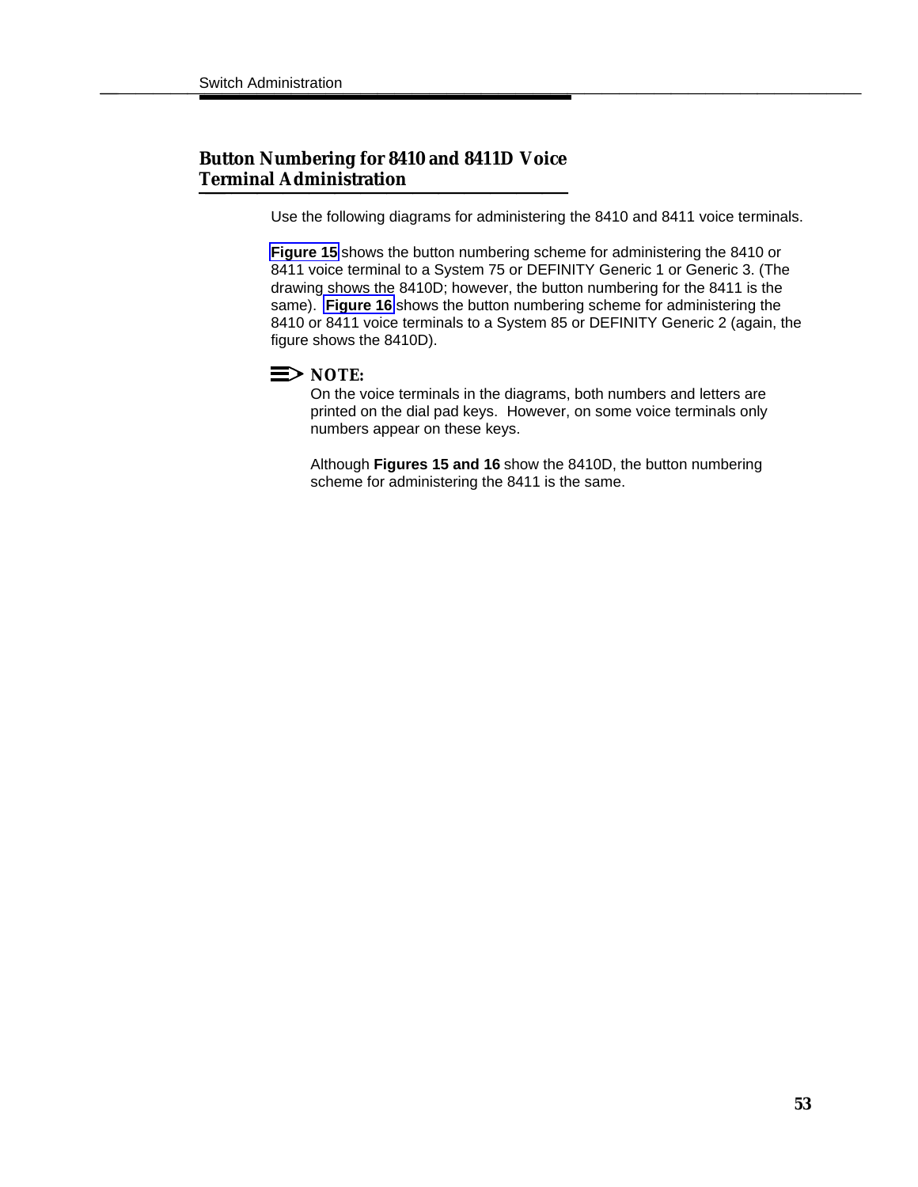## Button Numbering for 8410 and 8411D Voice Terminal Administration

Use the following diagrams for administering the 8410 and 8411 voice terminals.

**Figure 15** shows the button numbering scheme for administering the 8410 or 8411 voice terminal to a System 75 or DEFINITY Generic 1 or Generic 3. (The drawing shows the 8410D; however, the button numbering for the 8411 is the same). **Figure 16** shows the button numbering scheme for administering the 8410 or 8411 voice terminals to a System 85 or DEFINITY Generic 2 (again, the figure shows the 8410D).

**NOTE:**
On the voice terminals in the diagrams, both numbers and letters are printed on the dial pad keys. However, on some voice terminals only numbers appear on these keys.

Although **Figures 15 and 16** show the 8410D, the button numbering scheme for administering the 8411 is the same.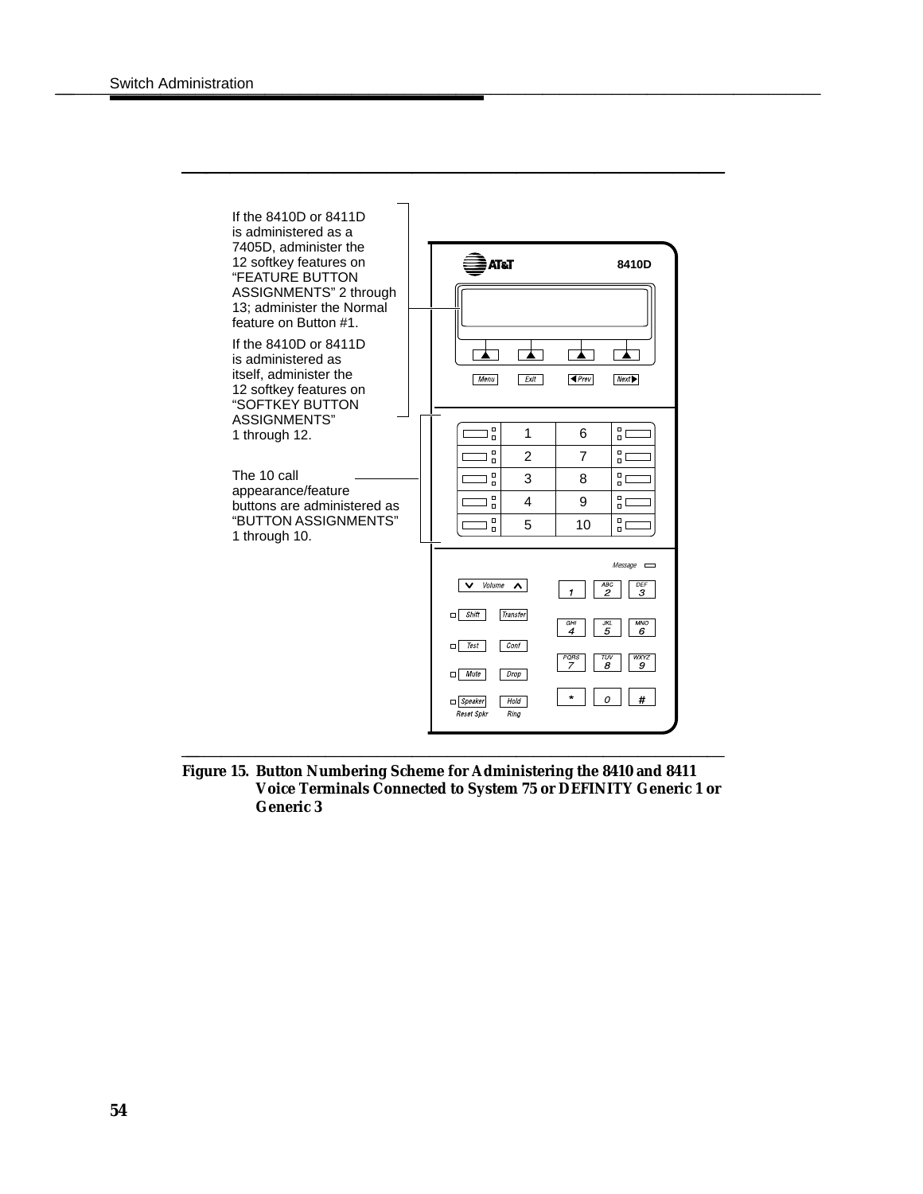If the 8410D or 8411D is administered as a 7405D, administer the 12 softkey features on "FEATURE BUTTON ASSIGNMENTS" 2 through 13; administer the Normal feature on Button #1.

If the 8410D or 8411D is administered as itself, administer the 12 softkey features on "SOFTKEY BUTTON ASSIGNMENTS" 1 through 12.

The 10 call appearance/feature buttons are administered as "BUTTON ASSIGNMENTS" 1 through 10.

AT&T

8410D

Menu

Exit

Prev

Next

1

2

3

4

5

6

7

8

9

10

Message

Volume

Shift

Transfer

Test

Conf

Mute

Drop

Speaker

Reset Spkr

Hold

Ring

1

ABC 2

DEF 3

GHI 4

JKL 5

MNO 6

PQRS 7

TUV 8

WXYZ 9

*

0

#

**Figure 15. Button Numbering Scheme for Administering the 8410 and 8411 Voice Terminals Connected to System 75 or DEFINITY Generic 1 or Generic 3**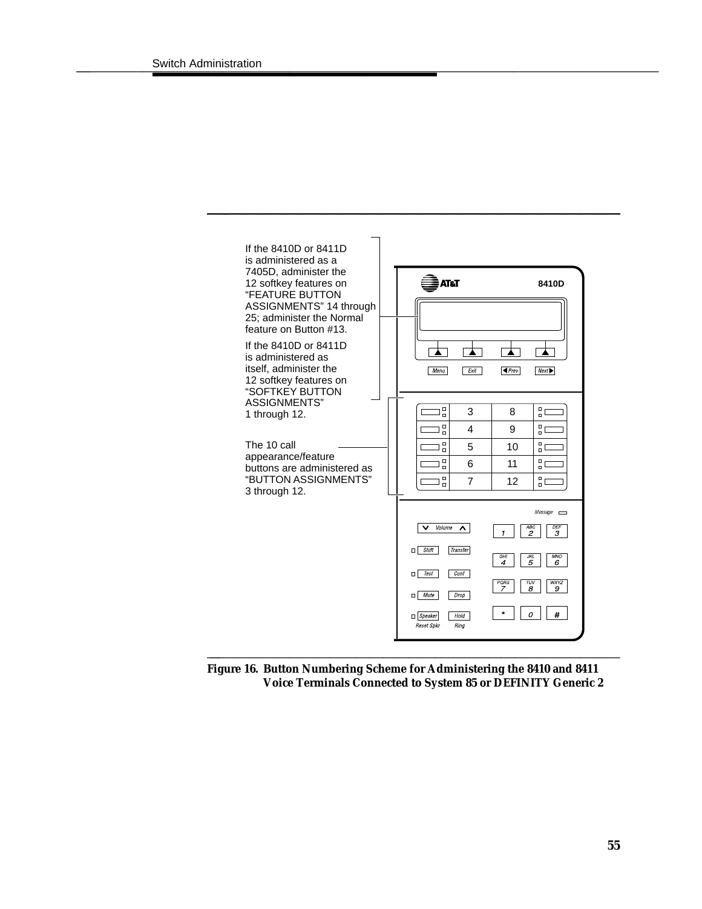If the 8410D or 8411D is administered as a 7405D, administer the 12 softkey features on "FEATURE BUTTON ASSIGNMENTS" 14 through 25; administer the Normal feature on Button #13.

If the 8410D or 8411D is administered as itself, administer the 12 softkey features on "SOFTKEY BUTTON ASSIGNMENTS" 1 through 12.

The 10 call appearance/feature buttons are administered as "BUTTON ASSIGNMENTS" 3 through 12.

AT&T

8410D

Menu

Exit

Prev

Next

3
4
5
6
7
8
9
10
11
12

Message

Volume

Shift

Transfer

Test

Conf

Mute

Drop

Speaker

Hold

Reset Spkr

Ring

1
ABC 2
DEF 3
GHI 4
JKL 5
MNO 6
PQRS 7
TUV 8
WXYZ 9
*
0
#

**Figure 16. Button Numbering Scheme for Administering the 8410 and 8411 Voice Terminals Connected to System 85 or DEFINITY Generic 2**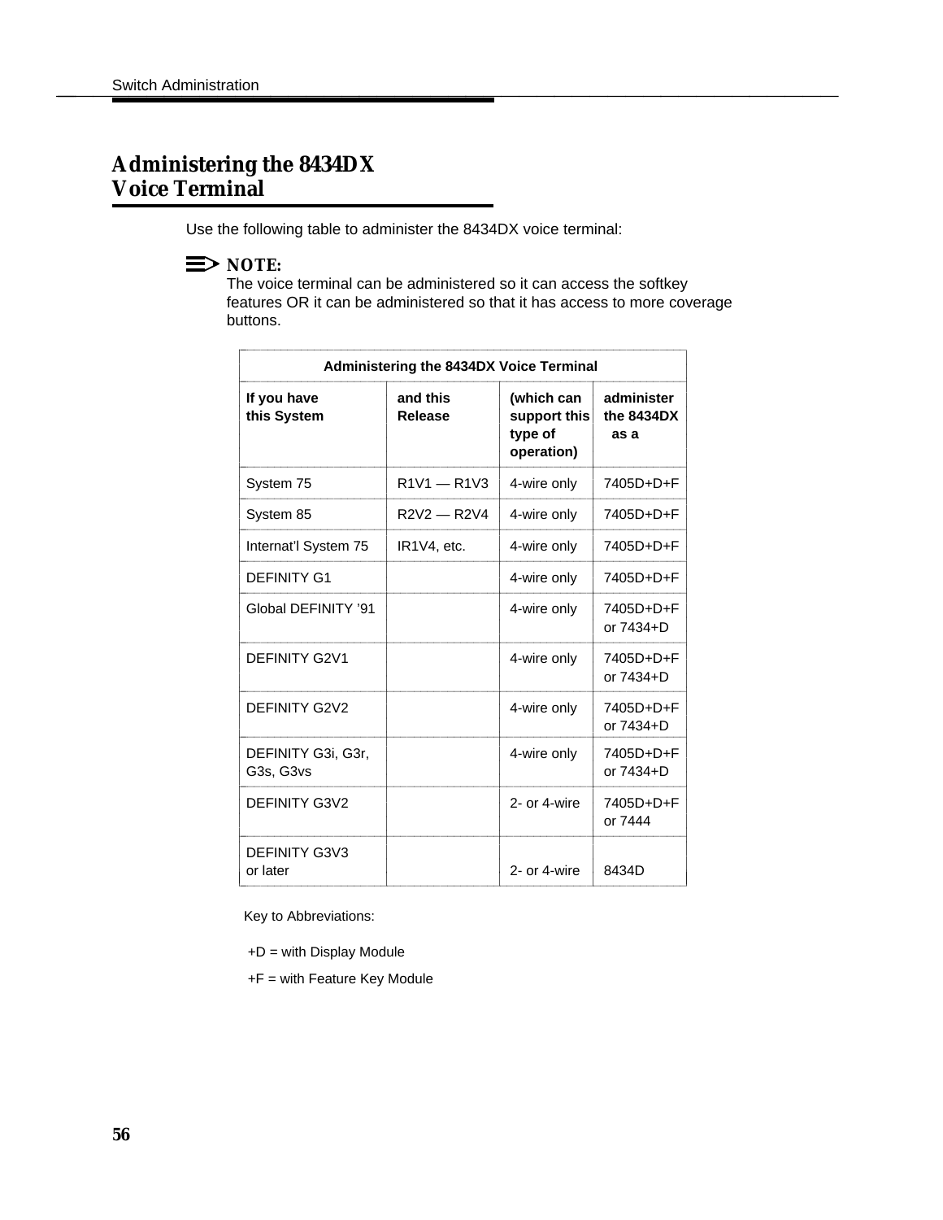# Administering the 8434DX Voice Terminal

Use the following table to administer the 8434DX voice terminal:

**NOTE:**
The voice terminal can be administered so it can access the softkey features OR it can be administered so that it has access to more coverage buttons.

**Administering the 8434DX Voice Terminal**

| If you have this System | and this Release | (which can support this type of operation) | administer the 8434DX as a |
|---|---|---|---|
| System 75 | R1V1 — R1V3 | 4-wire only | 7405D+D+F |
| System 85 | R2V2 — R2V4 | 4-wire only | 7405D+D+F |
| Internat'l System 75 | IR1V4, etc. | 4-wire only | 7405D+D+F |
| DEFINITY G1 | | 4-wire only | 7405D+D+F |
| Global DEFINITY '91 | | 4-wire only | 7405D+D+F or 7434+D |
| DEFINITY G2V1 | | 4-wire only | 7405D+D+F or 7434+D |
| DEFINITY G2V2 | | 4-wire only | 7405D+D+F or 7434+D |
| DEFINITY G3i, G3r, G3s, G3vs | | 4-wire only | 7405D+D+F or 7434+D |
| DEFINITY G3V2 | | 2- or 4-wire | 7405D+D+F or 7444 |
| DEFINITY G3V3 or later | | 2- or 4-wire | 8434D |

Key to Abbreviations:

+D = with Display Module

+F = with Feature Key Module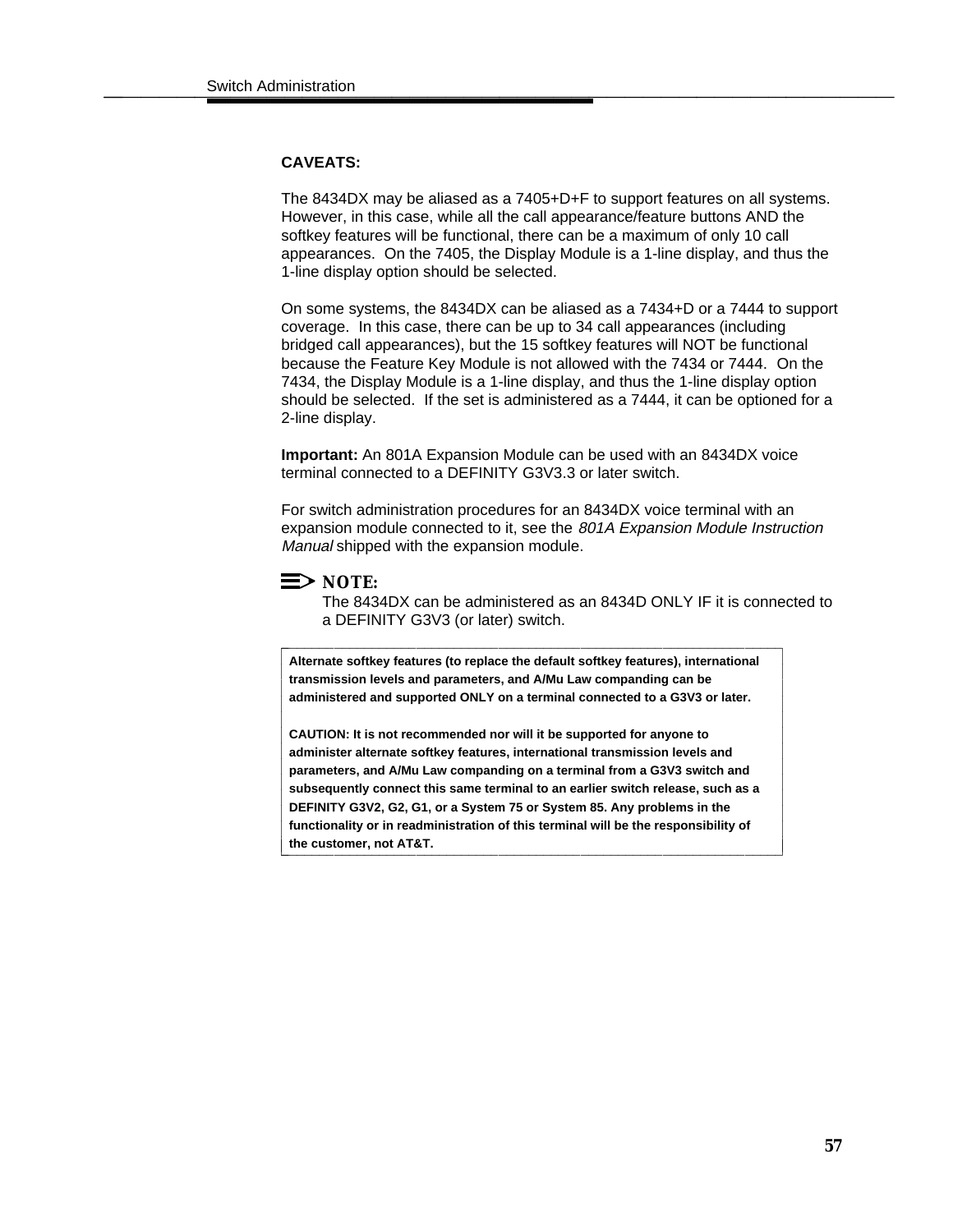**CAVEATS:**

The 8434DX may be aliased as a 7405+D+F to support features on all systems. However, in this case, while all the call appearance/feature buttons AND the softkey features will be functional, there can be a maximum of only 10 call appearances. On the 7405, the Display Module is a 1-line display, and thus the 1-line display option should be selected.

On some systems, the 8434DX can be aliased as a 7434+D or a 7444 to support coverage. In this case, there can be up to 34 call appearances (including bridged call appearances), but the 15 softkey features will NOT be functional because the Feature Key Module is not allowed with the 7434 or 7444. On the 7434, the Display Module is a 1-line display, and thus the 1-line display option should be selected. If the set is administered as a 7444, it can be optioned for a 2-line display.

**Important:** An 801A Expansion Module can be used with an 8434DX voice terminal connected to a DEFINITY G3V3.3 or later switch.

For switch administration procedures for an 8434DX voice terminal with an expansion module connected to it, see the *801A Expansion Module Instruction Manual* shipped with the expansion module.

**NOTE:**
The 8434DX can be administered as an 8434D ONLY IF it is connected to a DEFINITY G3V3 (or later) switch.

**Alternate softkey features (to replace the default softkey features), international transmission levels and parameters, and A/Mu Law companding can be administered and supported ONLY on a terminal connected to a G3V3 or later.**

**CAUTION: It is not recommended nor will it be supported for anyone to administer alternate softkey features, international transmission levels and parameters, and A/Mu Law companding on a terminal from a G3V3 switch and subsequently connect this same terminal to an earlier switch release, such as a DEFINITY G3V2, G2, G1, or a System 75 or System 85. Any problems in the functionality or in readministration of this terminal will be the responsibility of the customer, not AT&T.**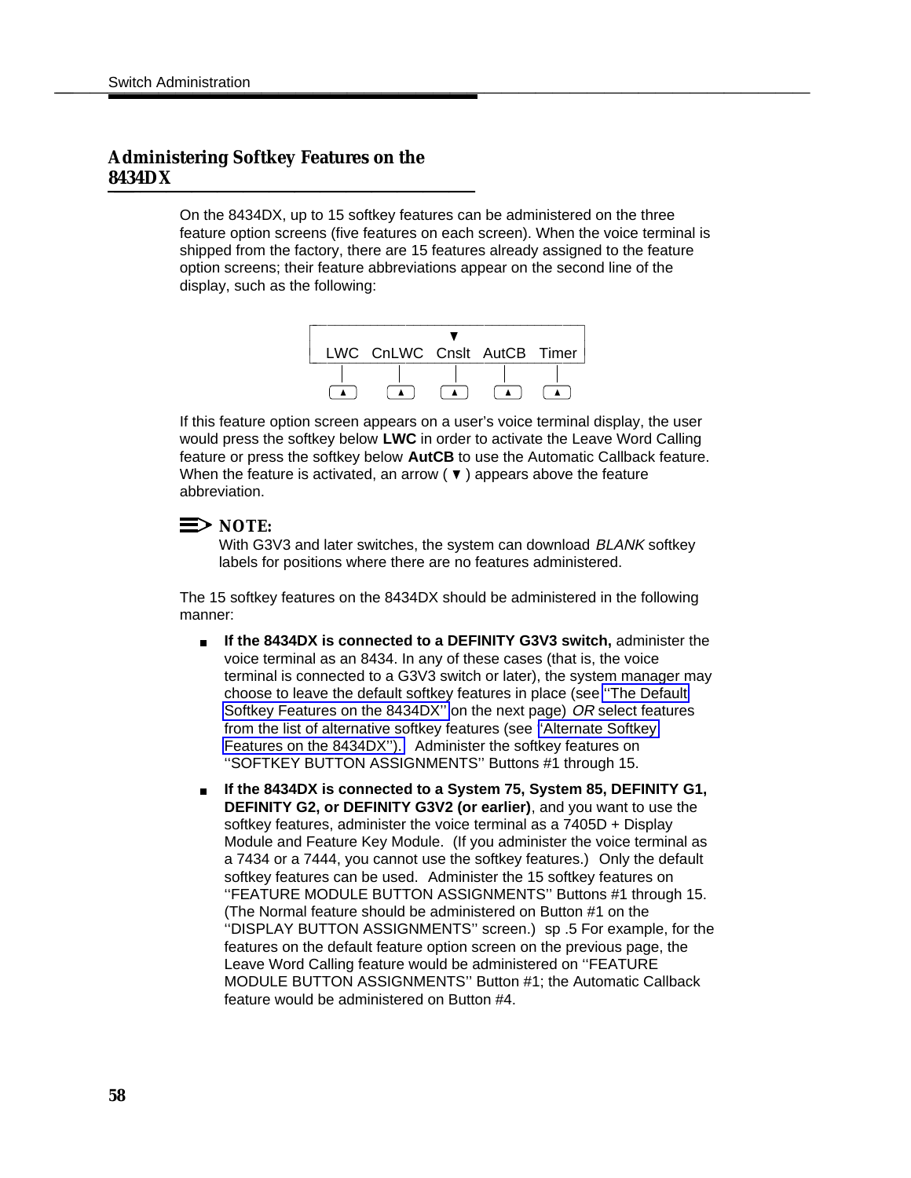## Administering Softkey Features on the 8434DX

On the 8434DX, up to 15 softkey features can be administered on the three feature option screens (five features on each screen). When the voice terminal is shipped from the factory, there are 15 features already assigned to the feature option screens; their feature abbreviations appear on the second line of the display, such as the following:

```
                    ▼
LWC   CnLWC   Cnslt   AutCB   Timer
 |      |       |       |       |
[▲]    [▲]     [▲]     [▲]     [▲]
```

If this feature option screen appears on a user's voice terminal display, the user would press the softkey below **LWC** in order to activate the Leave Word Calling feature or press the softkey below **AutCB** to use the Automatic Callback feature. When the feature is activated, an arrow ( ▼ ) appears above the feature abbreviation.

> **NOTE:**
> With G3V3 and later switches, the system can download *BLANK* softkey labels for positions where there are no features administered.

The 15 softkey features on the 8434DX should be administered in the following manner:

- **If the 8434DX is connected to a DEFINITY G3V3 switch,** administer the voice terminal as an 8434. In any of these cases (that is, the voice terminal is connected to a G3V3 switch or later), the system manager may choose to leave the default softkey features in place (see ''The Default Softkey Features on the 8434DX'' on the next page) *OR* select features from the list of alternative softkey features (see 'Alternate Softkey Features on the 8434DX''). Administer the softkey features on ''SOFTKEY BUTTON ASSIGNMENTS'' Buttons #1 through 15.

- **If the 8434DX is connected to a System 75, System 85, DEFINITY G1, DEFINITY G2, or DEFINITY G3V2 (or earlier)**, and you want to use the softkey features, administer the voice terminal as a 7405D + Display Module and Feature Key Module. (If you administer the voice terminal as a 7434 or a 7444, you cannot use the softkey features.) Only the default softkey features can be used. Administer the 15 softkey features on ''FEATURE MODULE BUTTON ASSIGNMENTS'' Buttons #1 through 15. (The Normal feature should be administered on Button #1 on the ''DISPLAY BUTTON ASSIGNMENTS'' screen.) sp .5 For example, for the features on the default feature option screen on the previous page, the Leave Word Calling feature would be administered on ''FEATURE MODULE BUTTON ASSIGNMENTS'' Button #1; the Automatic Callback feature would be administered on Button #4.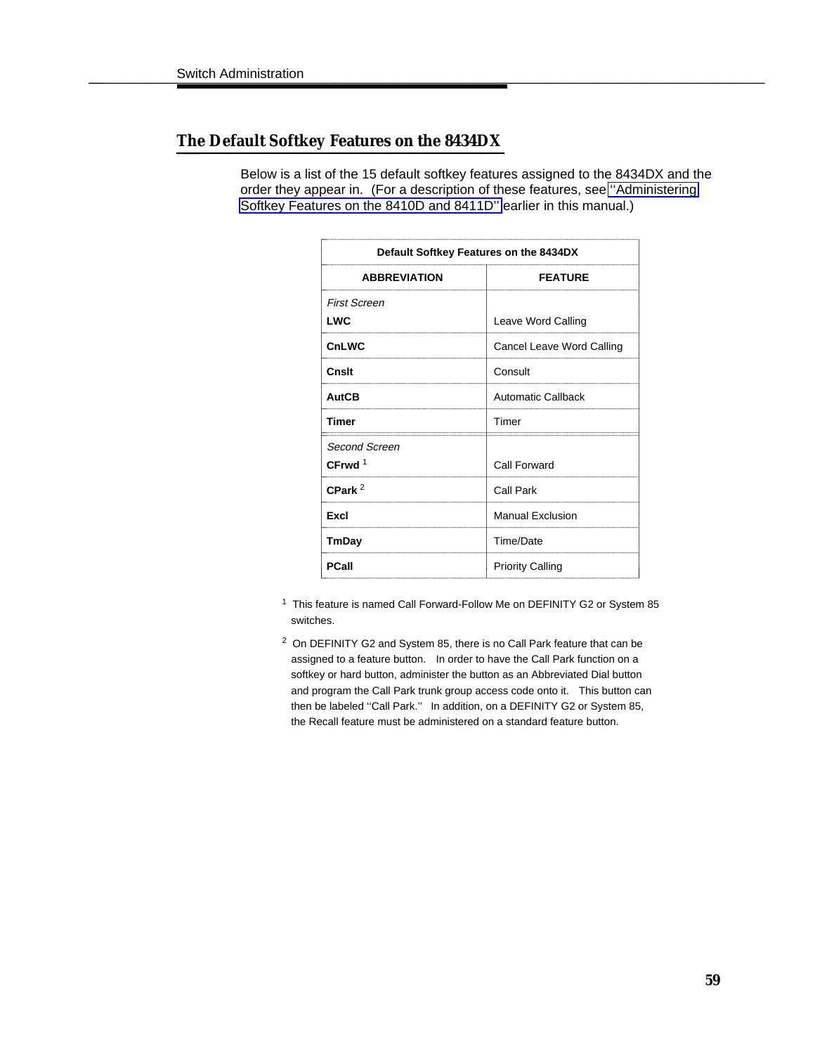## The Default Softkey Features on the 8434DX

Below is a list of the 15 default softkey features assigned to the 8434DX and the order they appear in. (For a description of these features, see ''Administering Softkey Features on the 8410D and 8411D'' earlier in this manual.)

| Default Softkey Features on the 8434DX | |
|---|---|
| **ABBREVIATION** | **FEATURE** |
| *First Screen* | |
| **LWC** | Leave Word Calling |
| **CnLWC** | Cancel Leave Word Calling |
| **Cnslt** | Consult |
| **AutCB** | Automatic Callback |
| **Timer** | Timer |
| *Second Screen* | |
| **CFrwd** [1] | Call Forward |
| **CPark** [2] | Call Park |
| **Excl** | Manual Exclusion |
| **TmDay** | Time/Date |
| **PCall** | Priority Calling |

[1] This feature is named Call Forward-Follow Me on DEFINITY G2 or System 85 switches.

[2] On DEFINITY G2 and System 85, there is no Call Park feature that can be assigned to a feature button. In order to have the Call Park function on a softkey or hard button, administer the button as an Abbreviated Dial button and program the Call Park trunk group access code onto it. This button can then be labeled ''Call Park.'' In addition, on a DEFINITY G2 or System 85, the Recall feature must be administered on a standard feature button.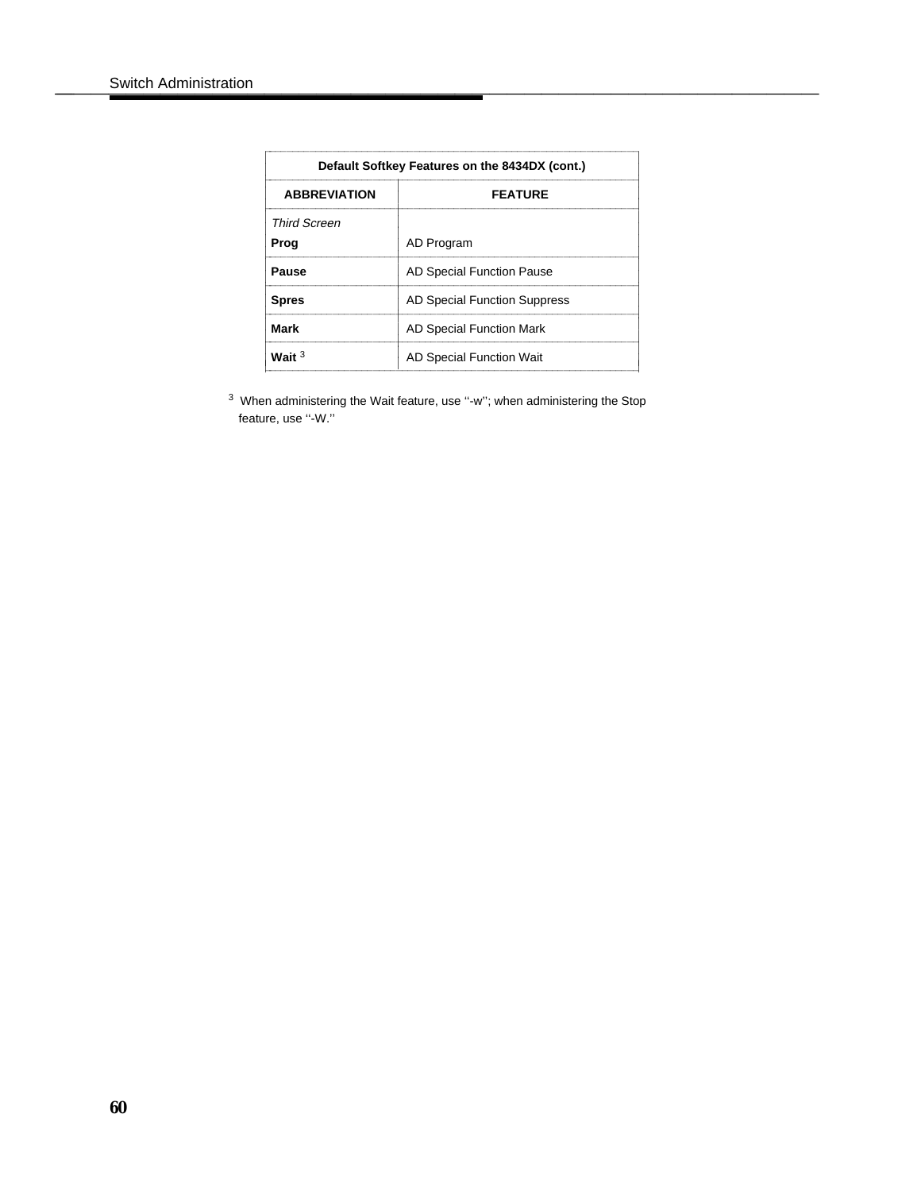| Default Softkey Features on the 8434DX (cont.) | |
|---|---|
| **ABBREVIATION** | **FEATURE** |
| *Third Screen*<br>**Prog** | AD Program |
| **Pause** | AD Special Function Pause |
| **Spres** | AD Special Function Suppress |
| **Mark** | AD Special Function Mark |
| **Wait** [3] | AD Special Function Wait |

[3] When administering the Wait feature, use ‘‘-w’’; when administering the Stop feature, use ‘‘-W.’’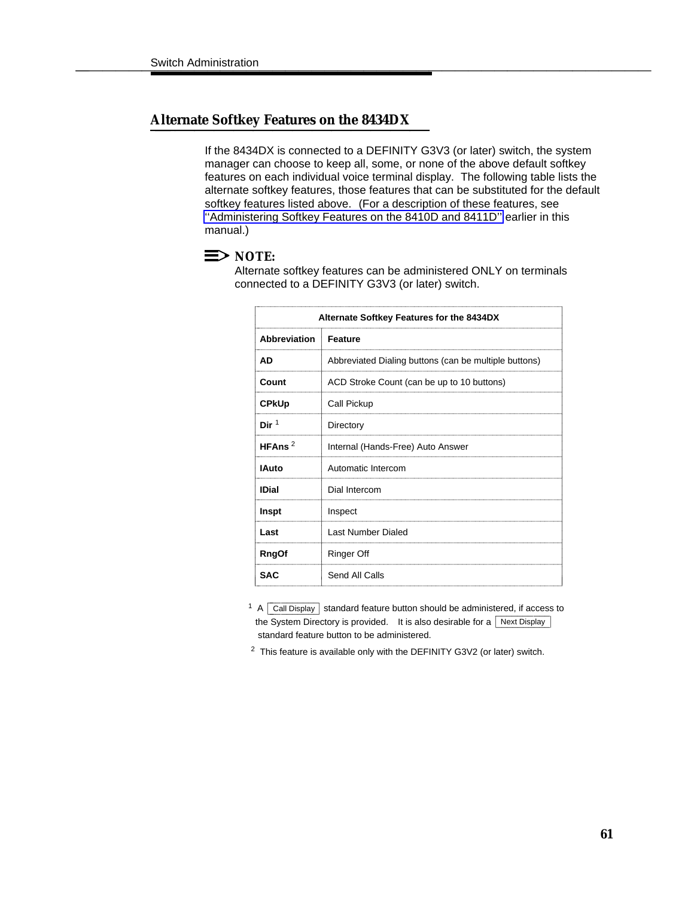## Alternate Softkey Features on the 8434DX

If the 8434DX is connected to a DEFINITY G3V3 (or later) switch, the system manager can choose to keep all, some, or none of the above default softkey features on each individual voice terminal display. The following table lists the alternate softkey features, those features that can be substituted for the default softkey features listed above. (For a description of these features, see ''Administering Softkey Features on the 8410D and 8411D'' earlier in this manual.)

**NOTE:**
Alternate softkey features can be administered ONLY on terminals connected to a DEFINITY G3V3 (or later) switch.

| Alternate Softkey Features for the 8434DX | |
|---|---|
| **Abbreviation** | **Feature** |
| **AD** | Abbreviated Dialing buttons (can be multiple buttons) |
| **Count** | ACD Stroke Count (can be up to 10 buttons) |
| **CPkUp** | Call Pickup |
| **Dir** [1] | Directory |
| **HFAns** [2] | Internal (Hands-Free) Auto Answer |
| **IAuto** | Automatic Intercom |
| **IDial** | Dial Intercom |
| **Inspt** | Inspect |
| **Last** | Last Number Dialed |
| **RngOf** | Ringer Off |
| **SAC** | Send All Calls |

[1] A Call Display standard feature button should be administered, if access to the System Directory is provided. It is also desirable for a Next Display standard feature button to be administered.

[2] This feature is available only with the DEFINITY G3V2 (or later) switch.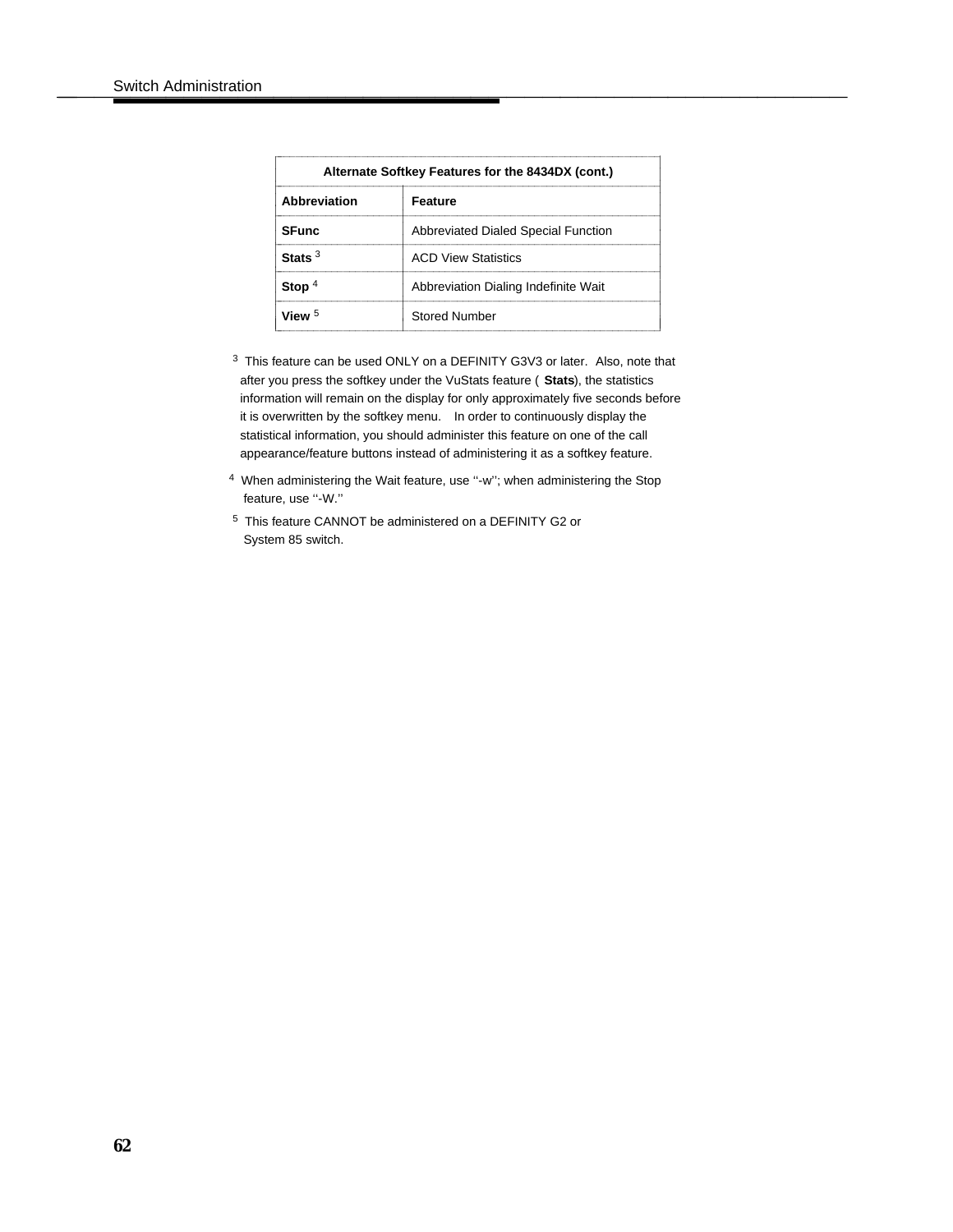| Alternate Softkey Features for the 8434DX (cont.) | |
|---|---|
| **Abbreviation** | **Feature** |
| **SFunc** | Abbreviated Dialed Special Function |
| **Stats** [3] | ACD View Statistics |
| **Stop** [4] | Abbreviation Dialing Indefinite Wait |
| **View** [5] | Stored Number |

[3] This feature can be used ONLY on a DEFINITY G3V3 or later. Also, note that after you press the softkey under the VuStats feature ( **Stats**), the statistics information will remain on the display for only approximately five seconds before it is overwritten by the softkey menu. In order to continuously display the statistical information, you should administer this feature on one of the call appearance/feature buttons instead of administering it as a softkey feature.

[4] When administering the Wait feature, use ‘‘-w’’; when administering the Stop feature, use ‘‘-W.’’

[5] This feature CANNOT be administered on a DEFINITY G2 or System 85 switch.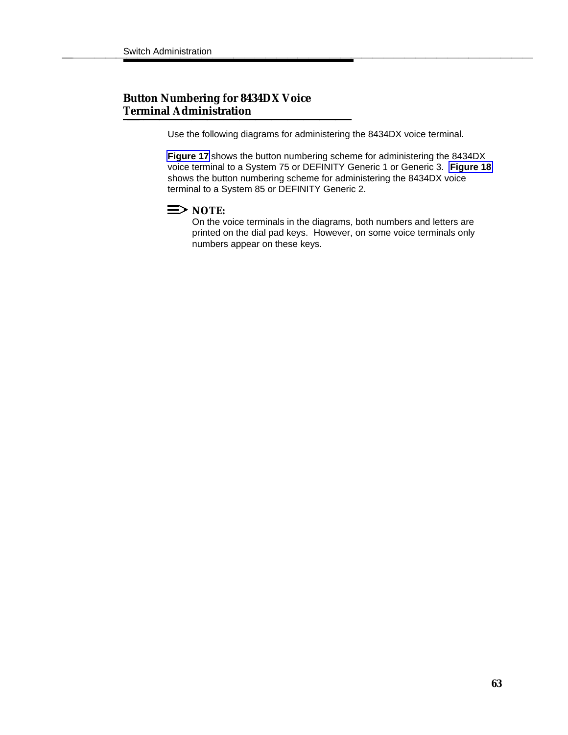## Button Numbering for 8434DX Voice Terminal Administration

Use the following diagrams for administering the 8434DX voice terminal.

**Figure 17** shows the button numbering scheme for administering the 8434DX voice terminal to a System 75 or DEFINITY Generic 1 or Generic 3. **Figure 18** shows the button numbering scheme for administering the 8434DX voice terminal to a System 85 or DEFINITY Generic 2.

**NOTE:**
On the voice terminals in the diagrams, both numbers and letters are printed on the dial pad keys. However, on some voice terminals only numbers appear on these keys.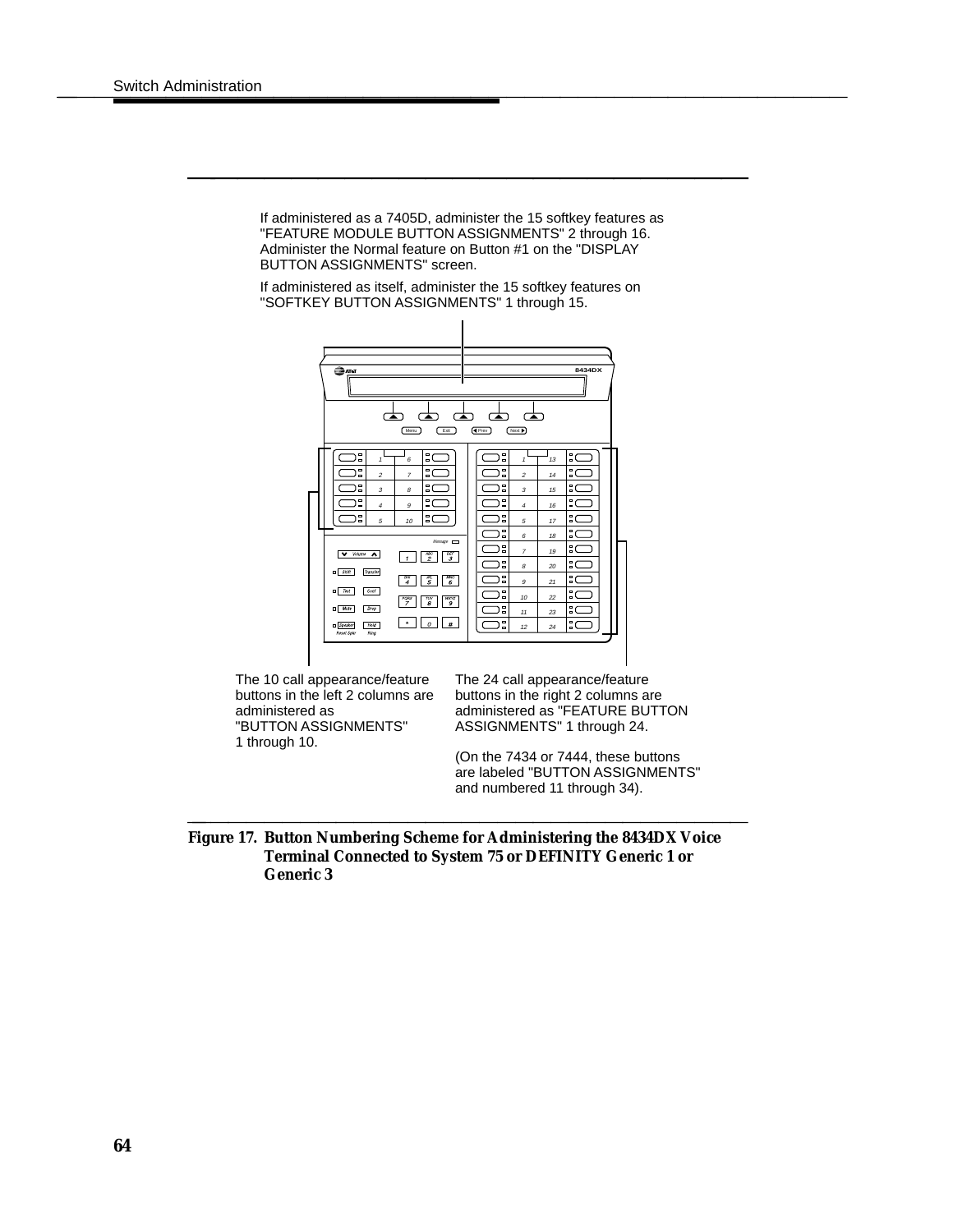If administered as a 7405D, administer the 15 softkey features as "FEATURE MODULE BUTTON ASSIGNMENTS" 2 through 16. Administer the Normal feature on Button #1 on the "DISPLAY BUTTON ASSIGNMENTS" screen.

If administered as itself, administer the 15 softkey features on "SOFTKEY BUTTON ASSIGNMENTS" 1 through 15.

The 10 call appearance/feature buttons in the left 2 columns are administered as "BUTTON ASSIGNMENTS" 1 through 10.

The 24 call appearance/feature buttons in the right 2 columns are administered as "FEATURE BUTTON ASSIGNMENTS" 1 through 24.

(On the 7434 or 7444, these buttons are labeled "BUTTON ASSIGNMENTS" and numbered 11 through 34).

**Figure 17. Button Numbering Scheme for Administering the 8434DX Voice Terminal Connected to System 75 or DEFINITY Generic 1 or Generic 3**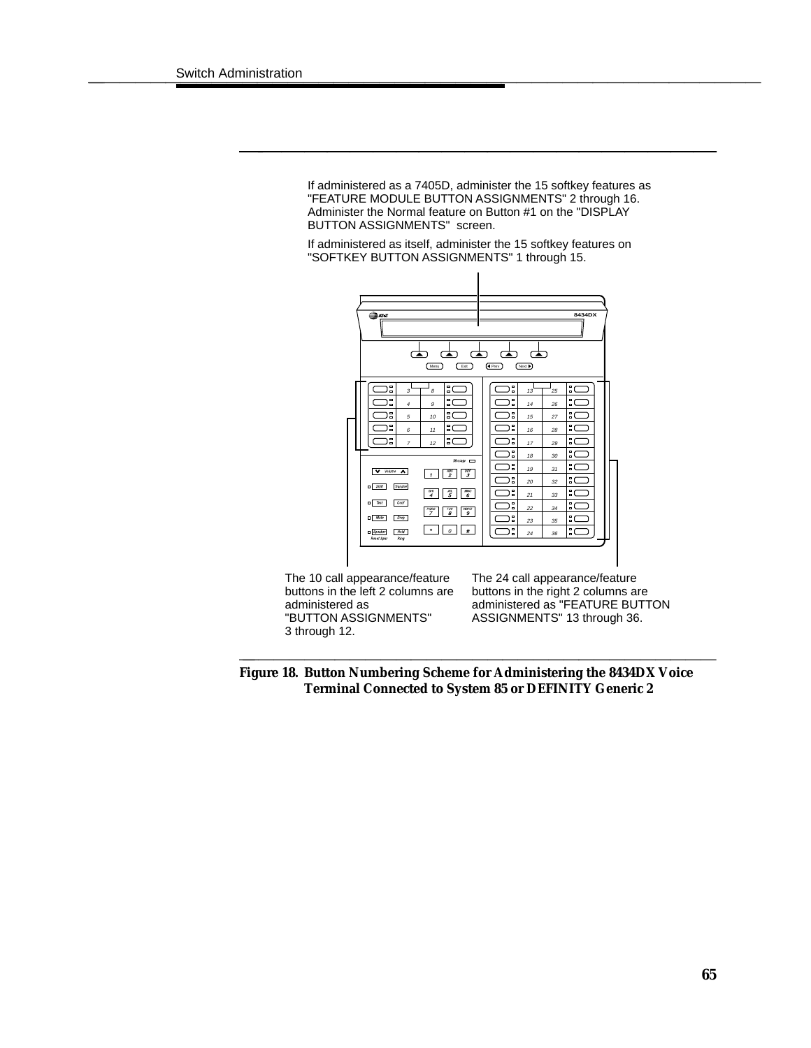If administered as a 7405D, administer the 15 softkey features as "FEATURE MODULE BUTTON ASSIGNMENTS" 2 through 16. Administer the Normal feature on Button #1 on the "DISPLAY BUTTON ASSIGNMENTS" screen.

If administered as itself, administer the 15 softkey features on "SOFTKEY BUTTON ASSIGNMENTS" 1 through 15.

The 10 call appearance/feature buttons in the left 2 columns are administered as "BUTTON ASSIGNMENTS" 3 through 12.

The 24 call appearance/feature buttons in the right 2 columns are administered as "FEATURE BUTTON ASSIGNMENTS" 13 through 36.

**Figure 18. Button Numbering Scheme for Administering the 8434DX Voice Terminal Connected to System 85 or DEFINITY Generic 2**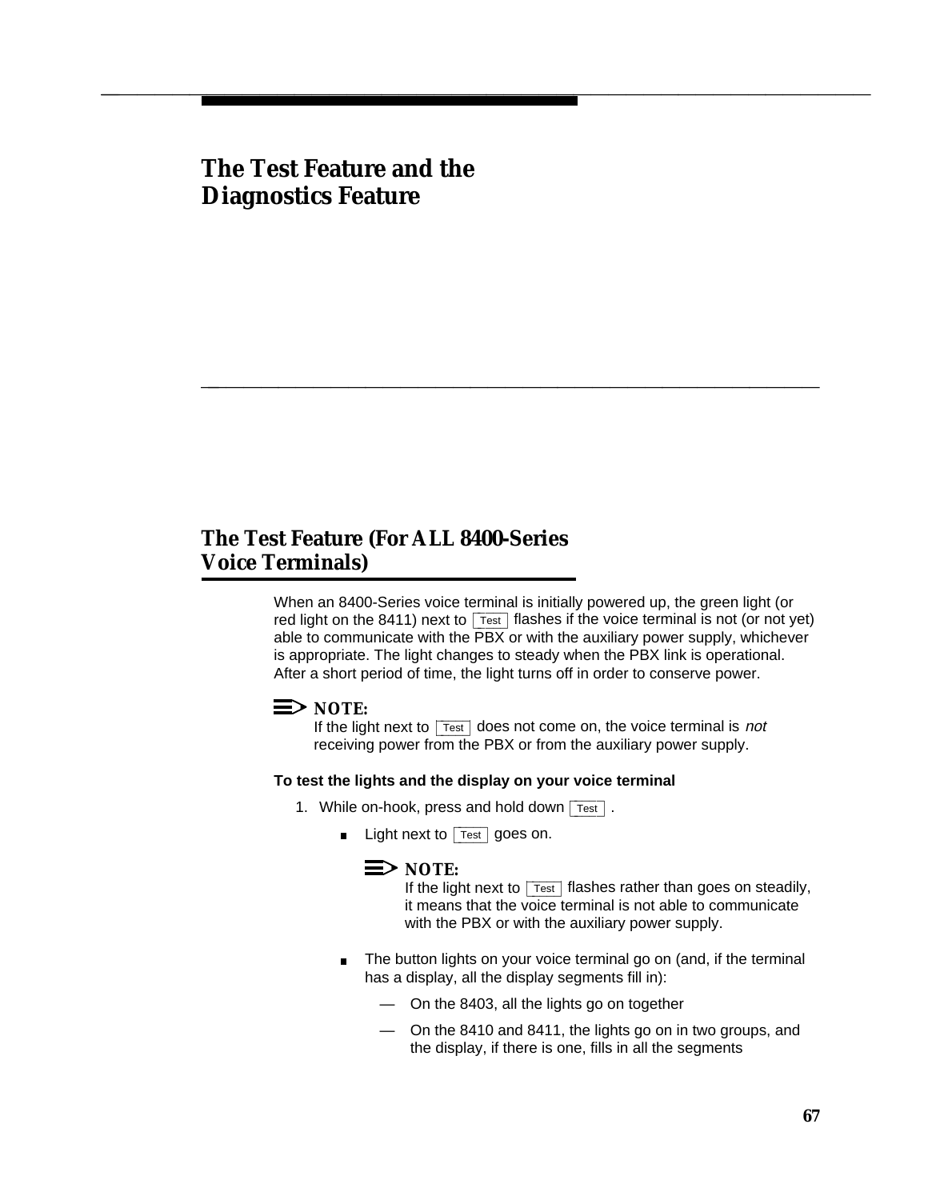# The Test Feature and the Diagnostics Feature

## The Test Feature (For ALL 8400-Series Voice Terminals)

When an 8400-Series voice terminal is initially powered up, the green light (or red light on the 8411) next to [Test] flashes if the voice terminal is not (or not yet) able to communicate with the PBX or with the auxiliary power supply, whichever is appropriate. The light changes to steady when the PBX link is operational. After a short period of time, the light turns off in order to conserve power.

**NOTE:**
If the light next to [Test] does not come on, the voice terminal is *not* receiving power from the PBX or from the auxiliary power supply.

**To test the lights and the display on your voice terminal**

1. While on-hook, press and hold down [Test] .
   - Light next to [Test] goes on.

     **NOTE:**
     If the light next to [Test] flashes rather than goes on steadily, it means that the voice terminal is not able to communicate with the PBX or with the auxiliary power supply.

   - The button lights on your voice terminal go on (and, if the terminal has a display, all the display segments fill in):
     - On the 8403, all the lights go on together
     - On the 8410 and 8411, the lights go on in two groups, and the display, if there is one, fills in all the segments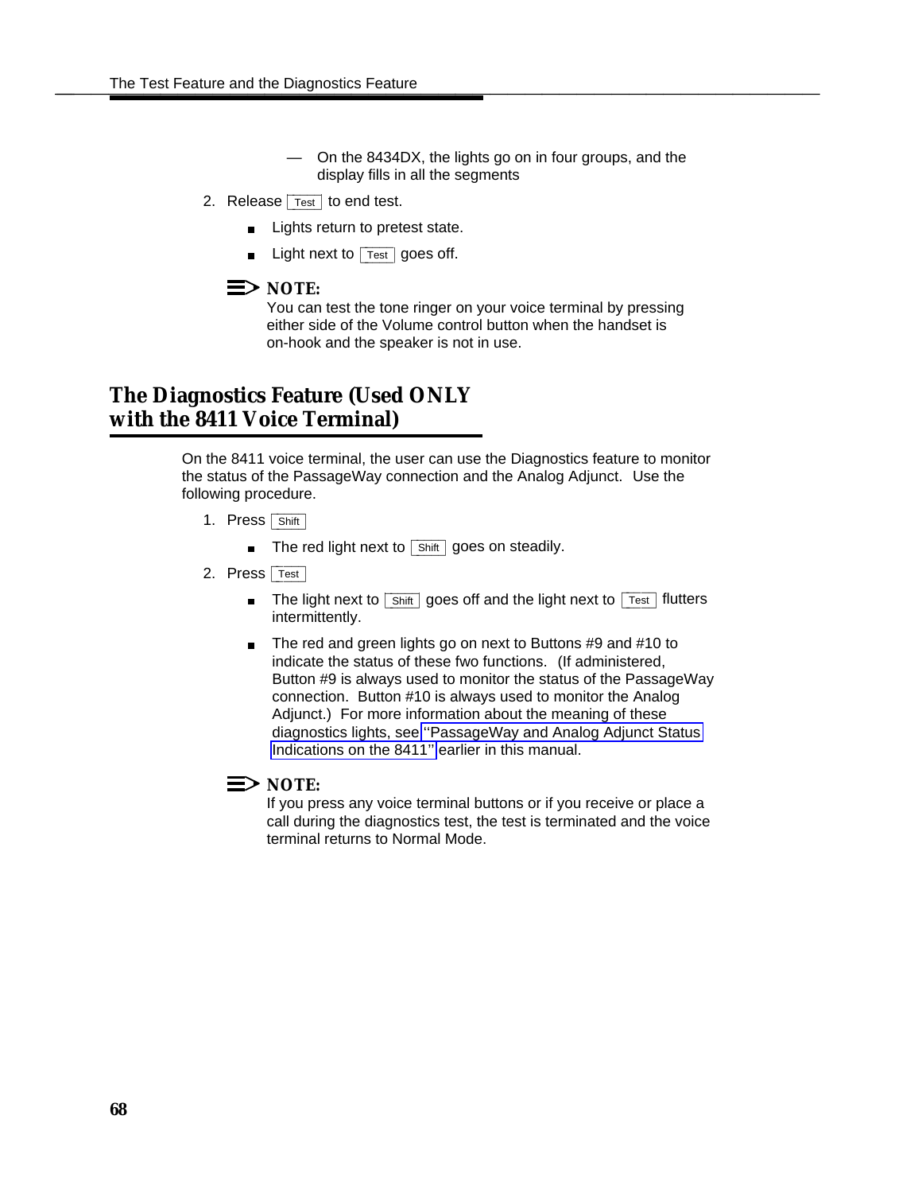— On the 8434DX, the lights go on in four groups, and the display fills in all the segments

2. Release [Test] to end test.

   - Lights return to pretest state.
   - Light next to [Test] goes off.

**NOTE:**
You can test the tone ringer on your voice terminal by pressing either side of the Volume control button when the handset is on-hook and the speaker is not in use.

## The Diagnostics Feature (Used ONLY with the 8411 Voice Terminal)

On the 8411 voice terminal, the user can use the Diagnostics feature to monitor the status of the PassageWay connection and the Analog Adjunct. Use the following procedure.

1. Press [Shift]

   - The red light next to [Shift] goes on steadily.

2. Press [Test]

   - The light next to [Shift] goes off and the light next to [Test] flutters intermittently.
   - The red and green lights go on next to Buttons #9 and #10 to indicate the status of these fwo functions. (If administered, Button #9 is always used to monitor the status of the PassageWay connection. Button #10 is always used to monitor the Analog Adjunct.) For more information about the meaning of these diagnostics lights, see "PassageWay and Analog Adjunct Status Indications on the 8411" earlier in this manual.

**NOTE:**
If you press any voice terminal buttons or if you receive or place a call during the diagnostics test, the test is terminated and the voice terminal returns to Normal Mode.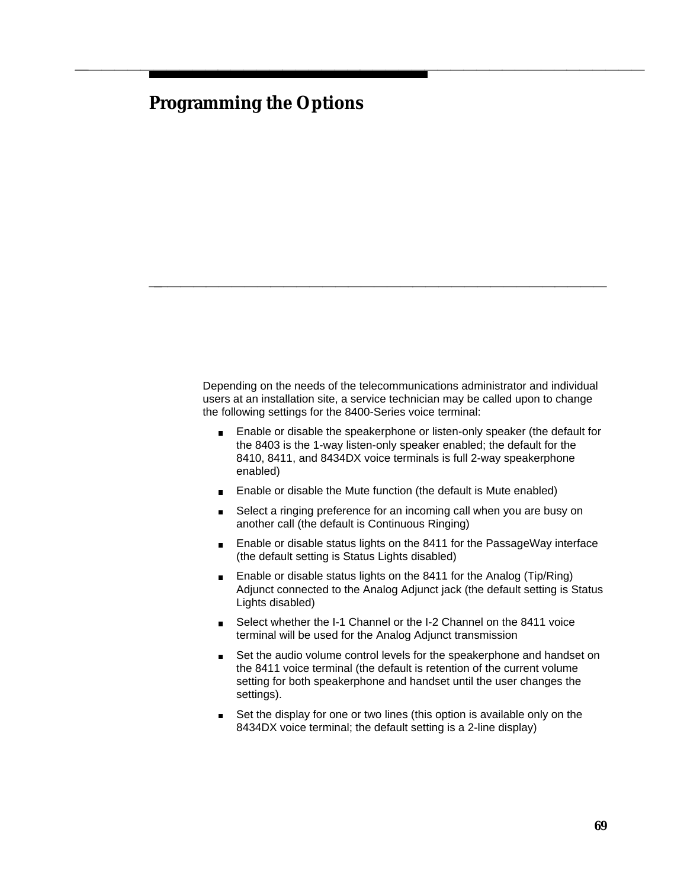# Programming the Options

Depending on the needs of the telecommunications administrator and individual users at an installation site, a service technician may be called upon to change the following settings for the 8400-Series voice terminal:

- Enable or disable the speakerphone or listen-only speaker (the default for the 8403 is the 1-way listen-only speaker enabled; the default for the 8410, 8411, and 8434DX voice terminals is full 2-way speakerphone enabled)
- Enable or disable the Mute function (the default is Mute enabled)
- Select a ringing preference for an incoming call when you are busy on another call (the default is Continuous Ringing)
- Enable or disable status lights on the 8411 for the PassageWay interface (the default setting is Status Lights disabled)
- Enable or disable status lights on the 8411 for the Analog (Tip/Ring) Adjunct connected to the Analog Adjunct jack (the default setting is Status Lights disabled)
- Select whether the I-1 Channel or the I-2 Channel on the 8411 voice terminal will be used for the Analog Adjunct transmission
- Set the audio volume control levels for the speakerphone and handset on the 8411 voice terminal (the default is retention of the current volume setting for both speakerphone and handset until the user changes the settings).
- Set the display for one or two lines (this option is available only on the 8434DX voice terminal; the default setting is a 2-line display)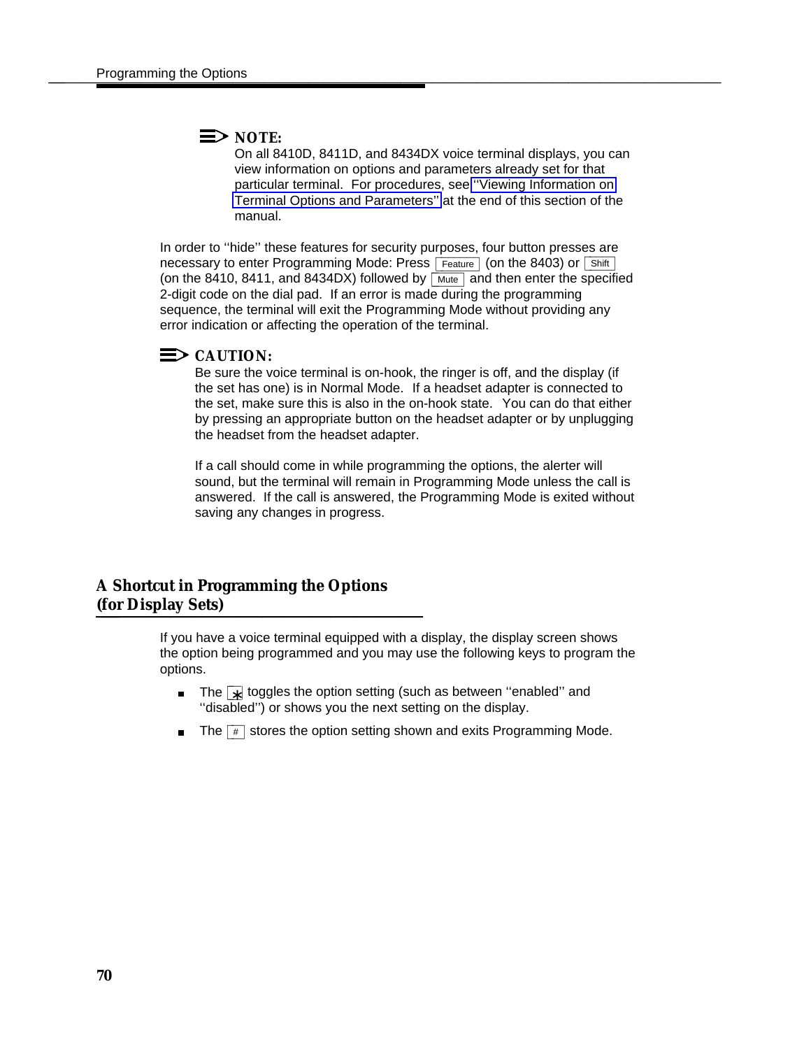**NOTE:**
On all 8410D, 8411D, and 8434DX voice terminal displays, you can view information on options and parameters already set for that particular terminal. For procedures, see ‘‘Viewing Information on Terminal Options and Parameters’’ at the end of this section of the manual.

In order to ‘‘hide’’ these features for security purposes, four button presses are necessary to enter Programming Mode: Press [Feature] (on the 8403) or [Shift] (on the 8410, 8411, and 8434DX) followed by [Mute] and then enter the specified 2-digit code on the dial pad. If an error is made during the programming sequence, the terminal will exit the Programming Mode without providing any error indication or affecting the operation of the terminal.

**CAUTION:**
Be sure the voice terminal is on-hook, the ringer is off, and the display (if the set has one) is in Normal Mode. If a headset adapter is connected to the set, make sure this is also in the on-hook state. You can do that either by pressing an appropriate button on the headset adapter or by unplugging the headset from the headset adapter.

If a call should come in while programming the options, the alerter will sound, but the terminal will remain in Programming Mode unless the call is answered. If the call is answered, the Programming Mode is exited without saving any changes in progress.

## A Shortcut in Programming the Options (for Display Sets)

If you have a voice terminal equipped with a display, the display screen shows the option being programmed and you may use the following keys to program the options.

- The [*] toggles the option setting (such as between ‘‘enabled’’ and ‘‘disabled’’) or shows you the next setting on the display.
- The [#] stores the option setting shown and exits Programming Mode.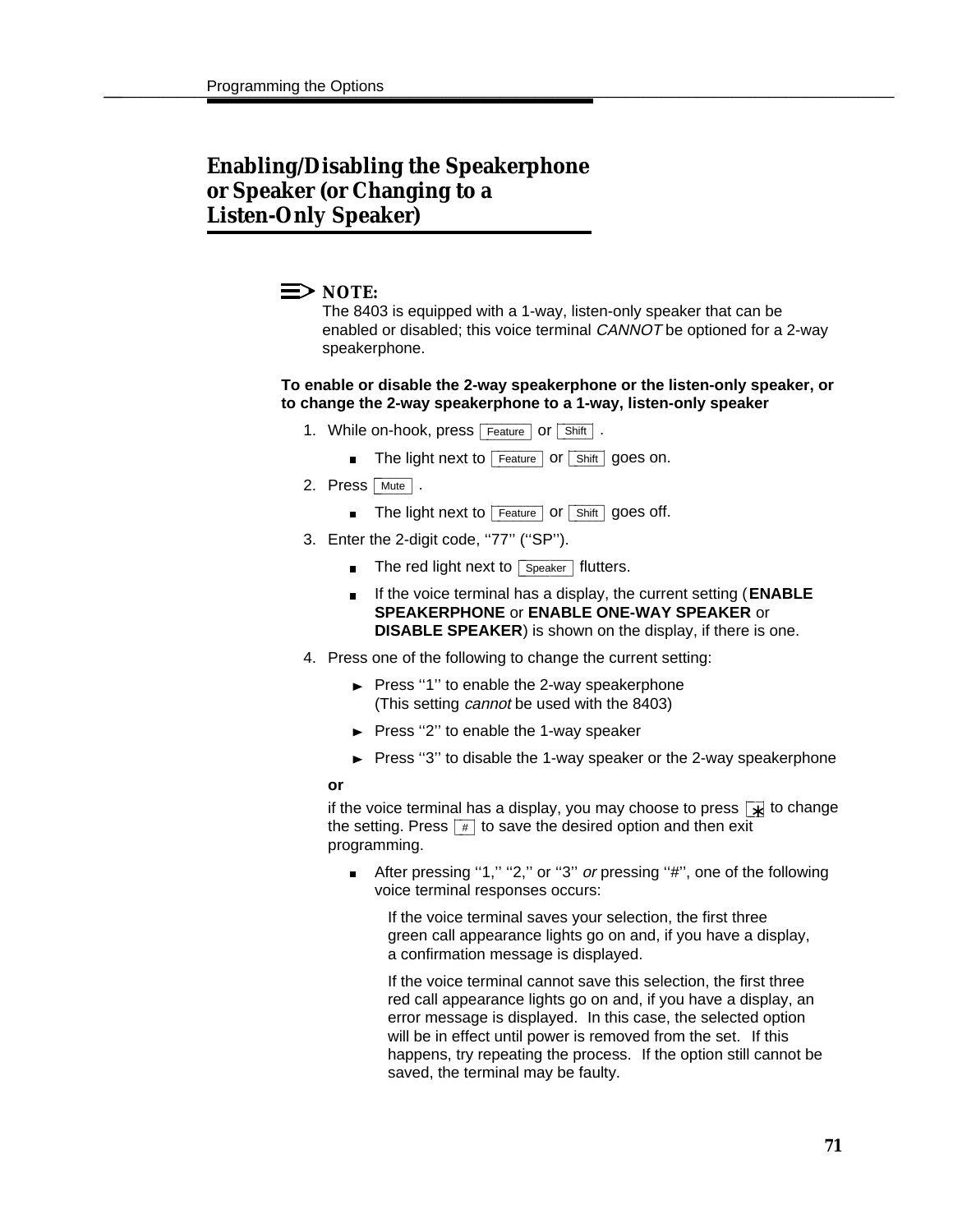# Enabling/Disabling the Speakerphone or Speaker (or Changing to a Listen-Only Speaker)

**NOTE:**
The 8403 is equipped with a 1-way, listen-only speaker that can be enabled or disabled; this voice terminal *CANNOT* be optioned for a 2-way speakerphone.

**To enable or disable the 2-way speakerphone or the listen-only speaker, or to change the 2-way speakerphone to a 1-way, listen-only speaker**

1. While on-hook, press [Feature] or [Shift] .
   - The light next to [Feature] or [Shift] goes on.
2. Press [Mute] .
   - The light next to [Feature] or [Shift] goes off.
3. Enter the 2-digit code, ''77'' (''SP'').
   - The red light next to [Speaker] flutters.
   - If the voice terminal has a display, the current setting (**ENABLE SPEAKERPHONE** or **ENABLE ONE-WAY SPEAKER** or **DISABLE SPEAKER**) is shown on the display, if there is one.
4. Press one of the following to change the current setting:
   - Press ''1'' to enable the 2-way speakerphone (This setting *cannot* be used with the 8403)
   - Press ''2'' to enable the 1-way speaker
   - Press ''3'' to disable the 1-way speaker or the 2-way speakerphone

   **or**

   if the voice terminal has a display, you may choose to press [*] to change the setting. Press [#] to save the desired option and then exit programming.

   - After pressing ''1,'' ''2,'' or ''3'' *or* pressing ''#'', one of the following voice terminal responses occurs:

     If the voice terminal saves your selection, the first three green call appearance lights go on and, if you have a display, a confirmation message is displayed.

     If the voice terminal cannot save this selection, the first three red call appearance lights go on and, if you have a display, an error message is displayed. In this case, the selected option will be in effect until power is removed from the set. If this happens, try repeating the process. If the option still cannot be saved, the terminal may be faulty.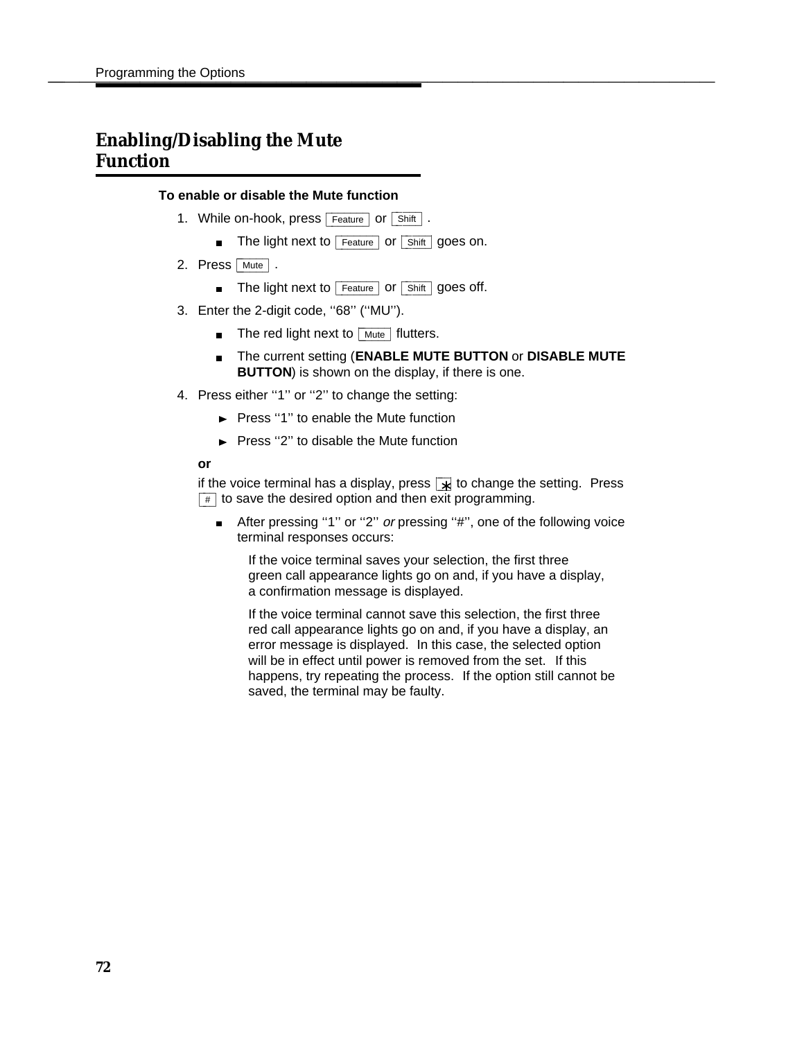## Enabling/Disabling the Mute Function

**To enable or disable the Mute function**

1. While on-hook, press Feature or Shift .
   - The light next to Feature or Shift goes on.
2. Press Mute .
   - The light next to Feature or Shift goes off.
3. Enter the 2-digit code, ‘‘68’’ (‘‘MU’’).
   - The red light next to Mute flutters.
   - The current setting (**ENABLE MUTE BUTTON** or **DISABLE MUTE BUTTON**) is shown on the display, if there is one.
4. Press either ‘‘1’’ or ‘‘2’’ to change the setting:
   - ► Press ‘‘1’’ to enable the Mute function
   - ► Press ‘‘2’’ to disable the Mute function

   **or**

   if the voice terminal has a display, press * to change the setting. Press # to save the desired option and then exit programming.

   - After pressing ‘‘1’’ or ‘‘2’’ *or* pressing ‘‘#’’, one of the following voice terminal responses occurs:

     If the voice terminal saves your selection, the first three green call appearance lights go on and, if you have a display, a confirmation message is displayed.

     If the voice terminal cannot save this selection, the first three red call appearance lights go on and, if you have a display, an error message is displayed. In this case, the selected option will be in effect until power is removed from the set. If this happens, try repeating the process. If the option still cannot be saved, the terminal may be faulty.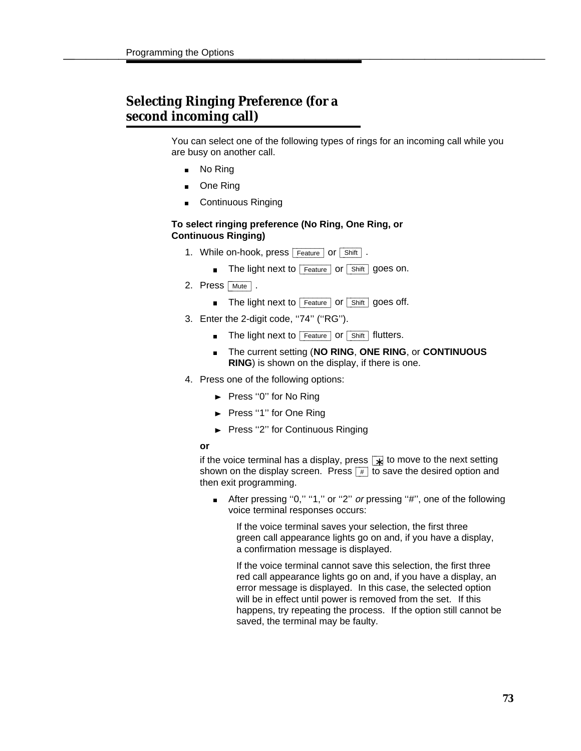## Selecting Ringing Preference (for a second incoming call)

You can select one of the following types of rings for an incoming call while you are busy on another call.

- No Ring
- One Ring
- Continuous Ringing

**To select ringing preference (No Ring, One Ring, or Continuous Ringing)**

1. While on-hook, press [Feature] or [Shift] .
   - The light next to [Feature] or [Shift] goes on.
2. Press [Mute] .
   - The light next to [Feature] or [Shift] goes off.
3. Enter the 2-digit code, ''74'' (''RG'').
   - The light next to [Feature] or [Shift] flutters.
   - The current setting (**NO RING**, **ONE RING**, or **CONTINUOUS RING**) is shown on the display, if there is one.
4. Press one of the following options:
   - ► Press ''0'' for No Ring
   - ► Press ''1'' for One Ring
   - ► Press ''2'' for Continuous Ringing

   **or**

   if the voice terminal has a display, press [*] to move to the next setting shown on the display screen. Press [#] to save the desired option and then exit programming.

   - After pressing ''0,'' ''1,'' or ''2'' *or* pressing ''#'', one of the following voice terminal responses occurs:

     If the voice terminal saves your selection, the first three green call appearance lights go on and, if you have a display, a confirmation message is displayed.

     If the voice terminal cannot save this selection, the first three red call appearance lights go on and, if you have a display, an error message is displayed. In this case, the selected option will be in effect until power is removed from the set. If this happens, try repeating the process. If the option still cannot be saved, the terminal may be faulty.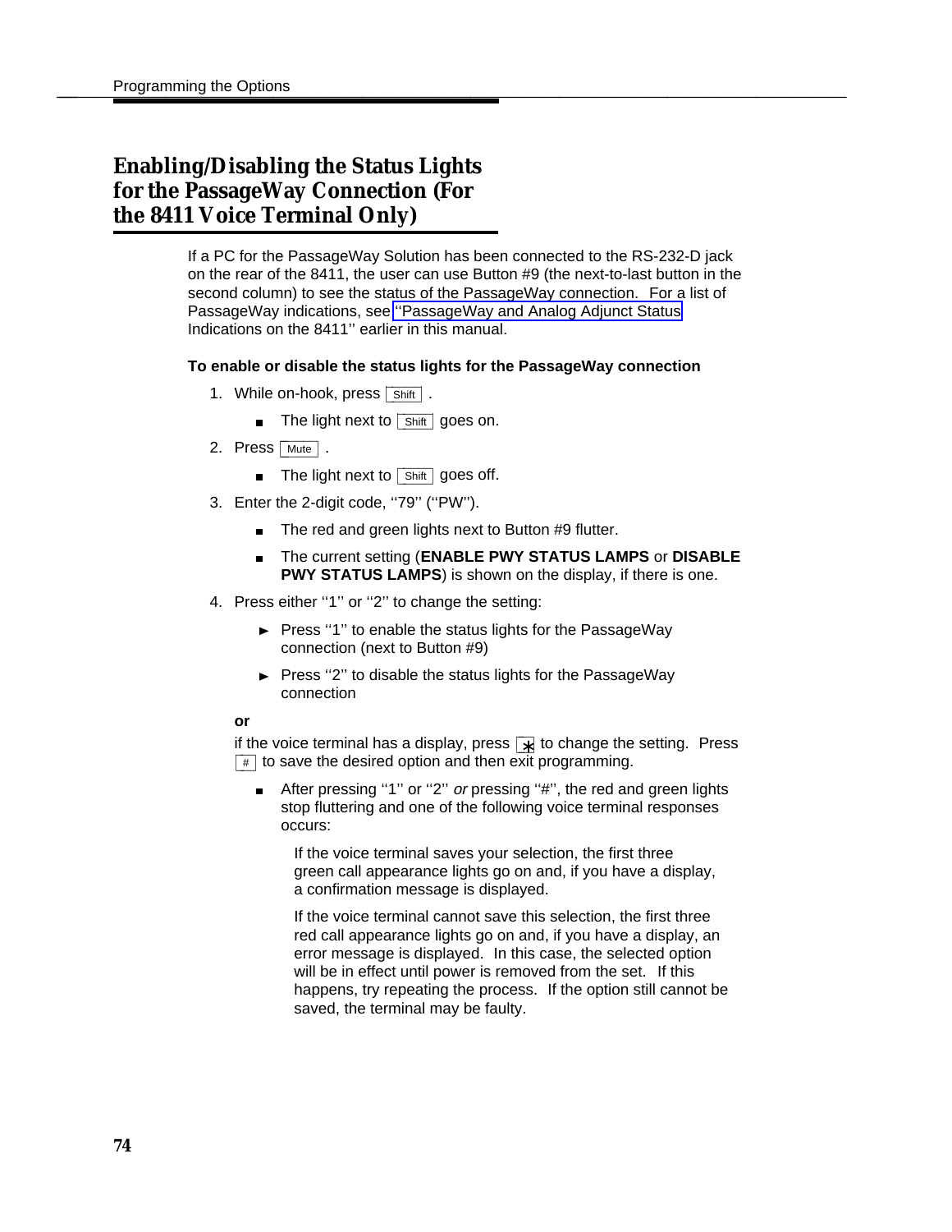## Enabling/Disabling the Status Lights for the PassageWay Connection (For the 8411 Voice Terminal Only)

If a PC for the PassageWay Solution has been connected to the RS-232-D jack on the rear of the 8411, the user can use Button #9 (the next-to-last button in the second column) to see the status of the PassageWay connection. For a list of PassageWay indications, see ''PassageWay and Analog Adjunct Status Indications on the 8411'' earlier in this manual.

**To enable or disable the status lights for the PassageWay connection**

1. While on-hook, press [Shift] .
   - The light next to [Shift] goes on.
2. Press [Mute] .
   - The light next to [Shift] goes off.
3. Enter the 2-digit code, ''79'' (''PW'').
   - The red and green lights next to Button #9 flutter.
   - The current setting (**ENABLE PWY STATUS LAMPS** or **DISABLE PWY STATUS LAMPS**) is shown on the display, if there is one.
4. Press either ''1'' or ''2'' to change the setting:
   - ► Press ''1'' to enable the status lights for the PassageWay connection (next to Button #9)
   - ► Press ''2'' to disable the status lights for the PassageWay connection

   **or**

   if the voice terminal has a display, press [*] to change the setting. Press [#] to save the desired option and then exit programming.

   - After pressing ''1'' or ''2'' *or* pressing ''#'', the red and green lights stop fluttering and one of the following voice terminal responses occurs:

     If the voice terminal saves your selection, the first three green call appearance lights go on and, if you have a display, a confirmation message is displayed.

     If the voice terminal cannot save this selection, the first three red call appearance lights go on and, if you have a display, an error message is displayed. In this case, the selected option will be in effect until power is removed from the set. If this happens, try repeating the process. If the option still cannot be saved, the terminal may be faulty.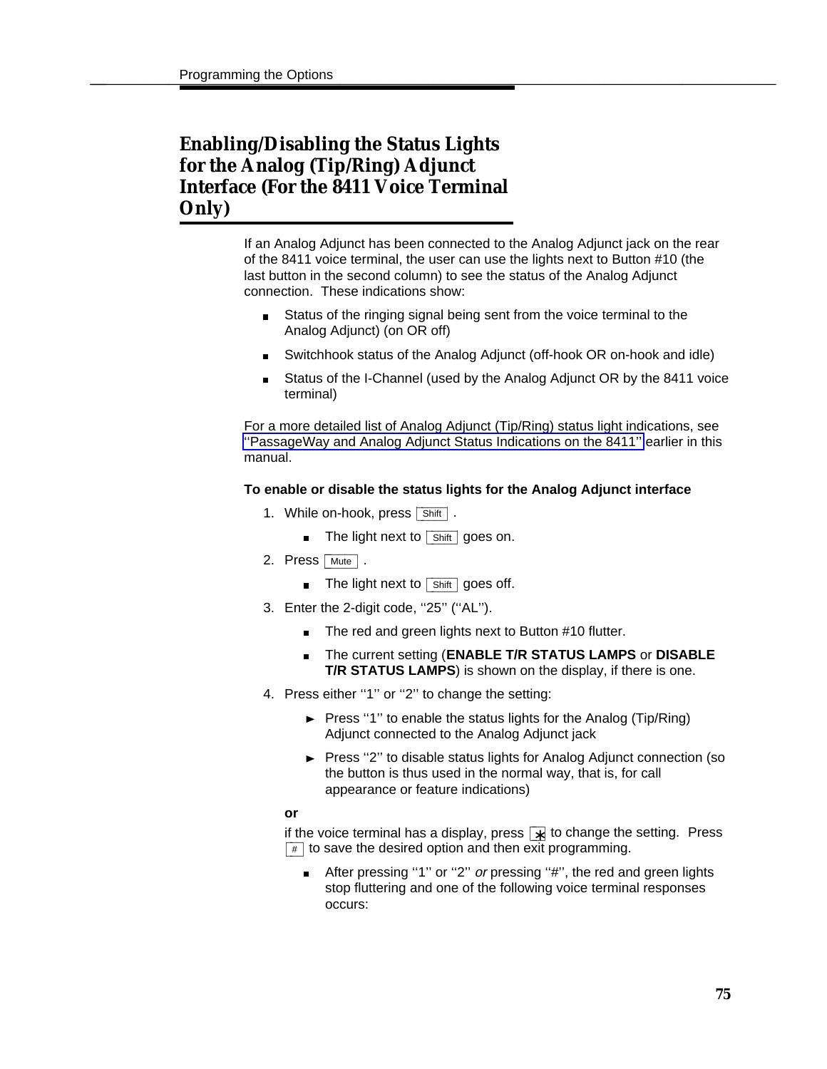## Enabling/Disabling the Status Lights for the Analog (Tip/Ring) Adjunct Interface (For the 8411 Voice Terminal Only)

If an Analog Adjunct has been connected to the Analog Adjunct jack on the rear of the 8411 voice terminal, the user can use the lights next to Button #10 (the last button in the second column) to see the status of the Analog Adjunct connection. These indications show:

- Status of the ringing signal being sent from the voice terminal to the Analog Adjunct) (on OR off)
- Switchhook status of the Analog Adjunct (off-hook OR on-hook and idle)
- Status of the I-Channel (used by the Analog Adjunct OR by the 8411 voice terminal)

For a more detailed list of Analog Adjunct (Tip/Ring) status light indications, see ''PassageWay and Analog Adjunct Status Indications on the 8411'' earlier in this manual.

**To enable or disable the status lights for the Analog Adjunct interface**

1. While on-hook, press [Shift] .
   - The light next to [Shift] goes on.
2. Press [Mute] .
   - The light next to [Shift] goes off.
3. Enter the 2-digit code, ''25'' (''AL'').
   - The red and green lights next to Button #10 flutter.
   - The current setting (**ENABLE T/R STATUS LAMPS** or **DISABLE T/R STATUS LAMPS**) is shown on the display, if there is one.
4. Press either ''1'' or ''2'' to change the setting:
   - ► Press ''1'' to enable the status lights for the Analog (Tip/Ring) Adjunct connected to the Analog Adjunct jack
   - ► Press ''2'' to disable status lights for Analog Adjunct connection (so the button is thus used in the normal way, that is, for call appearance or feature indications)

   **or**

   if the voice terminal has a display, press [*] to change the setting. Press [#] to save the desired option and then exit programming.

   - After pressing ''1'' or ''2'' *or* pressing ''#'', the red and green lights stop fluttering and one of the following voice terminal responses occurs: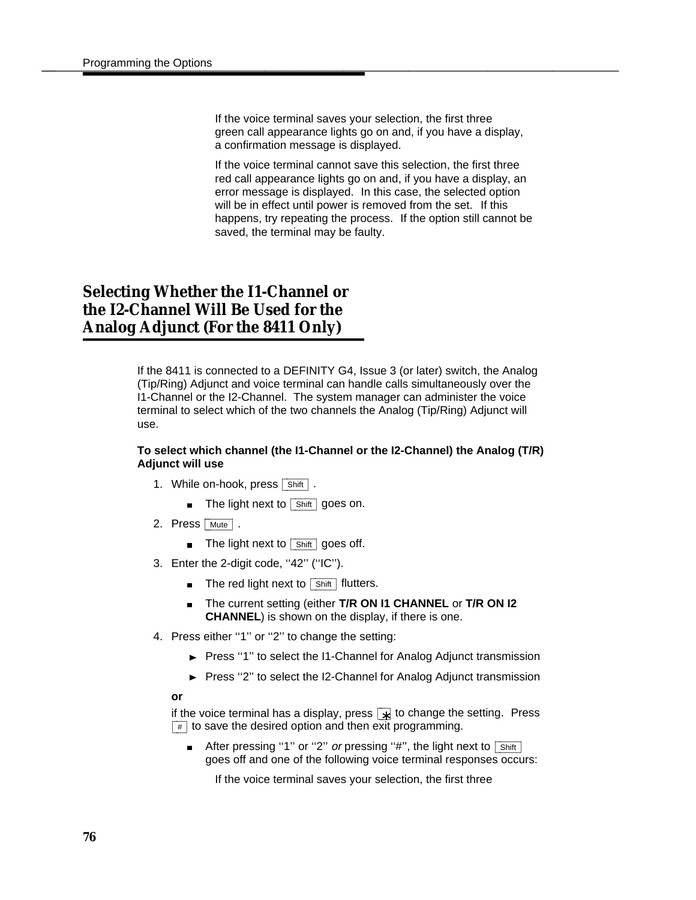If the voice terminal saves your selection, the first three green call appearance lights go on and, if you have a display, a confirmation message is displayed.

If the voice terminal cannot save this selection, the first three red call appearance lights go on and, if you have a display, an error message is displayed. In this case, the selected option will be in effect until power is removed from the set. If this happens, try repeating the process. If the option still cannot be saved, the terminal may be faulty.

## Selecting Whether the I1-Channel or the I2-Channel Will Be Used for the Analog Adjunct (For the 8411 Only)

If the 8411 is connected to a DEFINITY G4, Issue 3 (or later) switch, the Analog (Tip/Ring) Adjunct and voice terminal can handle calls simultaneously over the I1-Channel or the I2-Channel. The system manager can administer the voice terminal to select which of the two channels the Analog (Tip/Ring) Adjunct will use.

**To select which channel (the I1-Channel or the I2-Channel) the Analog (T/R) Adjunct will use**

1. While on-hook, press [Shift].
   - The light next to [Shift] goes on.
2. Press [Mute].
   - The light next to [Shift] goes off.
3. Enter the 2-digit code, ''42'' (''IC'').
   - The red light next to [Shift] flutters.
   - The current setting (either **T/R ON I1 CHANNEL** or **T/R ON I2 CHANNEL**) is shown on the display, if there is one.
4. Press either ''1'' or ''2'' to change the setting:
   - ► Press ''1'' to select the I1-Channel for Analog Adjunct transmission
   - ► Press ''2'' to select the I2-Channel for Analog Adjunct transmission

   **or**

   if the voice terminal has a display, press [*] to change the setting. Press [#] to save the desired option and then exit programming.

   - After pressing ''1'' or ''2'' *or* pressing ''#'', the light next to [Shift] goes off and one of the following voice terminal responses occurs:

     If the voice terminal saves your selection, the first three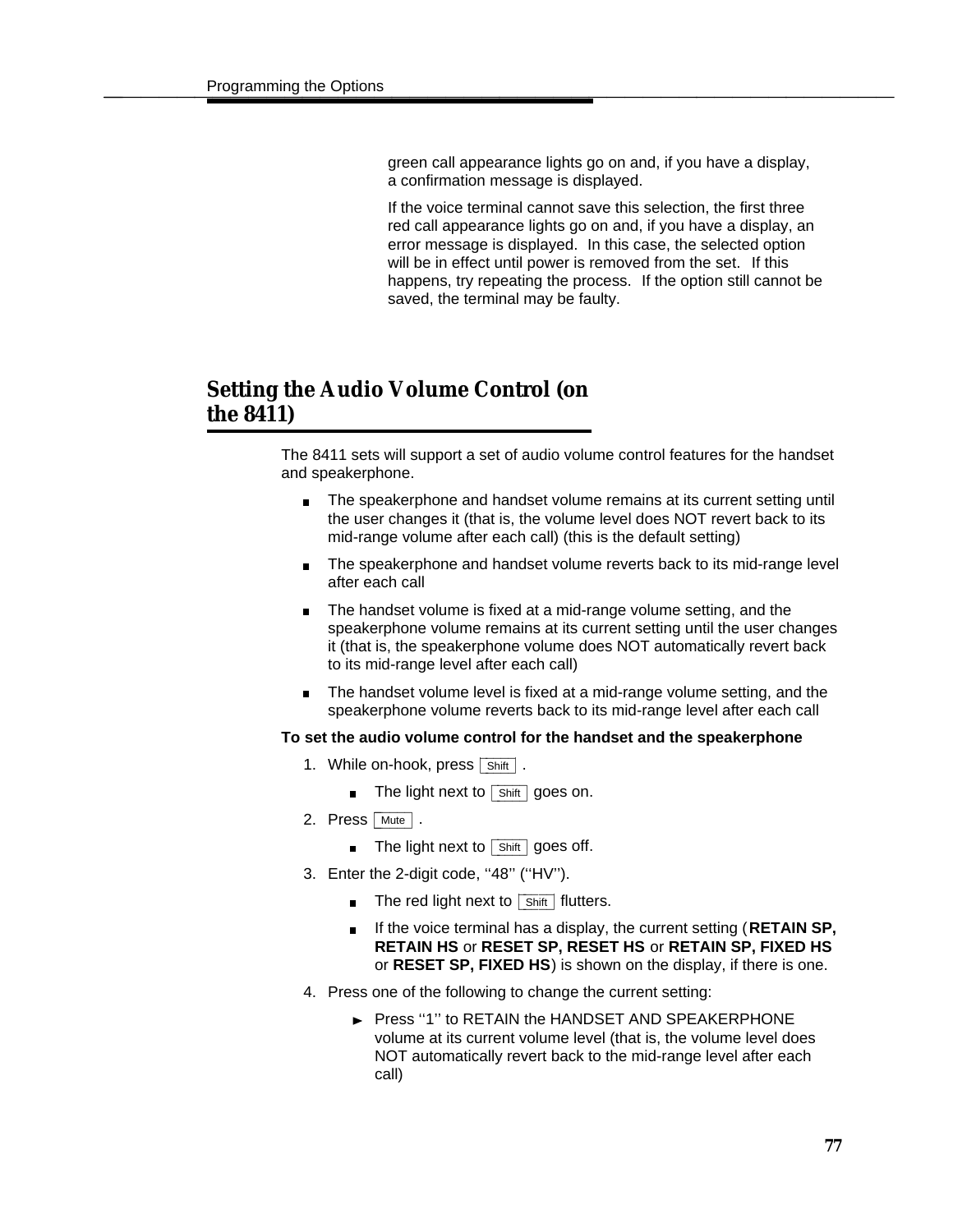green call appearance lights go on and, if you have a display, a confirmation message is displayed.

If the voice terminal cannot save this selection, the first three red call appearance lights go on and, if you have a display, an error message is displayed. In this case, the selected option will be in effect until power is removed from the set. If this happens, try repeating the process. If the option still cannot be saved, the terminal may be faulty.

## Setting the Audio Volume Control (on the 8411)

The 8411 sets will support a set of audio volume control features for the handset and speakerphone.

- The speakerphone and handset volume remains at its current setting until the user changes it (that is, the volume level does NOT revert back to its mid-range volume after each call) (this is the default setting)
- The speakerphone and handset volume reverts back to its mid-range level after each call
- The handset volume is fixed at a mid-range volume setting, and the speakerphone volume remains at its current setting until the user changes it (that is, the speakerphone volume does NOT automatically revert back to its mid-range level after each call)
- The handset volume level is fixed at a mid-range volume setting, and the speakerphone volume reverts back to its mid-range level after each call

**To set the audio volume control for the handset and the speakerphone**

1. While on-hook, press [Shift] .
   - The light next to [Shift] goes on.
2. Press [Mute] .
   - The light next to [Shift] goes off.
3. Enter the 2-digit code, ''48'' (''HV'').
   - The red light next to [Shift] flutters.
   - If the voice terminal has a display, the current setting (**RETAIN SP, RETAIN HS** or **RESET SP, RESET HS** or **RETAIN SP, FIXED HS** or **RESET SP, FIXED HS**) is shown on the display, if there is one.
4. Press one of the following to change the current setting:
   - ► Press ''1'' to RETAIN the HANDSET AND SPEAKERPHONE volume at its current volume level (that is, the volume level does NOT automatically revert back to the mid-range level after each call)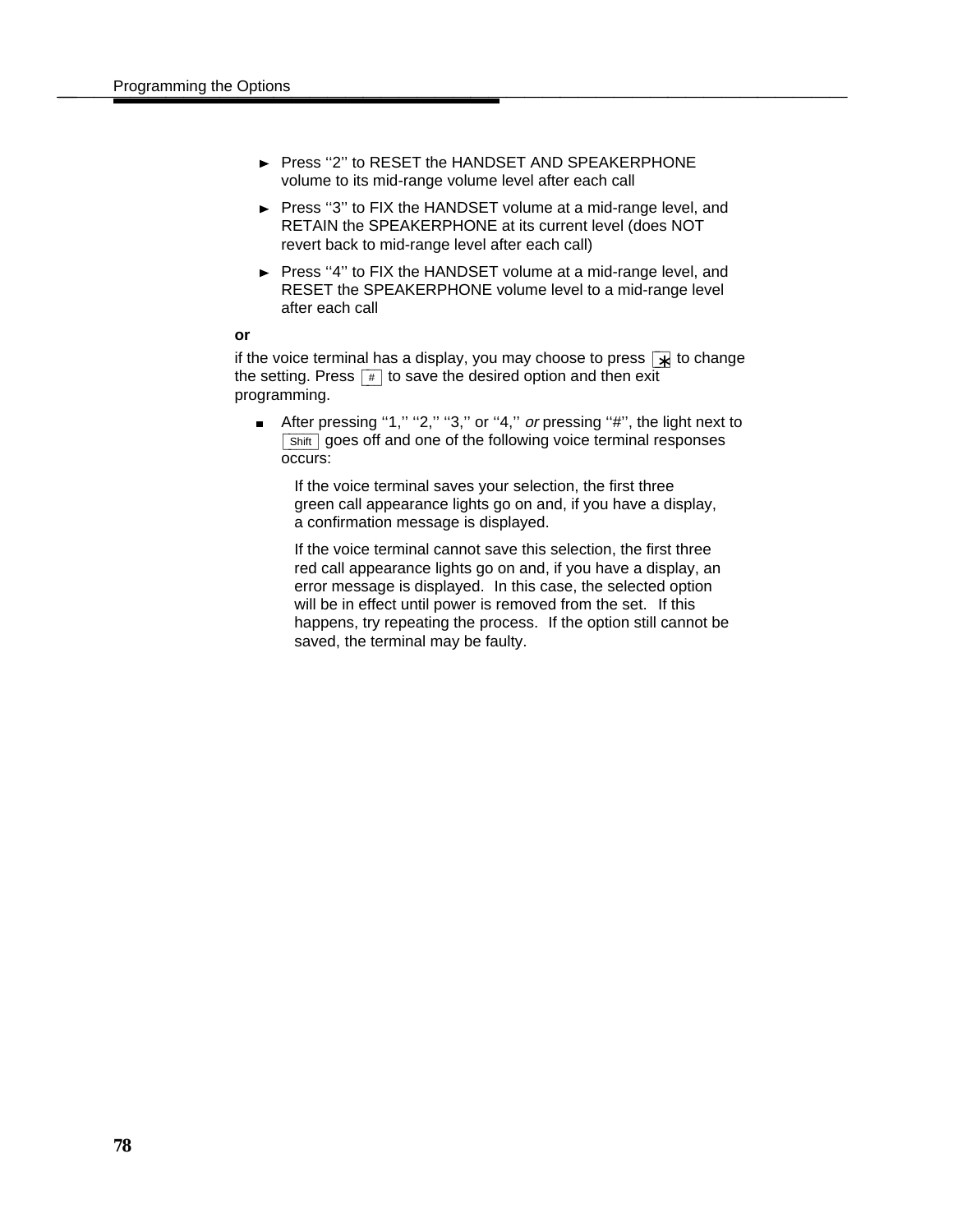- Press ''2'' to RESET the HANDSET AND SPEAKERPHONE volume to its mid-range volume level after each call
- Press ''3'' to FIX the HANDSET volume at a mid-range level, and RETAIN the SPEAKERPHONE at its current level (does NOT revert back to mid-range level after each call)
- Press ''4'' to FIX the HANDSET volume at a mid-range level, and RESET the SPEAKERPHONE volume level to a mid-range level after each call

**or**

if the voice terminal has a display, you may choose to press [*] to change the setting. Press [#] to save the desired option and then exit programming.

- After pressing ''1,'' ''2,'' ''3,'' or ''4,'' *or* pressing ''#'', the light next to [Shift] goes off and one of the following voice terminal responses occurs:

  If the voice terminal saves your selection, the first three green call appearance lights go on and, if you have a display, a confirmation message is displayed.

  If the voice terminal cannot save this selection, the first three red call appearance lights go on and, if you have a display, an error message is displayed. In this case, the selected option will be in effect until power is removed from the set. If this happens, try repeating the process. If the option still cannot be saved, the terminal may be faulty.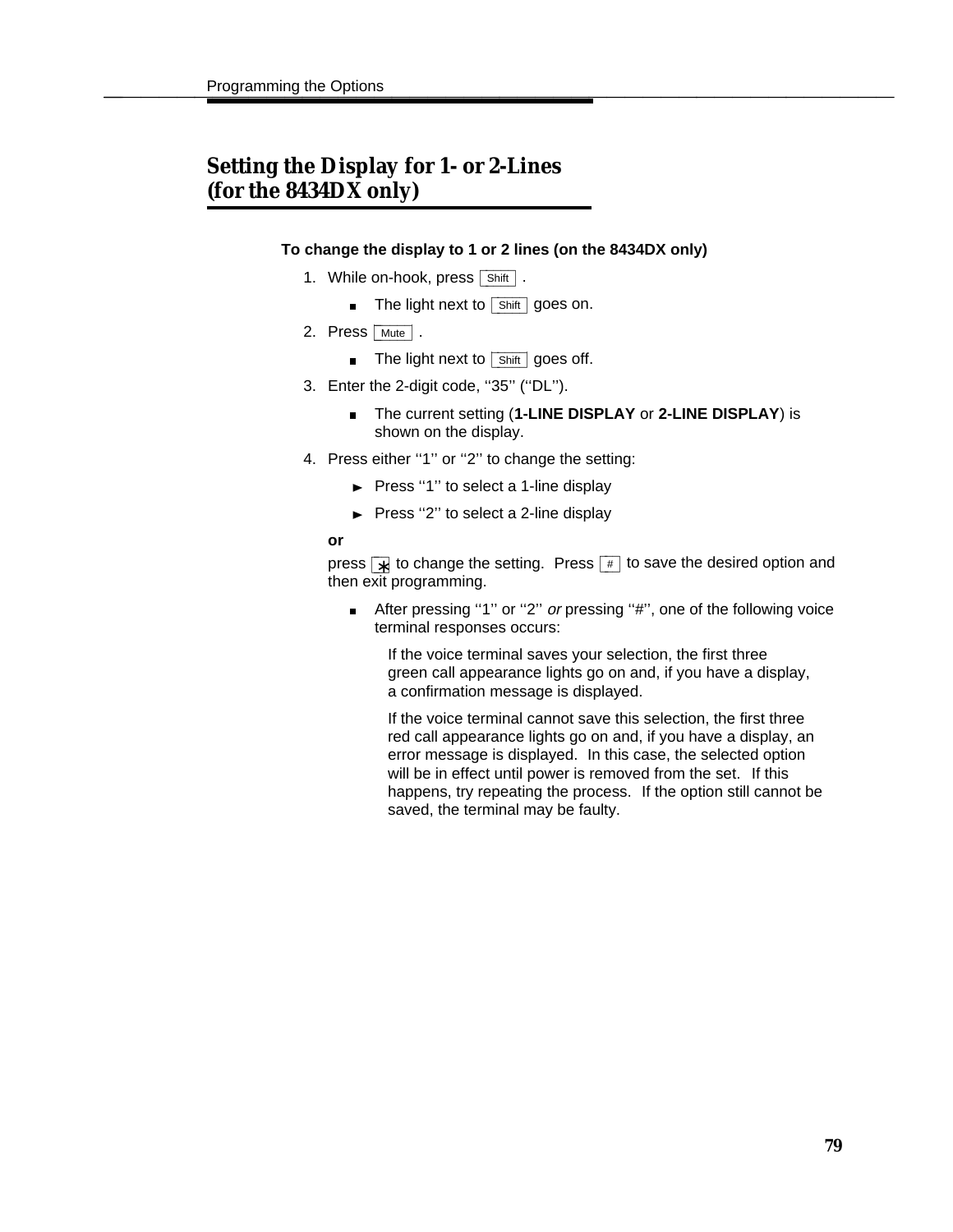## Setting the Display for 1- or 2-Lines (for the 8434DX only)

**To change the display to 1 or 2 lines (on the 8434DX only)**

1. While on-hook, press [Shift] .
   - The light next to [Shift] goes on.
2. Press [Mute] .
   - The light next to [Shift] goes off.
3. Enter the 2-digit code, ''35'' (''DL'').
   - The current setting (**1-LINE DISPLAY** or **2-LINE DISPLAY**) is shown on the display.
4. Press either ''1'' or ''2'' to change the setting:
   - ► Press ''1'' to select a 1-line display
   - ► Press ''2'' to select a 2-line display

   **or**

   press [*] to change the setting. Press [#] to save the desired option and then exit programming.

   - After pressing ''1'' or ''2'' *or* pressing ''#'', one of the following voice terminal responses occurs:

     If the voice terminal saves your selection, the first three green call appearance lights go on and, if you have a display, a confirmation message is displayed.

     If the voice terminal cannot save this selection, the first three red call appearance lights go on and, if you have a display, an error message is displayed. In this case, the selected option will be in effect until power is removed from the set. If this happens, try repeating the process. If the option still cannot be saved, the terminal may be faulty.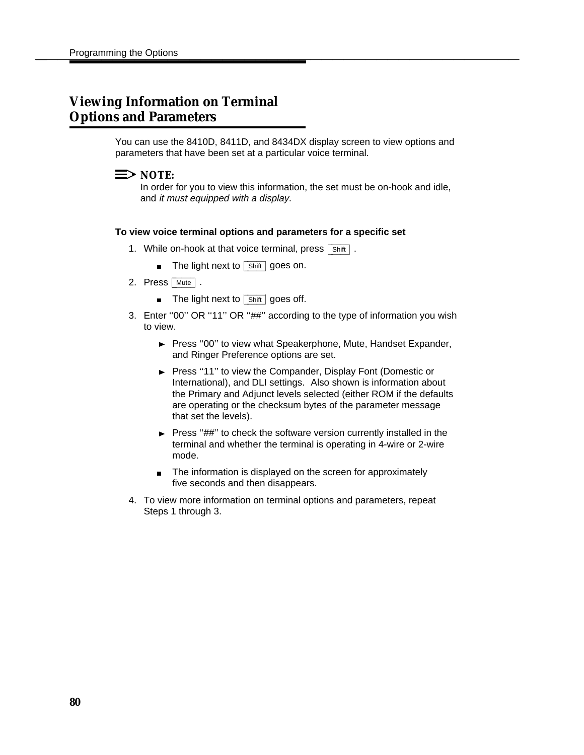## Viewing Information on Terminal Options and Parameters

You can use the 8410D, 8411D, and 8434DX display screen to view options and parameters that have been set at a particular voice terminal.

**NOTE:**
In order for you to view this information, the set must be on-hook and idle, and *it must equipped with a display*.

**To view voice terminal options and parameters for a specific set**

1. While on-hook at that voice terminal, press [Shift] .
   - The light next to [Shift] goes on.
2. Press [Mute] .
   - The light next to [Shift] goes off.
3. Enter ‘‘00’’ OR ‘‘11’’ OR ‘‘##’’ according to the type of information you wish to view.
   - Press ‘‘00’’ to view what Speakerphone, Mute, Handset Expander, and Ringer Preference options are set.
   - Press ‘‘11’’ to view the Compander, Display Font (Domestic or International), and DLI settings. Also shown is information about the Primary and Adjunct levels selected (either ROM if the defaults are operating or the checksum bytes of the parameter message that set the levels).
   - Press ‘‘##’’ to check the software version currently installed in the terminal and whether the terminal is operating in 4-wire or 2-wire mode.
   - The information is displayed on the screen for approximately five seconds and then disappears.
4. To view more information on terminal options and parameters, repeat Steps 1 through 3.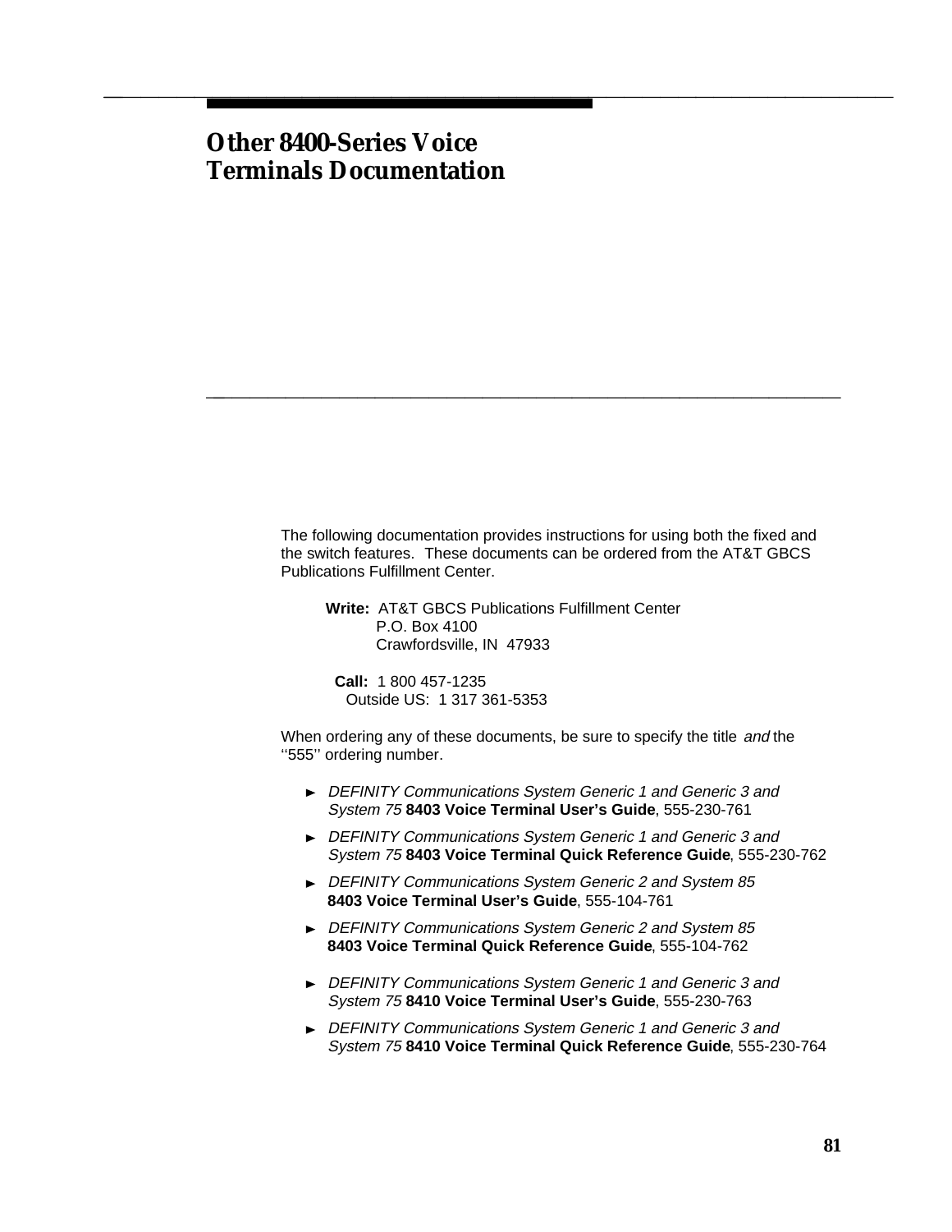# Other 8400-Series Voice Terminals Documentation

The following documentation provides instructions for using both the fixed and the switch features. These documents can be ordered from the AT&T GBCS Publications Fulfillment Center.

**Write:** AT&T GBCS Publications Fulfillment Center
P.O. Box 4100
Crawfordsville, IN 47933

**Call:** 1 800 457-1235
Outside US: 1 317 361-5353

When ordering any of these documents, be sure to specify the title *and* the ‘‘555’’ ordering number.

- *DEFINITY Communications System Generic 1 and Generic 3 and System 75* **8403 Voice Terminal User’s Guide**, 555-230-761
- *DEFINITY Communications System Generic 1 and Generic 3 and System 75* **8403 Voice Terminal Quick Reference Guide**, 555-230-762
- *DEFINITY Communications System Generic 2 and System 85* **8403 Voice Terminal User’s Guide**, 555-104-761
- *DEFINITY Communications System Generic 2 and System 85* **8403 Voice Terminal Quick Reference Guide**, 555-104-762
- *DEFINITY Communications System Generic 1 and Generic 3 and System 75* **8410 Voice Terminal User’s Guide**, 555-230-763
- *DEFINITY Communications System Generic 1 and Generic 3 and System 75* **8410 Voice Terminal Quick Reference Guide**, 555-230-764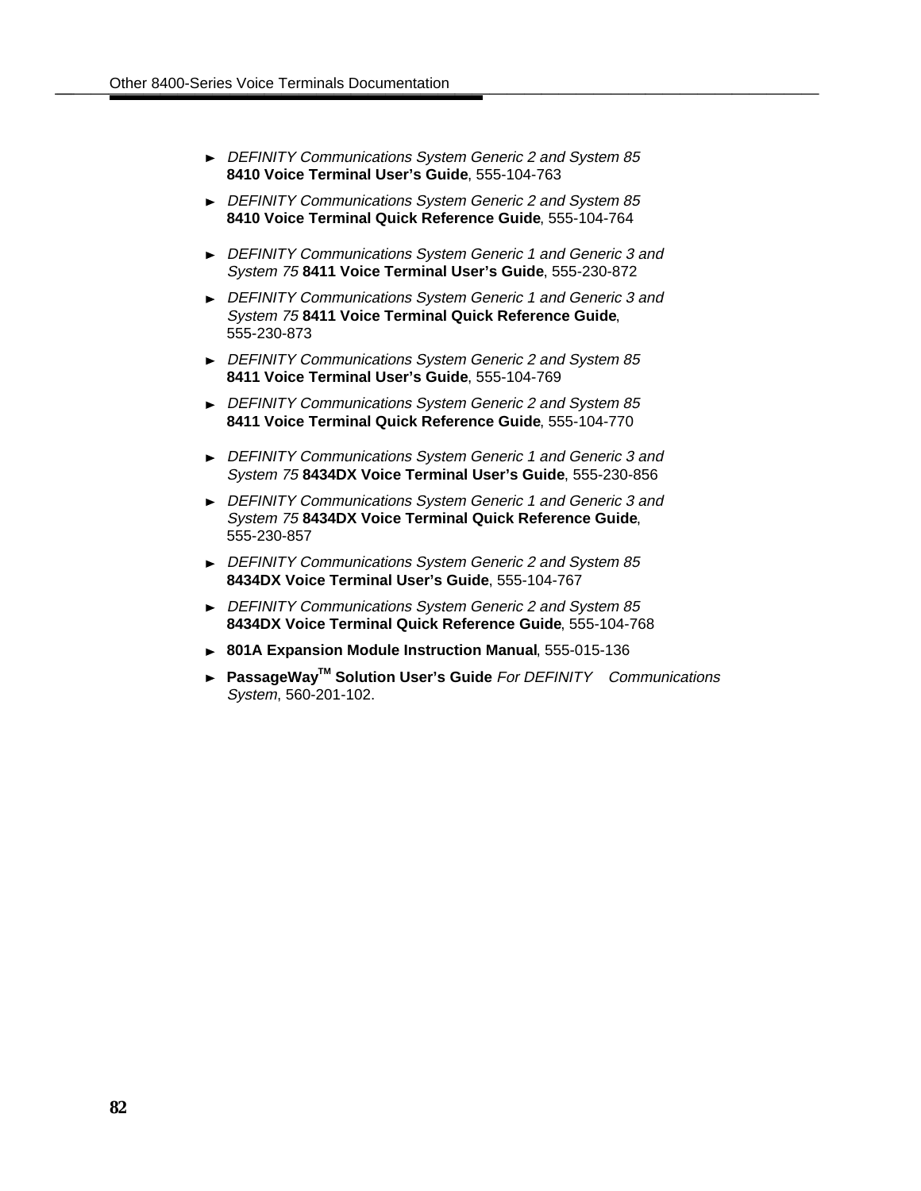- *DEFINITY Communications System Generic 2 and System 85* **8410 Voice Terminal User's Guide**, 555-104-763
- *DEFINITY Communications System Generic 2 and System 85* **8410 Voice Terminal Quick Reference Guide**, 555-104-764
- *DEFINITY Communications System Generic 1 and Generic 3 and System 75* **8411 Voice Terminal User's Guide**, 555-230-872
- *DEFINITY Communications System Generic 1 and Generic 3 and System 75* **8411 Voice Terminal Quick Reference Guide**, 555-230-873
- *DEFINITY Communications System Generic 2 and System 85* **8411 Voice Terminal User's Guide**, 555-104-769
- *DEFINITY Communications System Generic 2 and System 85* **8411 Voice Terminal Quick Reference Guide**, 555-104-770
- *DEFINITY Communications System Generic 1 and Generic 3 and System 75* **8434DX Voice Terminal User's Guide**, 555-230-856
- *DEFINITY Communications System Generic 1 and Generic 3 and System 75* **8434DX Voice Terminal Quick Reference Guide**, 555-230-857
- *DEFINITY Communications System Generic 2 and System 85* **8434DX Voice Terminal User's Guide**, 555-104-767
- *DEFINITY Communications System Generic 2 and System 85* **8434DX Voice Terminal Quick Reference Guide**, 555-104-768
- **801A Expansion Module Instruction Manual**, 555-015-136
- **PassageWay™ Solution User's Guide** *For DEFINITY Communications System*, 560-201-102.